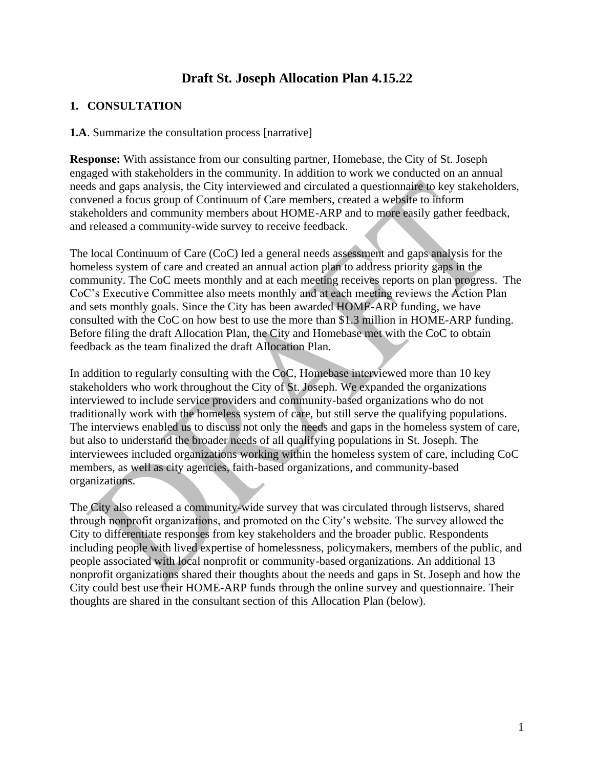# Draft St. Joseph Allocation Plan 4.15.22

## 1. CONSULTATION

**1.A**. Summarize the consultation process [narrative]

**Response:** With assistance from our consulting partner, Homebase, the City of St. Joseph engaged with stakeholders in the community. In addition to work we conducted on an annual needs and gaps analysis, the City interviewed and circulated a questionnaire to key stakeholders, convened a focus group of Continuum of Care members, created a website to inform stakeholders and community members about HOME-ARP and to more easily gather feedback, and released a community-wide survey to receive feedback.

The local Continuum of Care (CoC) led a general needs assessment and gaps analysis for the homeless system of care and created an annual action plan to address priority gaps in the community. The CoC meets monthly and at each meeting receives reports on plan progress. The CoC's Executive Committee also meets monthly and at each meeting reviews the Action Plan and sets monthly goals. Since the City has been awarded HOME-ARP funding, we have consulted with the CoC on how best to use the more than $1.3 million in HOME-ARP funding. Before filing the draft Allocation Plan, the City and Homebase met with the CoC to obtain feedback as the team finalized the draft Allocation Plan.

In addition to regularly consulting with the CoC, Homebase interviewed more than 10 key stakeholders who work throughout the City of St. Joseph. We expanded the organizations interviewed to include service providers and community-based organizations who do not traditionally work with the homeless system of care, but still serve the qualifying populations. The interviews enabled us to discuss not only the needs and gaps in the homeless system of care, but also to understand the broader needs of all qualifying populations in St. Joseph. The interviewees included organizations working within the homeless system of care, including CoC members, as well as city agencies, faith-based organizations, and community-based organizations.

The City also released a community-wide survey that was circulated through listservs, shared through nonprofit organizations, and promoted on the City's website. The survey allowed the City to differentiate responses from key stakeholders and the broader public. Respondents including people with lived expertise of homelessness, policymakers, members of the public, and people associated with local nonprofit or community-based organizations. An additional 13 nonprofit organizations shared their thoughts about the needs and gaps in St. Joseph and how the City could best use their HOME-ARP funds through the online survey and questionnaire. Their thoughts are shared in the consultant section of this Allocation Plan (below).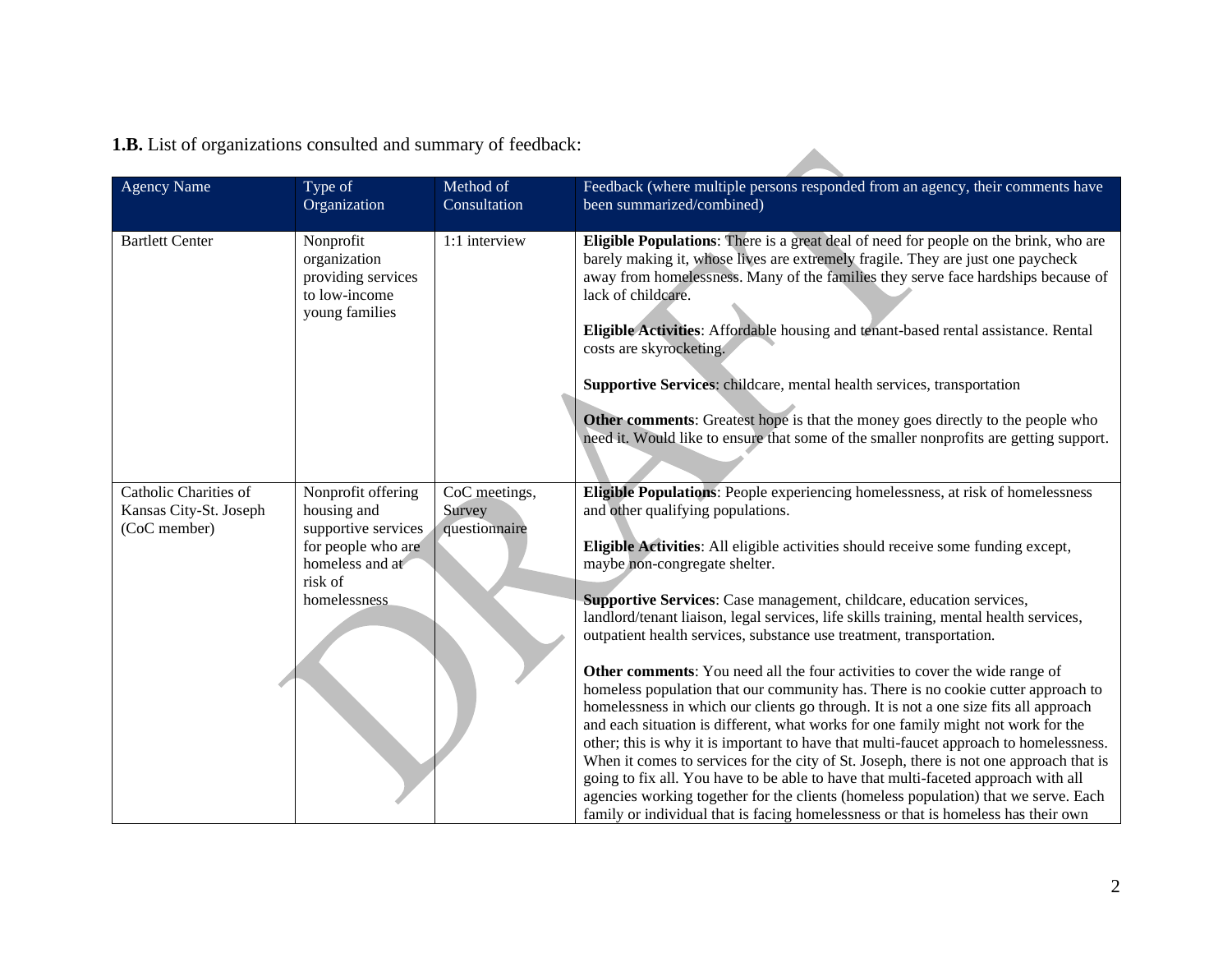**1.B.** List of organizations consulted and summary of feedback:

| Agency Name | Type of Organization | Method of Consultation | Feedback (where multiple persons responded from an agency, their comments have been summarized/combined) |
|---|---|---|---|
| Bartlett Center | Nonprofit organization providing services to low-income young families | 1:1 interview | **Eligible Populations**: There is a great deal of need for people on the brink, who are barely making it, whose lives are extremely fragile. They are just one paycheck away from homelessness. Many of the families they serve face hardships because of lack of childcare.<br><br>**Eligible Activities**: Affordable housing and tenant-based rental assistance. Rental costs are skyrocketing.<br><br>**Supportive Services**: childcare, mental health services, transportation<br><br>**Other comments**: Greatest hope is that the money goes directly to the people who need it. Would like to ensure that some of the smaller nonprofits are getting support. |
| Catholic Charities of Kansas City-St. Joseph (CoC member) | Nonprofit offering housing and supportive services for people who are homeless and at risk of homelessness | CoC meetings, Survey questionnaire | **Eligible Populations**: People experiencing homelessness, at risk of homelessness and other qualifying populations.<br><br>**Eligible Activities**: All eligible activities should receive some funding except, maybe non-congregate shelter.<br><br>**Supportive Services**: Case management, childcare, education services, landlord/tenant liaison, legal services, life skills training, mental health services, outpatient health services, substance use treatment, transportation.<br><br>**Other comments**: You need all the four activities to cover the wide range of homeless population that our community has. There is no cookie cutter approach to homelessness in which our clients go through. It is not a one size fits all approach and each situation is different, what works for one family might not work for the other; this is why it is important to have that multi-faucet approach to homelessness. When it comes to services for the city of St. Joseph, there is not one approach that is going to fix all. You have to be able to have that multi-faceted approach with all agencies working together for the clients (homeless population) that we serve. Each family or individual that is facing homelessness or that is homeless has their own |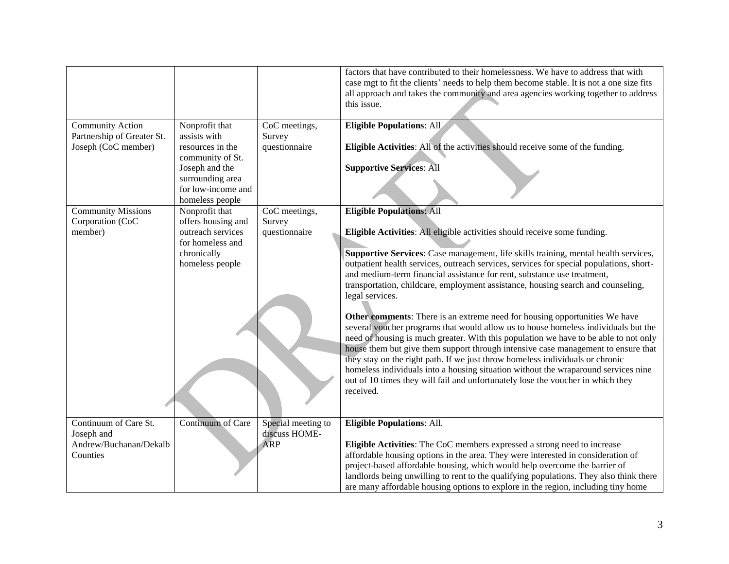| | | | |
|---|---|---|---|
| | | | factors that have contributed to their homelessness. We have to address that with case mgt to fit the clients' needs to help them become stable. It is not a one size fits all approach and takes the community and area agencies working together to address this issue. |
| Community Action Partnership of Greater St. Joseph (CoC member) | Nonprofit that assists with resources in the community of St. Joseph and the surrounding area for low-income and homeless people | CoC meetings, Survey questionnaire | **Eligible Populations**: All<br><br>**Eligible Activities**: All of the activities should receive some of the funding.<br><br>**Supportive Services**: All |
| Community Missions Corporation (CoC member) | Nonprofit that offers housing and outreach services for homeless and chronically homeless people | CoC meetings, Survey questionnaire | **Eligible Populations**: All<br><br>**Eligible Activities**: All eligible activities should receive some funding.<br><br>**Supportive Services**: Case management, life skills training, mental health services, outpatient health services, outreach services, services for special populations, short- and medium-term financial assistance for rent, substance use treatment, transportation, childcare, employment assistance, housing search and counseling, legal services.<br><br>**Other comments**: There is an extreme need for housing opportunities We have several voucher programs that would allow us to house homeless individuals but the need of housing is much greater. With this population we have to be able to not only house them but give them support through intensive case management to ensure that they stay on the right path. If we just throw homeless individuals or chronic homeless individuals into a housing situation without the wraparound services nine out of 10 times they will fail and unfortunately lose the voucher in which they received. |
| Continuum of Care St. Joseph and Andrew/Buchanan/Dekalb Counties | Continuum of Care | Special meeting to discuss HOME-ARP | **Eligible Populations**: All.<br><br>**Eligible Activities**: The CoC members expressed a strong need to increase affordable housing options in the area. They were interested in consideration of project-based affordable housing, which would help overcome the barrier of landlords being unwilling to rent to the qualifying populations. They also think there are many affordable housing options to explore in the region, including tiny home |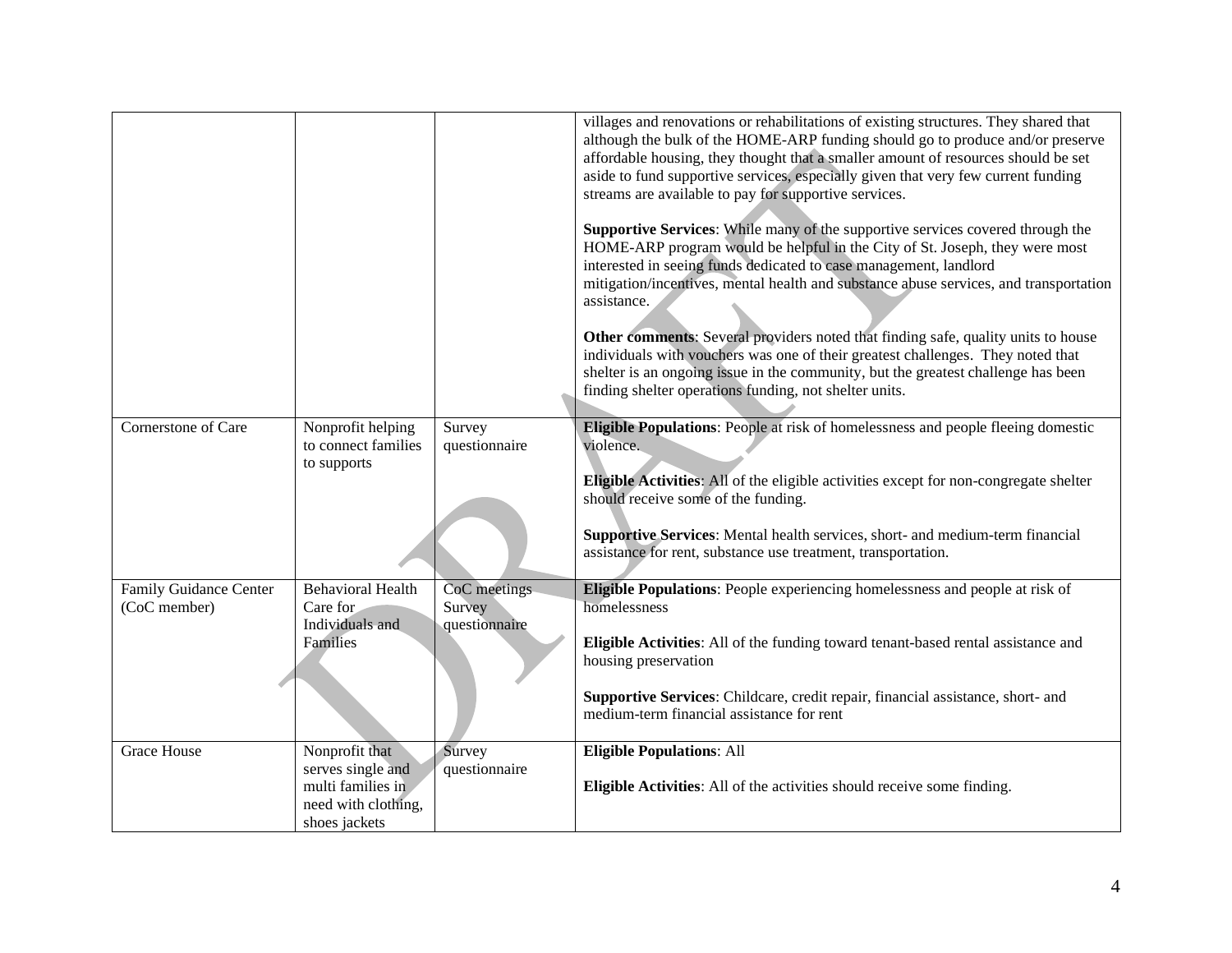| | | | |
|---|---|---|---|
| | | | villages and renovations or rehabilitations of existing structures. They shared that although the bulk of the HOME-ARP funding should go to produce and/or preserve affordable housing, they thought that a smaller amount of resources should be set aside to fund supportive services, especially given that very few current funding streams are available to pay for supportive services.<br><br>**Supportive Services**: While many of the supportive services covered through the HOME-ARP program would be helpful in the City of St. Joseph, they were most interested in seeing funds dedicated to case management, landlord mitigation/incentives, mental health and substance abuse services, and transportation assistance.<br><br>**Other comments**: Several providers noted that finding safe, quality units to house individuals with vouchers was one of their greatest challenges. They noted that shelter is an ongoing issue in the community, but the greatest challenge has been finding shelter operations funding, not shelter units. |
| Cornerstone of Care | Nonprofit helping to connect families to supports | Survey questionnaire | **Eligible Populations**: People at risk of homelessness and people fleeing domestic violence.<br><br>**Eligible Activities**: All of the eligible activities except for non-congregate shelter should receive some of the funding.<br><br>**Supportive Services**: Mental health services, short- and medium-term financial assistance for rent, substance use treatment, transportation. |
| Family Guidance Center (CoC member) | Behavioral Health Care for Individuals and Families | CoC meetings Survey questionnaire | **Eligible Populations**: People experiencing homelessness and people at risk of homelessness<br><br>**Eligible Activities**: All of the funding toward tenant-based rental assistance and housing preservation<br><br>**Supportive Services**: Childcare, credit repair, financial assistance, short- and medium-term financial assistance for rent |
| Grace House | Nonprofit that serves single and multi families in need with clothing, shoes jackets | Survey questionnaire | **Eligible Populations**: All<br><br>**Eligible Activities**: All of the activities should receive some finding. |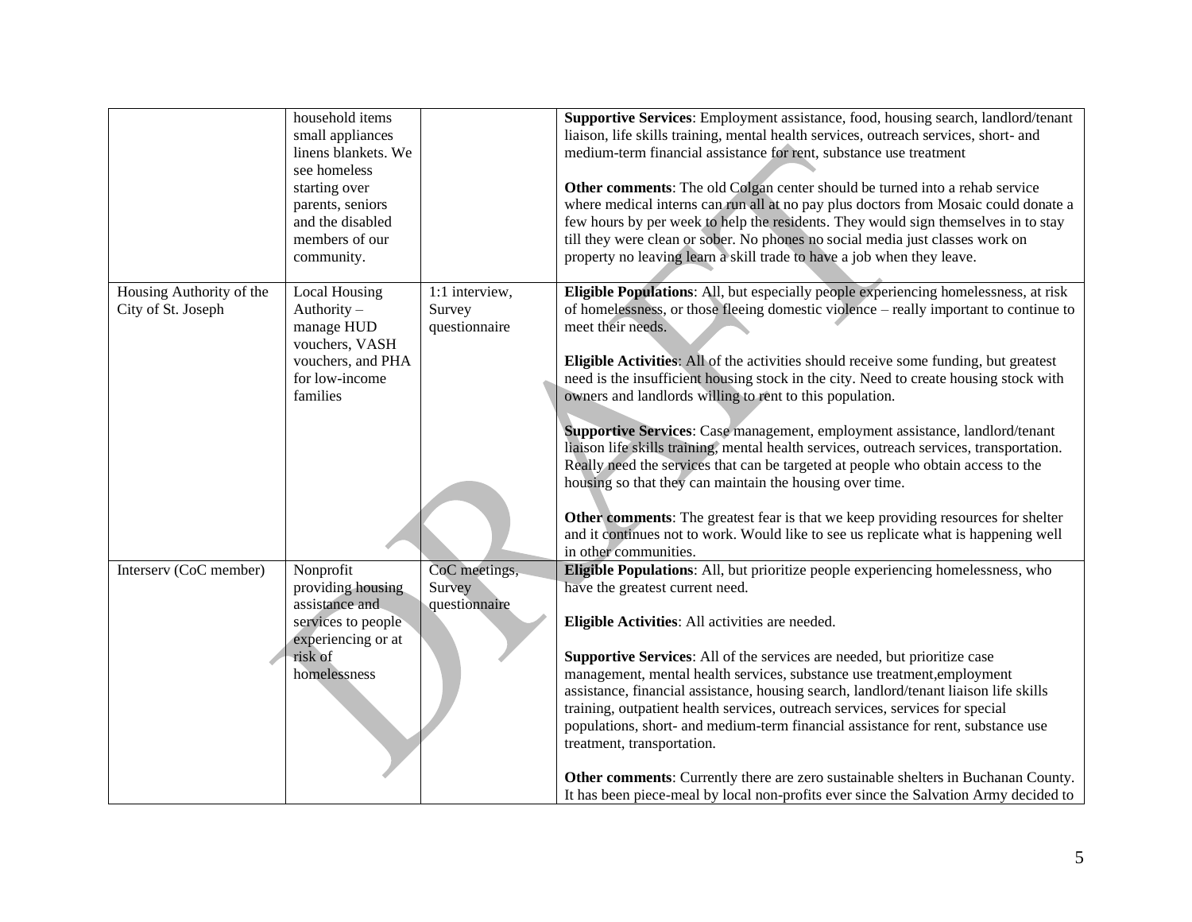| | | | |
|---|---|---|---|
| | household items small appliances linens blankets. We see homeless starting over parents, seniors and the disabled members of our community. | | **Supportive Services**: Employment assistance, food, housing search, landlord/tenant liaison, life skills training, mental health services, outreach services, short- and medium-term financial assistance for rent, substance use treatment<br><br>**Other comments**: The old Colgan center should be turned into a rehab service where medical interns can run all at no pay plus doctors from Mosaic could donate a few hours by per week to help the residents. They would sign themselves in to stay till they were clean or sober. No phones no social media just classes work on property no leaving learn a skill trade to have a job when they leave. |
| Housing Authority of the City of St. Joseph | Local Housing Authority – manage HUD vouchers, VASH vouchers, and PHA for low-income families | 1:1 interview, Survey questionnaire | **Eligible Populations**: All, but especially people experiencing homelessness, at risk of homelessness, or those fleeing domestic violence – really important to continue to meet their needs.<br><br>**Eligible Activities**: All of the activities should receive some funding, but greatest need is the insufficient housing stock in the city. Need to create housing stock with owners and landlords willing to rent to this population.<br><br>**Supportive Services**: Case management, employment assistance, landlord/tenant liaison life skills training, mental health services, outreach services, transportation. Really need the services that can be targeted at people who obtain access to the housing so that they can maintain the housing over time.<br><br>**Other comments**: The greatest fear is that we keep providing resources for shelter and it continues not to work. Would like to see us replicate what is happening well in other communities. |
| Interserv (CoC member) | Nonprofit providing housing assistance and services to people experiencing or at risk of homelessness | CoC meetings, Survey questionnaire | **Eligible Populations**: All, but prioritize people experiencing homelessness, who have the greatest current need.<br><br>**Eligible Activities**: All activities are needed.<br><br>**Supportive Services**: All of the services are needed, but prioritize case management, mental health services, substance use treatment,employment assistance, financial assistance, housing search, landlord/tenant liaison life skills training, outpatient health services, outreach services, services for special populations, short- and medium-term financial assistance for rent, substance use treatment, transportation.<br><br>**Other comments**: Currently there are zero sustainable shelters in Buchanan County. It has been piece-meal by local non-profits ever since the Salvation Army decided to |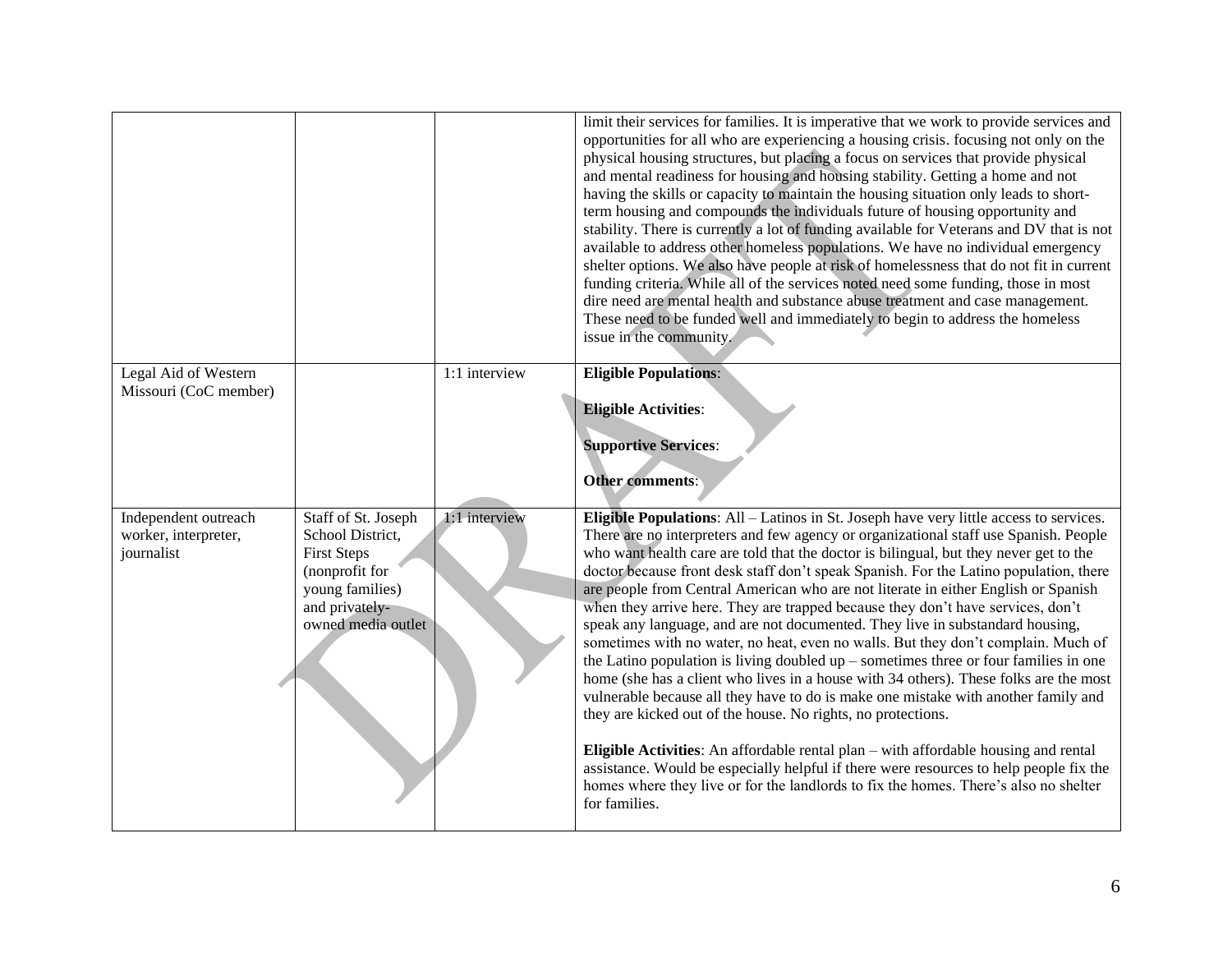| | | | |
|---|---|---|---|
| | | | limit their services for families. It is imperative that we work to provide services and opportunities for all who are experiencing a housing crisis. focusing not only on the physical housing structures, but placing a focus on services that provide physical and mental readiness for housing and housing stability. Getting a home and not having the skills or capacity to maintain the housing situation only leads to short-term housing and compounds the individuals future of housing opportunity and stability. There is currently a lot of funding available for Veterans and DV that is not available to address other homeless populations. We have no individual emergency shelter options. We also have people at risk of homelessness that do not fit in current funding criteria. While all of the services noted need some funding, those in most dire need are mental health and substance abuse treatment and case management. These need to be funded well and immediately to begin to address the homeless issue in the community. |
| Legal Aid of Western Missouri (CoC member) | | 1:1 interview | **Eligible Populations**:<br><br>**Eligible Activities**:<br><br>**Supportive Services**:<br><br>**Other comments**: |
| Independent outreach worker, interpreter, journalist | Staff of St. Joseph School District, First Steps (nonprofit for young families) and privately-owned media outlet | 1:1 interview | **Eligible Populations**: All – Latinos in St. Joseph have very little access to services. There are no interpreters and few agency or organizational staff use Spanish. People who want health care are told that the doctor is bilingual, but they never get to the doctor because front desk staff don't speak Spanish. For the Latino population, there are people from Central American who are not literate in either English or Spanish when they arrive here. They are trapped because they don't have services, don't speak any language, and are not documented. They live in substandard housing, sometimes with no water, no heat, even no walls. But they don't complain. Much of the Latino population is living doubled up – sometimes three or four families in one home (she has a client who lives in a house with 34 others). These folks are the most vulnerable because all they have to do is make one mistake with another family and they are kicked out of the house. No rights, no protections.<br><br>**Eligible Activities**: An affordable rental plan – with affordable housing and rental assistance. Would be especially helpful if there were resources to help people fix the homes where they live or for the landlords to fix the homes. There's also no shelter for families. |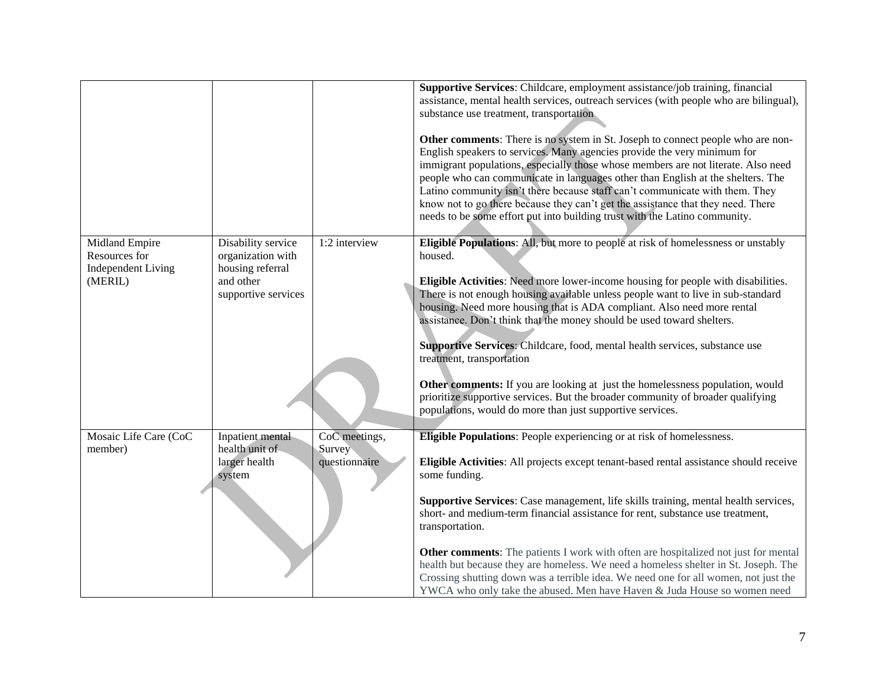| | | | |
|---|---|---|---|
| | | | **Supportive Services**: Childcare, employment assistance/job training, financial assistance, mental health services, outreach services (with people who are bilingual), substance use treatment, transportation<br><br>**Other comments**: There is no system in St. Joseph to connect people who are non-English speakers to services. Many agencies provide the very minimum for immigrant populations, especially those whose members are not literate. Also need people who can communicate in languages other than English at the shelters. The Latino community isn't there because staff can't communicate with them. They know not to go there because they can't get the assistance that they need. There needs to be some effort put into building trust with the Latino community. |
| Midland Empire Resources for Independent Living (MERIL) | Disability service organization with housing referral and other supportive services | 1:2 interview | **Eligible Populations**: All, but more to people at risk of homelessness or unstably housed.<br><br>**Eligible Activities**: Need more lower-income housing for people with disabilities. There is not enough housing available unless people want to live in sub-standard housing. Need more housing that is ADA compliant. Also need more rental assistance. Don't think that the money should be used toward shelters.<br><br>**Supportive Services**: Childcare, food, mental health services, substance use treatment, transportation<br><br>**Other comments:** If you are looking at just the homelessness population, would prioritize supportive services. But the broader community of broader qualifying populations, would do more than just supportive services. |
| Mosaic Life Care (CoC member) | Inpatient mental health unit of larger health system | CoC meetings, Survey questionnaire | **Eligible Populations**: People experiencing or at risk of homelessness.<br><br>**Eligible Activities**: All projects except tenant-based rental assistance should receive some funding.<br><br>**Supportive Services**: Case management, life skills training, mental health services, short- and medium-term financial assistance for rent, substance use treatment, transportation.<br><br>**Other comments**: The patients I work with often are hospitalized not just for mental health but because they are homeless. We need a homeless shelter in St. Joseph. The Crossing shutting down was a terrible idea. We need one for all women, not just the YWCA who only take the abused. Men have Haven & Juda House so women need |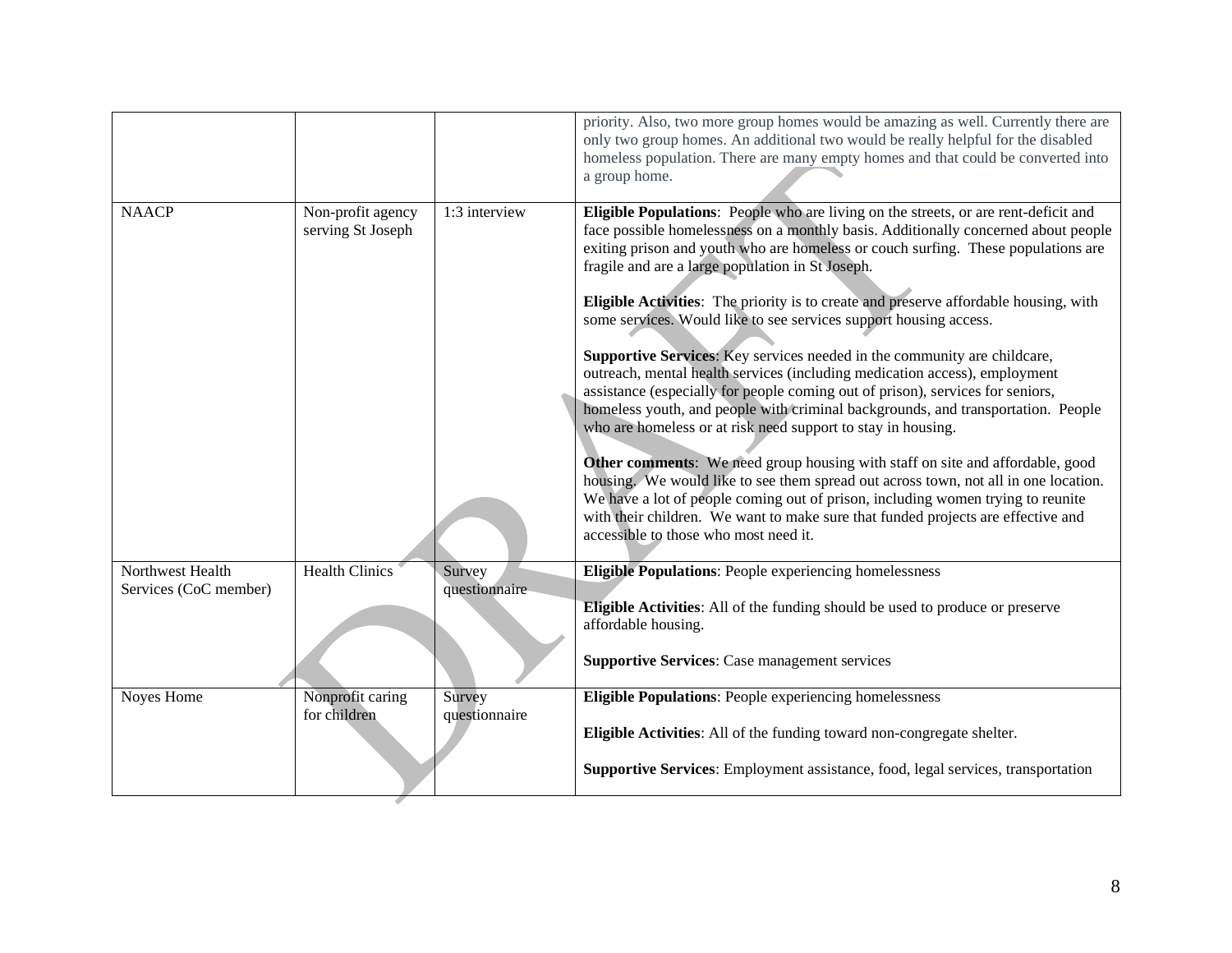| | | | |
|---|---|---|---|
| | | | priority. Also, two more group homes would be amazing as well. Currently there are only two group homes. An additional two would be really helpful for the disabled homeless population. There are many empty homes and that could be converted into a group home. |
| NAACP | Non-profit agency serving St Joseph | 1:3 interview | **Eligible Populations**: People who are living on the streets, or are rent-deficit and face possible homelessness on a monthly basis. Additionally concerned about people exiting prison and youth who are homeless or couch surfing. These populations are fragile and are a large population in St Joseph.<br><br>**Eligible Activities**: The priority is to create and preserve affordable housing, with some services. Would like to see services support housing access.<br><br>**Supportive Services**: Key services needed in the community are childcare, outreach, mental health services (including medication access), employment assistance (especially for people coming out of prison), services for seniors, homeless youth, and people with criminal backgrounds, and transportation. People who are homeless or at risk need support to stay in housing.<br><br>**Other comments**: We need group housing with staff on site and affordable, good housing. We would like to see them spread out across town, not all in one location. We have a lot of people coming out of prison, including women trying to reunite with their children. We want to make sure that funded projects are effective and accessible to those who most need it. |
| Northwest Health Services (CoC member) | Health Clinics | Survey questionnaire | **Eligible Populations**: People experiencing homelessness<br><br>**Eligible Activities**: All of the funding should be used to produce or preserve affordable housing.<br><br>**Supportive Services**: Case management services |
| Noyes Home | Nonprofit caring for children | Survey questionnaire | **Eligible Populations**: People experiencing homelessness<br><br>**Eligible Activities**: All of the funding toward non-congregate shelter.<br><br>**Supportive Services**: Employment assistance, food, legal services, transportation |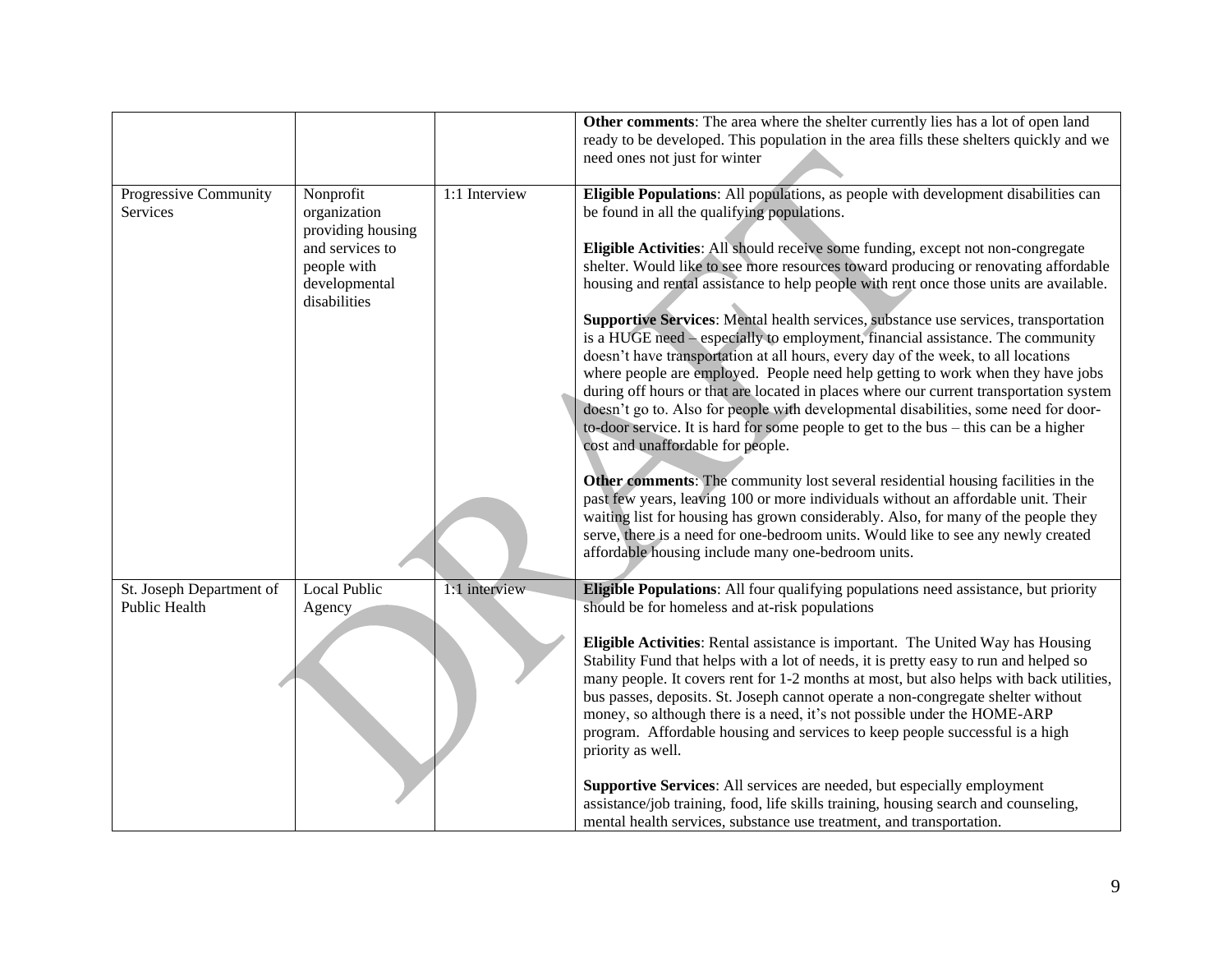| | | | |
|---|---|---|---|
| | | | **Other comments**: The area where the shelter currently lies has a lot of open land ready to be developed. This population in the area fills these shelters quickly and we need ones not just for winter |
| Progressive Community Services | Nonprofit organization providing housing and services to people with developmental disabilities | 1:1 Interview | **Eligible Populations**: All populations, as people with development disabilities can be found in all the qualifying populations.<br><br>**Eligible Activities**: All should receive some funding, except not non-congregate shelter. Would like to see more resources toward producing or renovating affordable housing and rental assistance to help people with rent once those units are available.<br><br>**Supportive Services**: Mental health services, substance use services, transportation is a HUGE need – especially to employment, financial assistance. The community doesn't have transportation at all hours, every day of the week, to all locations where people are employed. People need help getting to work when they have jobs during off hours or that are located in places where our current transportation system doesn't go to. Also for people with developmental disabilities, some need for door-to-door service. It is hard for some people to get to the bus – this can be a higher cost and unaffordable for people.<br><br>**Other comments**: The community lost several residential housing facilities in the past few years, leaving 100 or more individuals without an affordable unit. Their waiting list for housing has grown considerably. Also, for many of the people they serve, there is a need for one-bedroom units. Would like to see any newly created affordable housing include many one-bedroom units. |
| St. Joseph Department of Public Health | Local Public Agency | 1:1 interview | **Eligible Populations**: All four qualifying populations need assistance, but priority should be for homeless and at-risk populations<br><br>**Eligible Activities**: Rental assistance is important. The United Way has Housing Stability Fund that helps with a lot of needs, it is pretty easy to run and helped so many people. It covers rent for 1-2 months at most, but also helps with back utilities, bus passes, deposits. St. Joseph cannot operate a non-congregate shelter without money, so although there is a need, it's not possible under the HOME-ARP program. Affordable housing and services to keep people successful is a high priority as well.<br><br>**Supportive Services**: All services are needed, but especially employment assistance/job training, food, life skills training, housing search and counseling, mental health services, substance use treatment, and transportation. |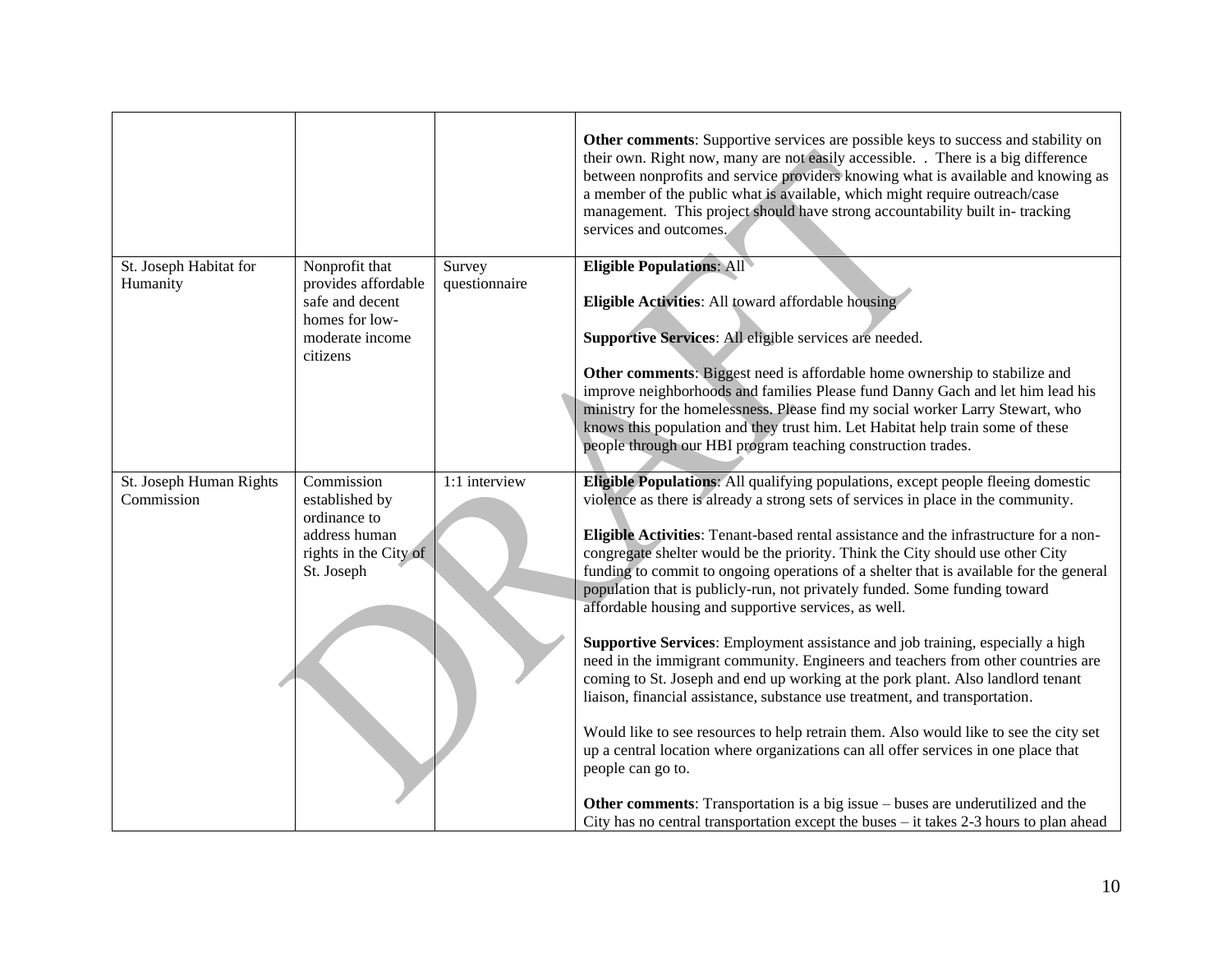| | | | |
|---|---|---|---|
| | | | **Other comments**: Supportive services are possible keys to success and stability on their own. Right now, many are not easily accessible. . There is a big difference between nonprofits and service providers knowing what is available and knowing as a member of the public what is available, which might require outreach/case management. This project should have strong accountability built in- tracking services and outcomes. |
| St. Joseph Habitat for Humanity | Nonprofit that provides affordable safe and decent homes for low-moderate income citizens | Survey questionnaire | **Eligible Populations**: All<br><br>**Eligible Activities**: All toward affordable housing<br><br>**Supportive Services**: All eligible services are needed.<br><br>**Other comments**: Biggest need is affordable home ownership to stabilize and improve neighborhoods and families Please fund Danny Gach and let him lead his ministry for the homelessness. Please find my social worker Larry Stewart, who knows this population and they trust him. Let Habitat help train some of these people through our HBI program teaching construction trades. |
| St. Joseph Human Rights Commission | Commission established by ordinance to address human rights in the City of St. Joseph | 1:1 interview | **Eligible Populations**: All qualifying populations, except people fleeing domestic violence as there is already a strong sets of services in place in the community.<br><br>**Eligible Activities**: Tenant-based rental assistance and the infrastructure for a non-congregate shelter would be the priority. Think the City should use other City funding to commit to ongoing operations of a shelter that is available for the general population that is publicly-run, not privately funded. Some funding toward affordable housing and supportive services, as well.<br><br>**Supportive Services**: Employment assistance and job training, especially a high need in the immigrant community. Engineers and teachers from other countries are coming to St. Joseph and end up working at the pork plant. Also landlord tenant liaison, financial assistance, substance use treatment, and transportation.<br><br>Would like to see resources to help retrain them. Also would like to see the city set up a central location where organizations can all offer services in one place that people can go to.<br><br>**Other comments**: Transportation is a big issue – buses are underutilized and the City has no central transportation except the buses – it takes 2-3 hours to plan ahead |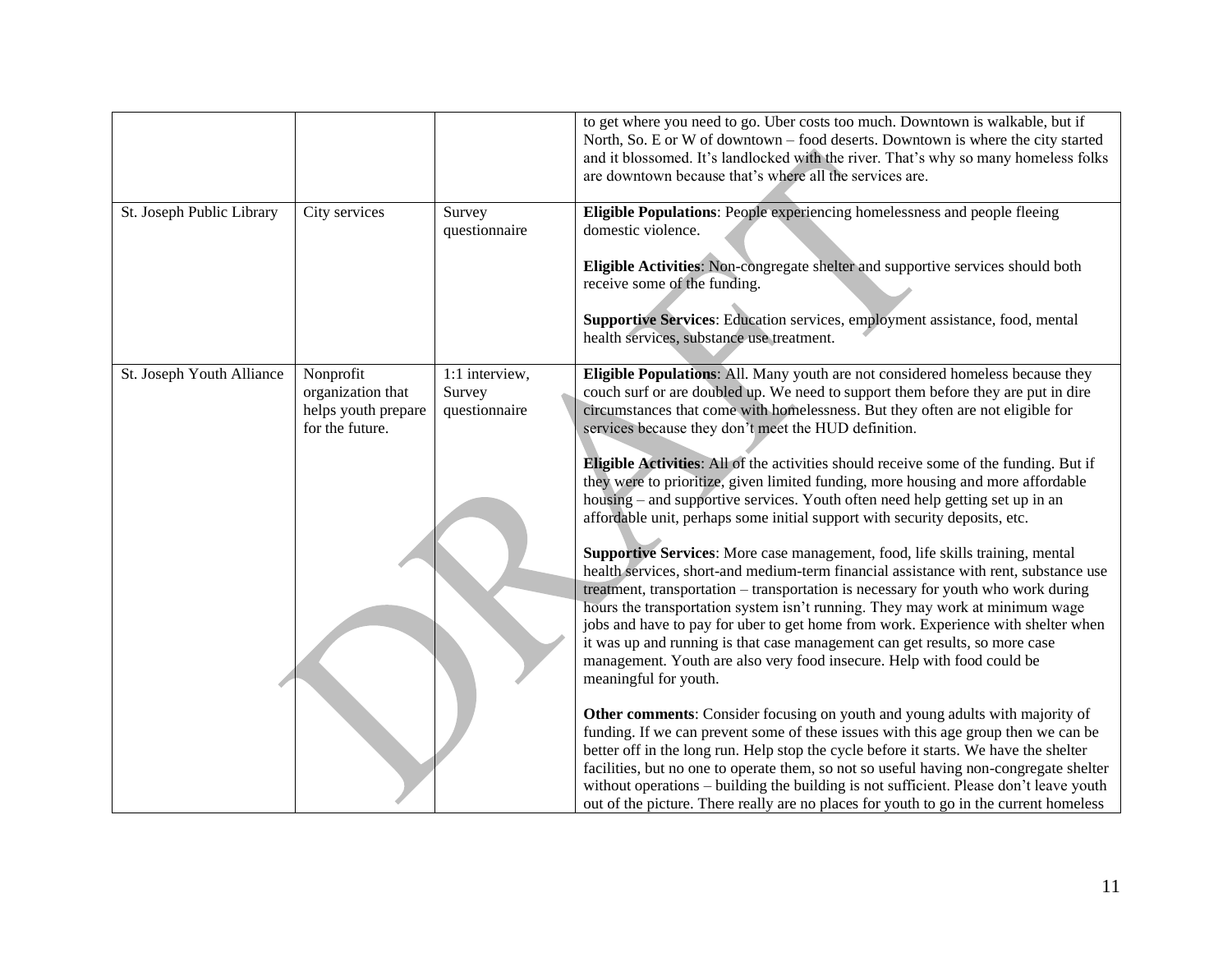| | | | |
|---|---|---|---|
| | | | to get where you need to go. Uber costs too much. Downtown is walkable, but if North, So. E or W of downtown – food deserts. Downtown is where the city started and it blossomed. It's landlocked with the river. That's why so many homeless folks are downtown because that's where all the services are. |
| St. Joseph Public Library | City services | Survey questionnaire | **Eligible Populations**: People experiencing homelessness and people fleeing domestic violence.<br><br>**Eligible Activities**: Non-congregate shelter and supportive services should both receive some of the funding.<br><br>**Supportive Services**: Education services, employment assistance, food, mental health services, substance use treatment. |
| St. Joseph Youth Alliance | Nonprofit organization that helps youth prepare for the future. | 1:1 interview, Survey questionnaire | **Eligible Populations**: All. Many youth are not considered homeless because they couch surf or are doubled up. We need to support them before they are put in dire circumstances that come with homelessness. But they often are not eligible for services because they don't meet the HUD definition.<br><br>**Eligible Activities**: All of the activities should receive some of the funding. But if they were to prioritize, given limited funding, more housing and more affordable housing – and supportive services. Youth often need help getting set up in an affordable unit, perhaps some initial support with security deposits, etc.<br><br>**Supportive Services**: More case management, food, life skills training, mental health services, short-and medium-term financial assistance with rent, substance use treatment, transportation – transportation is necessary for youth who work during hours the transportation system isn't running. They may work at minimum wage jobs and have to pay for uber to get home from work. Experience with shelter when it was up and running is that case management can get results, so more case management. Youth are also very food insecure. Help with food could be meaningful for youth.<br><br>**Other comments**: Consider focusing on youth and young adults with majority of funding. If we can prevent some of these issues with this age group then we can be better off in the long run. Help stop the cycle before it starts. We have the shelter facilities, but no one to operate them, so not so useful having non-congregate shelter without operations – building the building is not sufficient. Please don't leave youth out of the picture. There really are no places for youth to go in the current homeless |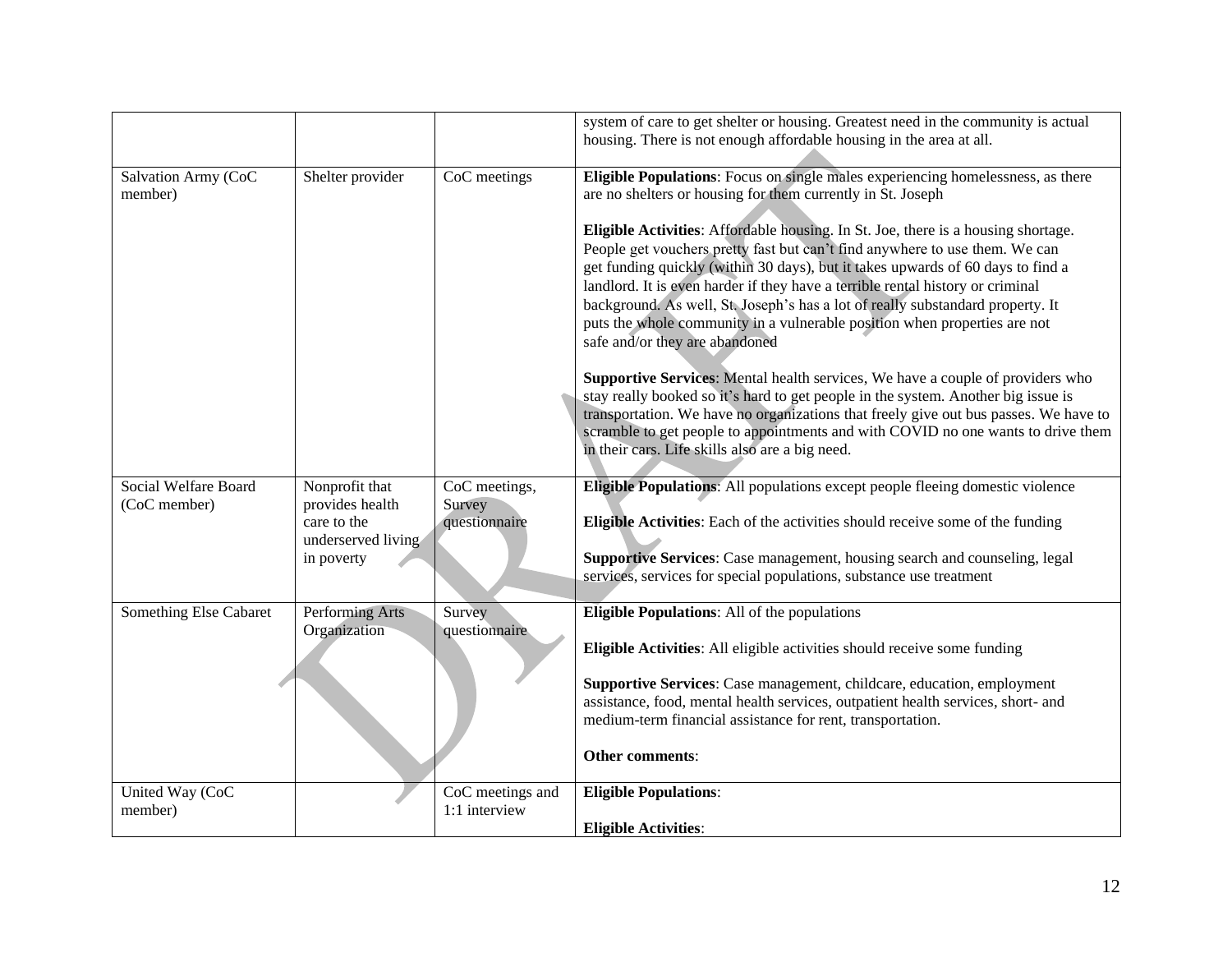| | | | |
|---|---|---|---|
| | | | system of care to get shelter or housing. Greatest need in the community is actual housing. There is not enough affordable housing in the area at all. |
| Salvation Army (CoC member) | Shelter provider | CoC meetings | **Eligible Populations**: Focus on single males experiencing homelessness, as there are no shelters or housing for them currently in St. Joseph<br><br>**Eligible Activities**: Affordable housing. In St. Joe, there is a housing shortage. People get vouchers pretty fast but can't find anywhere to use them. We can get funding quickly (within 30 days), but it takes upwards of 60 days to find a landlord. It is even harder if they have a terrible rental history or criminal background. As well, St. Joseph's has a lot of really substandard property. It puts the whole community in a vulnerable position when properties are not safe and/or they are abandoned<br><br>**Supportive Services**: Mental health services, We have a couple of providers who stay really booked so it's hard to get people in the system. Another big issue is transportation. We have no organizations that freely give out bus passes. We have to scramble to get people to appointments and with COVID no one wants to drive them in their cars. Life skills also are a big need. |
| Social Welfare Board (CoC member) | Nonprofit that provides health care to the underserved living in poverty | CoC meetings, Survey questionnaire | **Eligible Populations**: All populations except people fleeing domestic violence<br><br>**Eligible Activities**: Each of the activities should receive some of the funding<br><br>**Supportive Services**: Case management, housing search and counseling, legal services, services for special populations, substance use treatment |
| Something Else Cabaret | Performing Arts Organization | Survey questionnaire | **Eligible Populations**: All of the populations<br><br>**Eligible Activities**: All eligible activities should receive some funding<br><br>**Supportive Services**: Case management, childcare, education, employment assistance, food, mental health services, outpatient health services, short- and medium-term financial assistance for rent, transportation.<br><br>**Other comments**: |
| United Way (CoC member) | | CoC meetings and 1:1 interview | **Eligible Populations**:<br><br>**Eligible Activities**: |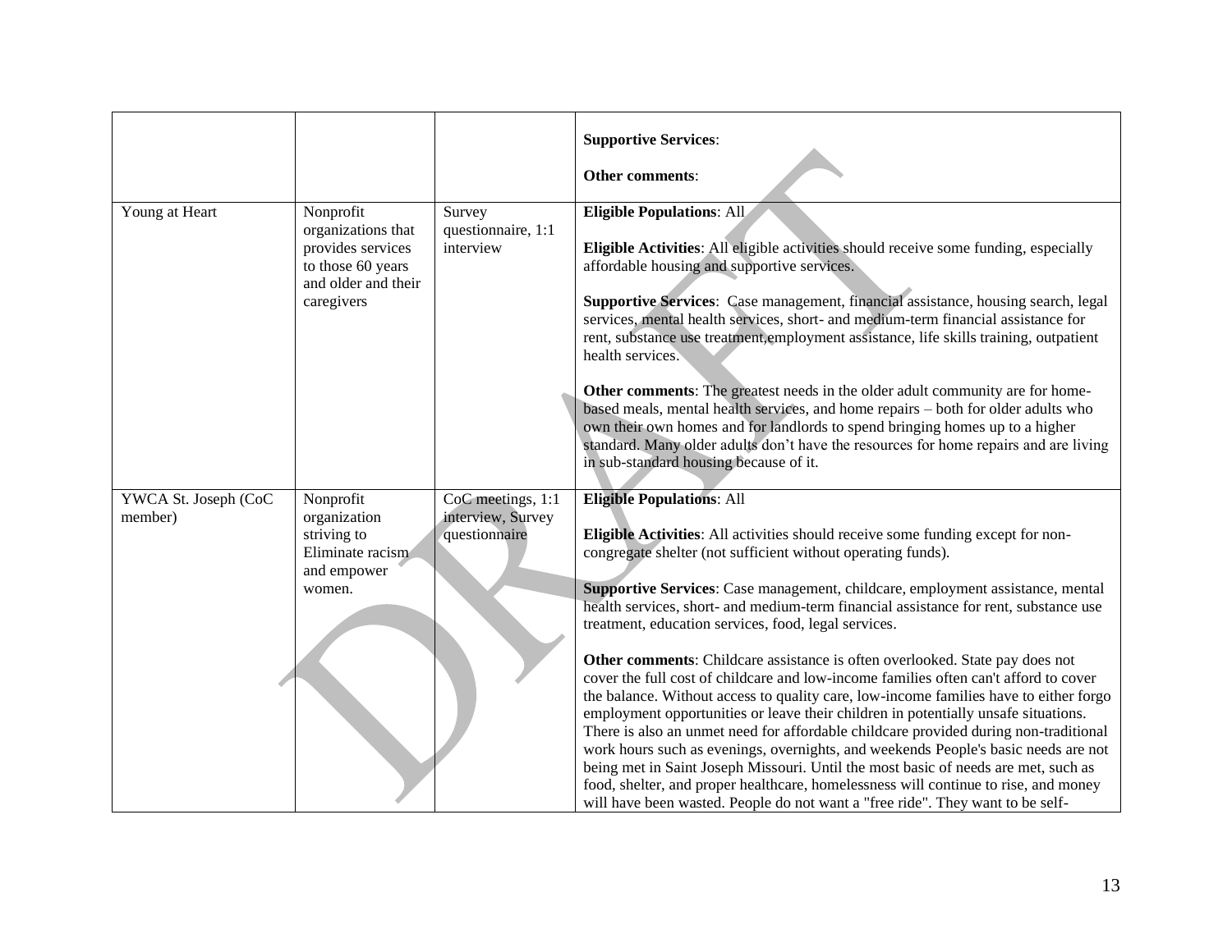| | | | |
|---|---|---|---|
| | | | **Supportive Services**:<br><br>**Other comments**: |
| Young at Heart | Nonprofit organizations that provides services to those 60 years and older and their caregivers | Survey questionnaire, 1:1 interview | **Eligible Populations**: All<br><br>**Eligible Activities**: All eligible activities should receive some funding, especially affordable housing and supportive services.<br><br>**Supportive Services**: Case management, financial assistance, housing search, legal services, mental health services, short- and medium-term financial assistance for rent, substance use treatment,employment assistance, life skills training, outpatient health services.<br><br>**Other comments**: The greatest needs in the older adult community are for home-based meals, mental health services, and home repairs – both for older adults who own their own homes and for landlords to spend bringing homes up to a higher standard. Many older adults don't have the resources for home repairs and are living in sub-standard housing because of it. |
| YWCA St. Joseph (CoC member) | Nonprofit organization striving to Eliminate racism and empower women. | CoC meetings, 1:1 interview, Survey questionnaire | **Eligible Populations**: All<br><br>**Eligible Activities**: All activities should receive some funding except for non-congregate shelter (not sufficient without operating funds).<br><br>**Supportive Services**: Case management, childcare, employment assistance, mental health services, short- and medium-term financial assistance for rent, substance use treatment, education services, food, legal services.<br><br>**Other comments**: Childcare assistance is often overlooked. State pay does not cover the full cost of childcare and low-income families often can't afford to cover the balance. Without access to quality care, low-income families have to either forgo employment opportunities or leave their children in potentially unsafe situations. There is also an unmet need for affordable childcare provided during non-traditional work hours such as evenings, overnights, and weekends People's basic needs are not being met in Saint Joseph Missouri. Until the most basic of needs are met, such as food, shelter, and proper healthcare, homelessness will continue to rise, and money will have been wasted. People do not want a "free ride". They want to be self- |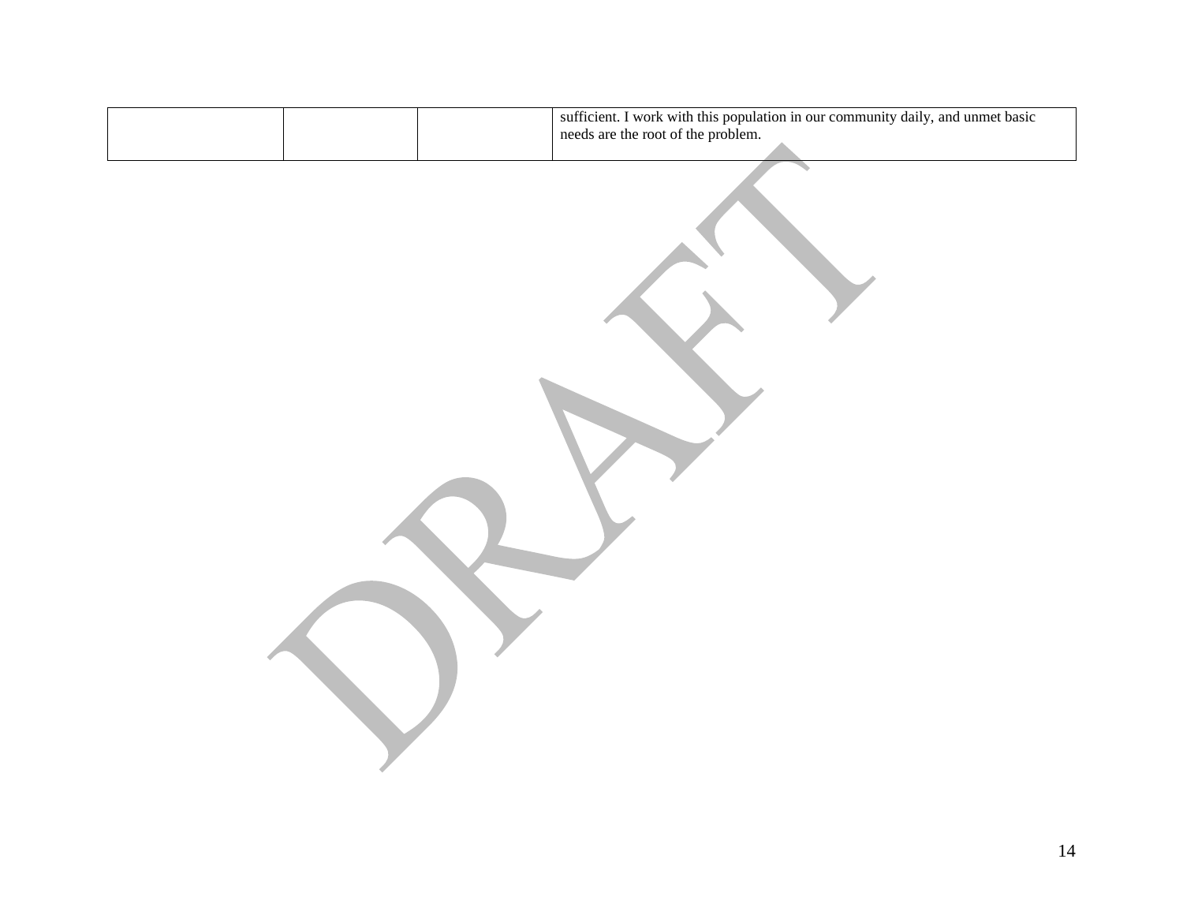| | | | |
|---|---|---|---|
| | | | sufficient. I work with this population in our community daily, and unmet basic needs are the root of the problem. |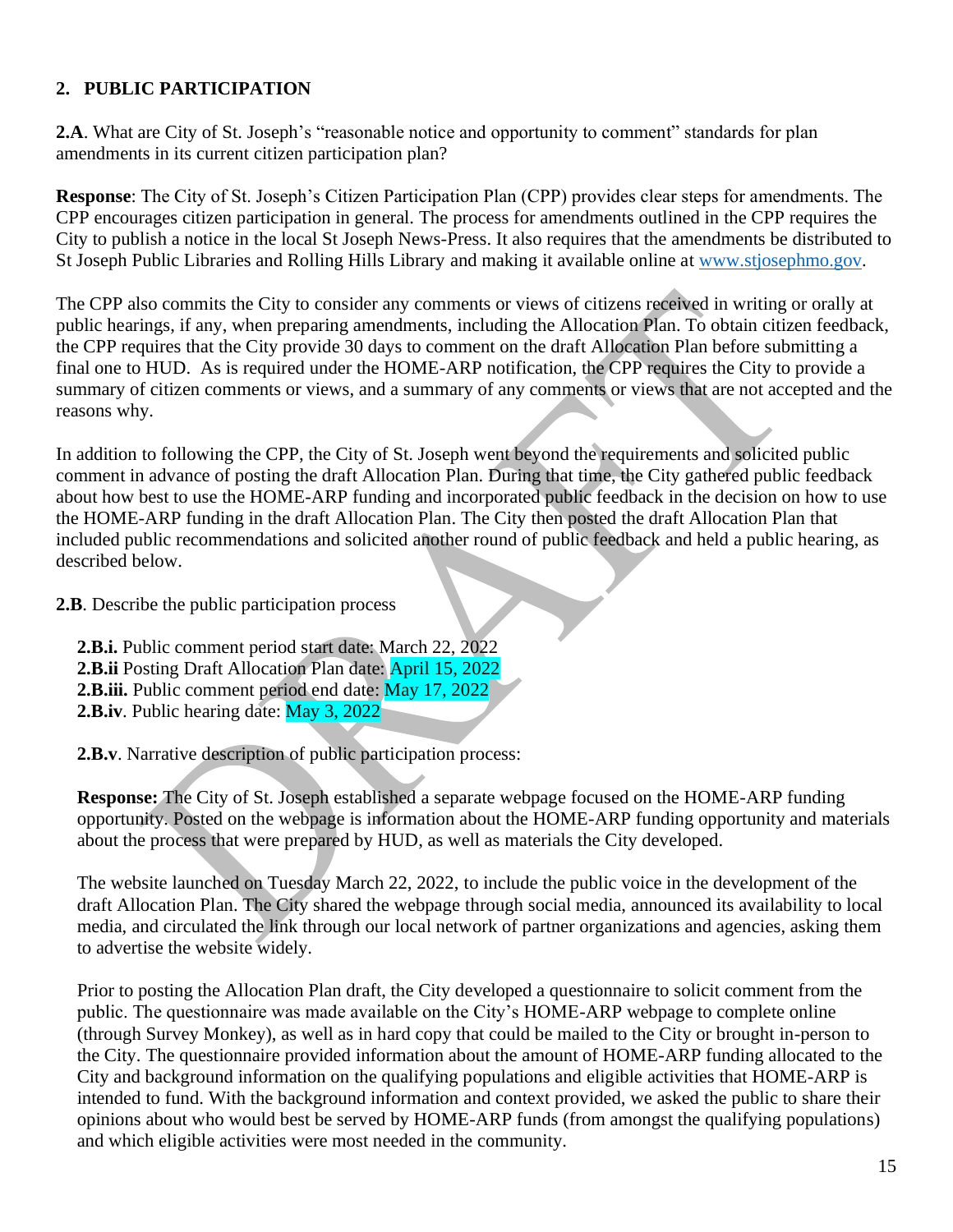## 2. PUBLIC PARTICIPATION

**2.A**. What are City of St. Joseph's "reasonable notice and opportunity to comment" standards for plan amendments in its current citizen participation plan?

**Response**: The City of St. Joseph's Citizen Participation Plan (CPP) provides clear steps for amendments. The CPP encourages citizen participation in general. The process for amendments outlined in the CPP requires the City to publish a notice in the local St Joseph News-Press. It also requires that the amendments be distributed to St Joseph Public Libraries and Rolling Hills Library and making it available online at www.stjosephmo.gov.

The CPP also commits the City to consider any comments or views of citizens received in writing or orally at public hearings, if any, when preparing amendments, including the Allocation Plan. To obtain citizen feedback, the CPP requires that the City provide 30 days to comment on the draft Allocation Plan before submitting a final one to HUD. As is required under the HOME-ARP notification, the CPP requires the City to provide a summary of citizen comments or views, and a summary of any comments or views that are not accepted and the reasons why.

In addition to following the CPP, the City of St. Joseph went beyond the requirements and solicited public comment in advance of posting the draft Allocation Plan. During that time, the City gathered public feedback about how best to use the HOME-ARP funding and incorporated public feedback in the decision on how to use the HOME-ARP funding in the draft Allocation Plan. The City then posted the draft Allocation Plan that included public recommendations and solicited another round of public feedback and held a public hearing, as described below.

**2.B**. Describe the public participation process

- **2.B.i.** Public comment period start date: March 22, 2022
- **2.B.ii** Posting Draft Allocation Plan date: April 15, 2022
- **2.B.iii.** Public comment period end date: May 17, 2022
- **2.B.iv**. Public hearing date: May 3, 2022

**2.B.v**. Narrative description of public participation process:

**Response:** The City of St. Joseph established a separate webpage focused on the HOME-ARP funding opportunity. Posted on the webpage is information about the HOME-ARP funding opportunity and materials about the process that were prepared by HUD, as well as materials the City developed.

The website launched on Tuesday March 22, 2022, to include the public voice in the development of the draft Allocation Plan. The City shared the webpage through social media, announced its availability to local media, and circulated the link through our local network of partner organizations and agencies, asking them to advertise the website widely.

Prior to posting the Allocation Plan draft, the City developed a questionnaire to solicit comment from the public. The questionnaire was made available on the City's HOME-ARP webpage to complete online (through Survey Monkey), as well as in hard copy that could be mailed to the City or brought in-person to the City. The questionnaire provided information about the amount of HOME-ARP funding allocated to the City and background information on the qualifying populations and eligible activities that HOME-ARP is intended to fund. With the background information and context provided, we asked the public to share their opinions about who would best be served by HOME-ARP funds (from amongst the qualifying populations) and which eligible activities were most needed in the community.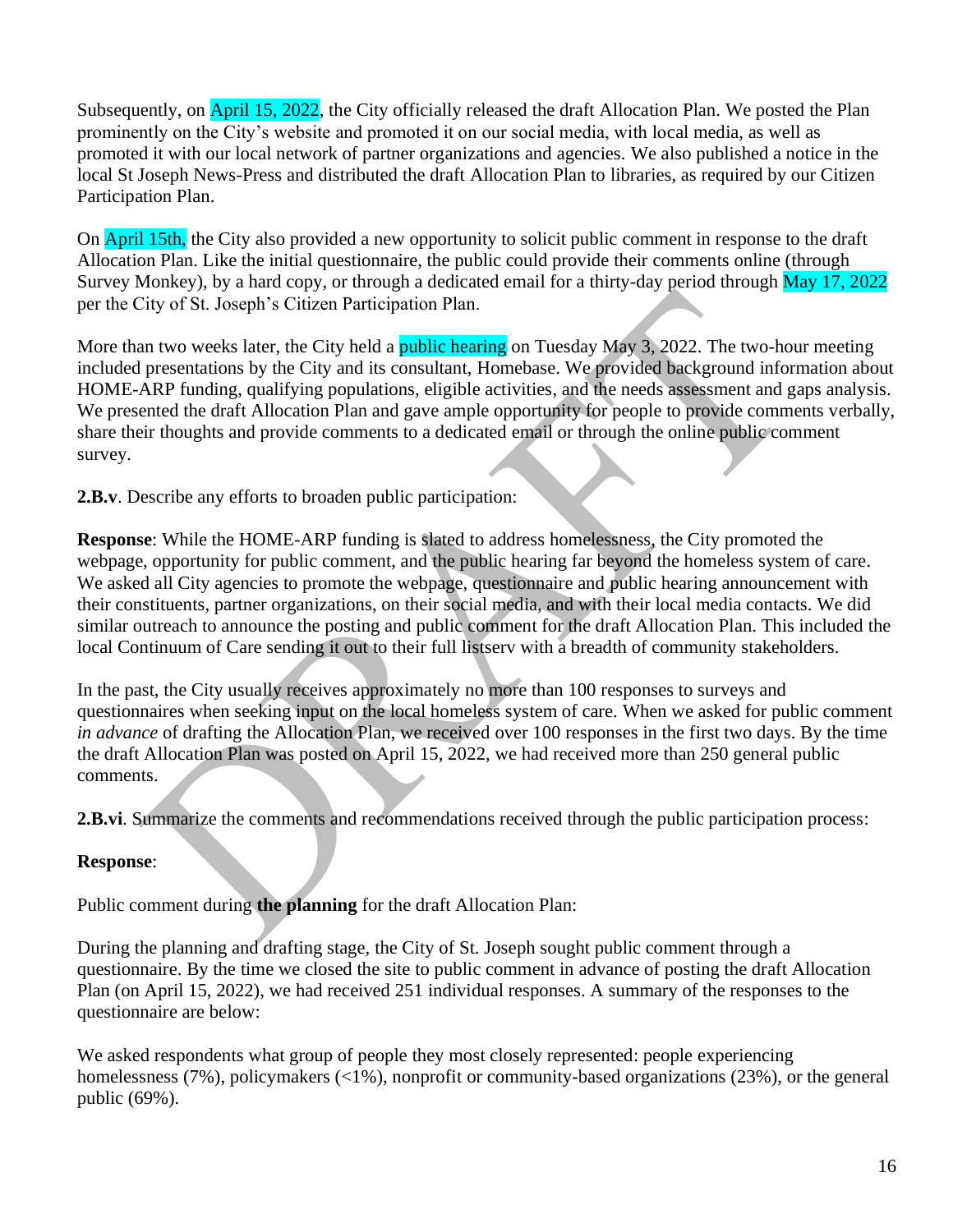Subsequently, on April 15, 2022, the City officially released the draft Allocation Plan. We posted the Plan prominently on the City's website and promoted it on our social media, with local media, as well as promoted it with our local network of partner organizations and agencies. We also published a notice in the local St Joseph News-Press and distributed the draft Allocation Plan to libraries, as required by our Citizen Participation Plan.

On April 15th, the City also provided a new opportunity to solicit public comment in response to the draft Allocation Plan. Like the initial questionnaire, the public could provide their comments online (through Survey Monkey), by a hard copy, or through a dedicated email for a thirty-day period through May 17, 2022 per the City of St. Joseph's Citizen Participation Plan.

More than two weeks later, the City held a public hearing on Tuesday May 3, 2022. The two-hour meeting included presentations by the City and its consultant, Homebase. We provided background information about HOME-ARP funding, qualifying populations, eligible activities, and the needs assessment and gaps analysis. We presented the draft Allocation Plan and gave ample opportunity for people to provide comments verbally, share their thoughts and provide comments to a dedicated email or through the online public comment survey.

**2.B.v**. Describe any efforts to broaden public participation:

**Response**: While the HOME-ARP funding is slated to address homelessness, the City promoted the webpage, opportunity for public comment, and the public hearing far beyond the homeless system of care. We asked all City agencies to promote the webpage, questionnaire and public hearing announcement with their constituents, partner organizations, on their social media, and with their local media contacts. We did similar outreach to announce the posting and public comment for the draft Allocation Plan. This included the local Continuum of Care sending it out to their full listserv with a breadth of community stakeholders.

In the past, the City usually receives approximately no more than 100 responses to surveys and questionnaires when seeking input on the local homeless system of care. When we asked for public comment *in advance* of drafting the Allocation Plan, we received over 100 responses in the first two days. By the time the draft Allocation Plan was posted on April 15, 2022, we had received more than 250 general public comments.

**2.B.vi**. Summarize the comments and recommendations received through the public participation process:

**Response**:

Public comment during **the planning** for the draft Allocation Plan:

During the planning and drafting stage, the City of St. Joseph sought public comment through a questionnaire. By the time we closed the site to public comment in advance of posting the draft Allocation Plan (on April 15, 2022), we had received 251 individual responses. A summary of the responses to the questionnaire are below:

We asked respondents what group of people they most closely represented: people experiencing homelessness (7%), policymakers (<1%), nonprofit or community-based organizations (23%), or the general public (69%).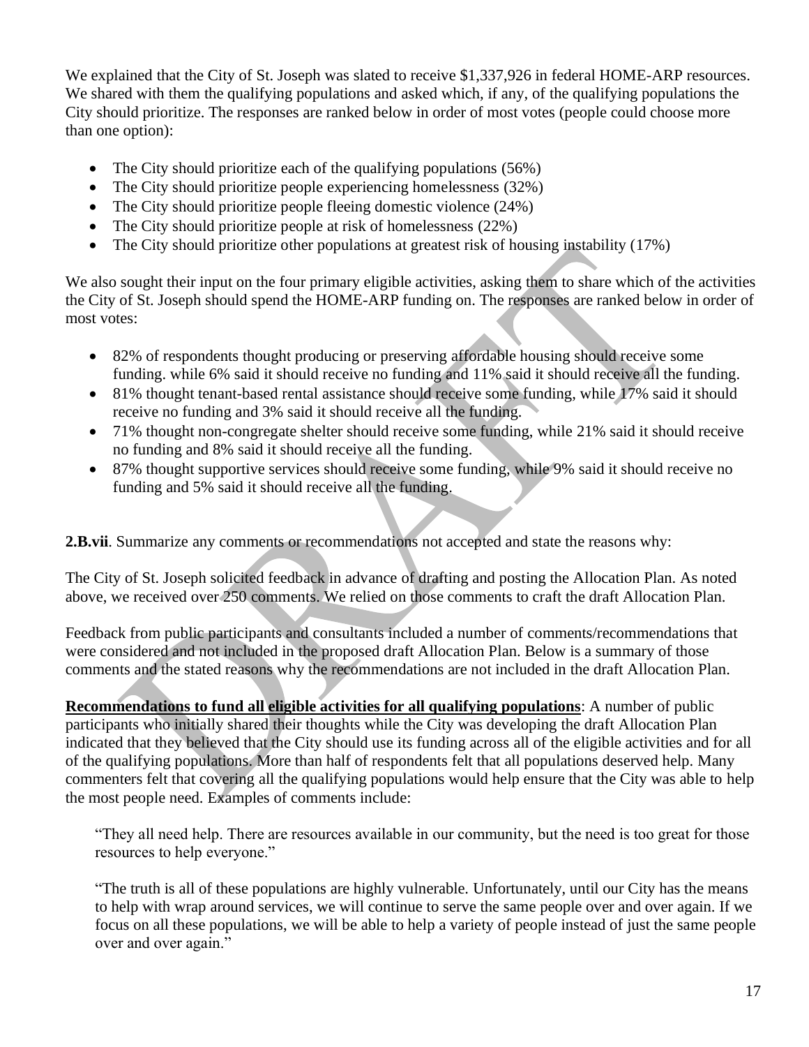We explained that the City of St. Joseph was slated to receive $1,337,926 in federal HOME-ARP resources. We shared with them the qualifying populations and asked which, if any, of the qualifying populations the City should prioritize. The responses are ranked below in order of most votes (people could choose more than one option):

- The City should prioritize each of the qualifying populations (56%)
- The City should prioritize people experiencing homelessness (32%)
- The City should prioritize people fleeing domestic violence (24%)
- The City should prioritize people at risk of homelessness (22%)
- The City should prioritize other populations at greatest risk of housing instability (17%)

We also sought their input on the four primary eligible activities, asking them to share which of the activities the City of St. Joseph should spend the HOME-ARP funding on. The responses are ranked below in order of most votes:

- 82% of respondents thought producing or preserving affordable housing should receive some funding. while 6% said it should receive no funding and 11% said it should receive all the funding.
- 81% thought tenant-based rental assistance should receive some funding, while 17% said it should receive no funding and 3% said it should receive all the funding.
- 71% thought non-congregate shelter should receive some funding, while 21% said it should receive no funding and 8% said it should receive all the funding.
- 87% thought supportive services should receive some funding, while 9% said it should receive no funding and 5% said it should receive all the funding.

**2.B.vii**. Summarize any comments or recommendations not accepted and state the reasons why:

The City of St. Joseph solicited feedback in advance of drafting and posting the Allocation Plan. As noted above, we received over 250 comments. We relied on those comments to craft the draft Allocation Plan.

Feedback from public participants and consultants included a number of comments/recommendations that were considered and not included in the proposed draft Allocation Plan. Below is a summary of those comments and the stated reasons why the recommendations are not included in the draft Allocation Plan.

**Recommendations to fund all eligible activities for all qualifying populations**: A number of public participants who initially shared their thoughts while the City was developing the draft Allocation Plan indicated that they believed that the City should use its funding across all of the eligible activities and for all of the qualifying populations. More than half of respondents felt that all populations deserved help. Many commenters felt that covering all the qualifying populations would help ensure that the City was able to help the most people need. Examples of comments include:

> "They all need help. There are resources available in our community, but the need is too great for those resources to help everyone."

> "The truth is all of these populations are highly vulnerable. Unfortunately, until our City has the means to help with wrap around services, we will continue to serve the same people over and over again. If we focus on all these populations, we will be able to help a variety of people instead of just the same people over and over again."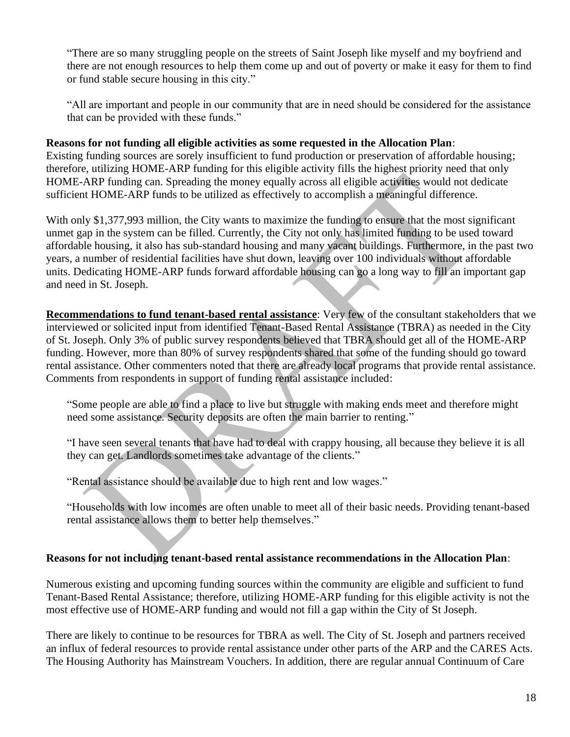"There are so many struggling people on the streets of Saint Joseph like myself and my boyfriend and there are not enough resources to help them come up and out of poverty or make it easy for them to find or fund stable secure housing in this city."

"All are important and people in our community that are in need should be considered for the assistance that can be provided with these funds."

**Reasons for not funding all eligible activities as some requested in the Allocation Plan**:
Existing funding sources are sorely insufficient to fund production or preservation of affordable housing; therefore, utilizing HOME-ARP funding for this eligible activity fills the highest priority need that only HOME-ARP funding can. Spreading the money equally across all eligible activities would not dedicate sufficient HOME-ARP funds to be utilized as effectively to accomplish a meaningful difference.

With only $1,377,993 million, the City wants to maximize the funding to ensure that the most significant unmet gap in the system can be filled. Currently, the City not only has limited funding to be used toward affordable housing, it also has sub-standard housing and many vacant buildings. Furthermore, in the past two years, a number of residential facilities have shut down, leaving over 100 individuals without affordable units. Dedicating HOME-ARP funds forward affordable housing can go a long way to fill an important gap and need in St. Joseph.

**Recommendations to fund tenant-based rental assistance**: Very few of the consultant stakeholders that we interviewed or solicited input from identified Tenant-Based Rental Assistance (TBRA) as needed in the City of St. Joseph. Only 3% of public survey respondents believed that TBRA should get all of the HOME-ARP funding. However, more than 80% of survey respondents shared that some of the funding should go toward rental assistance. Other commenters noted that there are already local programs that provide rental assistance. Comments from respondents in support of funding rental assistance included:

"Some people are able to find a place to live but struggle with making ends meet and therefore might need some assistance. Security deposits are often the main barrier to renting."

"I have seen several tenants that have had to deal with crappy housing, all because they believe it is all they can get. Landlords sometimes take advantage of the clients."

"Rental assistance should be available due to high rent and low wages."

"Households with low incomes are often unable to meet all of their basic needs. Providing tenant-based rental assistance allows them to better help themselves."

**Reasons for not including tenant-based rental assistance recommendations in the Allocation Plan**:

Numerous existing and upcoming funding sources within the community are eligible and sufficient to fund Tenant-Based Rental Assistance; therefore, utilizing HOME-ARP funding for this eligible activity is not the most effective use of HOME-ARP funding and would not fill a gap within the City of St Joseph.

There are likely to continue to be resources for TBRA as well. The City of St. Joseph and partners received an influx of federal resources to provide rental assistance under other parts of the ARP and the CARES Acts. The Housing Authority has Mainstream Vouchers. In addition, there are regular annual Continuum of Care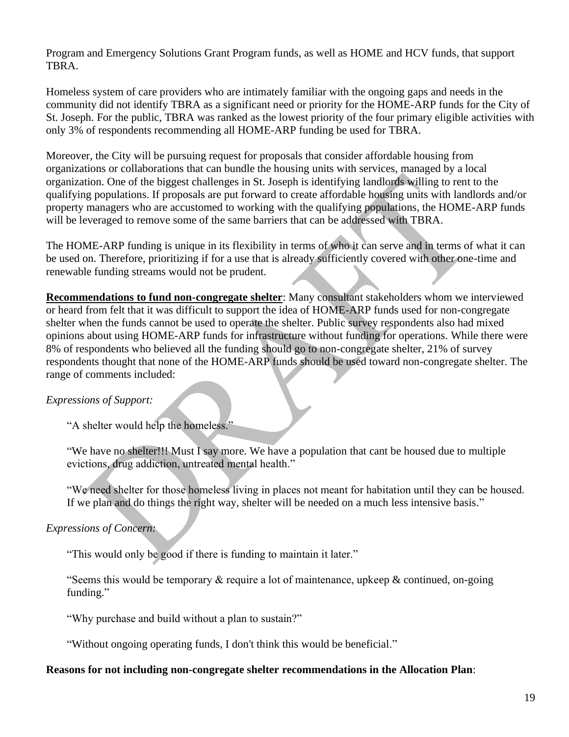Program and Emergency Solutions Grant Program funds, as well as HOME and HCV funds, that support TBRA.

Homeless system of care providers who are intimately familiar with the ongoing gaps and needs in the community did not identify TBRA as a significant need or priority for the HOME-ARP funds for the City of St. Joseph. For the public, TBRA was ranked as the lowest priority of the four primary eligible activities with only 3% of respondents recommending all HOME-ARP funding be used for TBRA.

Moreover, the City will be pursuing request for proposals that consider affordable housing from organizations or collaborations that can bundle the housing units with services, managed by a local organization. One of the biggest challenges in St. Joseph is identifying landlords willing to rent to the qualifying populations. If proposals are put forward to create affordable housing units with landlords and/or property managers who are accustomed to working with the qualifying populations, the HOME-ARP funds will be leveraged to remove some of the same barriers that can be addressed with TBRA.

The HOME-ARP funding is unique in its flexibility in terms of who it can serve and in terms of what it can be used on. Therefore, prioritizing if for a use that is already sufficiently covered with other one-time and renewable funding streams would not be prudent.

**Recommendations to fund non-congregate shelter**: Many consultant stakeholders whom we interviewed or heard from felt that it was difficult to support the idea of HOME-ARP funds used for non-congregate shelter when the funds cannot be used to operate the shelter. Public survey respondents also had mixed opinions about using HOME-ARP funds for infrastructure without funding for operations. While there were 8% of respondents who believed all the funding should go to non-congregate shelter, 21% of survey respondents thought that none of the HOME-ARP funds should be used toward non-congregate shelter. The range of comments included:

*Expressions of Support:*

> "A shelter would help the homeless."
>
> "We have no shelter!!! Must I say more. We have a population that cant be housed due to multiple evictions, drug addiction, untreated mental health."
>
> "We need shelter for those homeless living in places not meant for habitation until they can be housed. If we plan and do things the right way, shelter will be needed on a much less intensive basis."

*Expressions of Concern:*

> "This would only be good if there is funding to maintain it later."
>
> "Seems this would be temporary & require a lot of maintenance, upkeep & continued, on-going funding."
>
> "Why purchase and build without a plan to sustain?"
>
> "Without ongoing operating funds, I don't think this would be beneficial."

**Reasons for not including non-congregate shelter recommendations in the Allocation Plan**: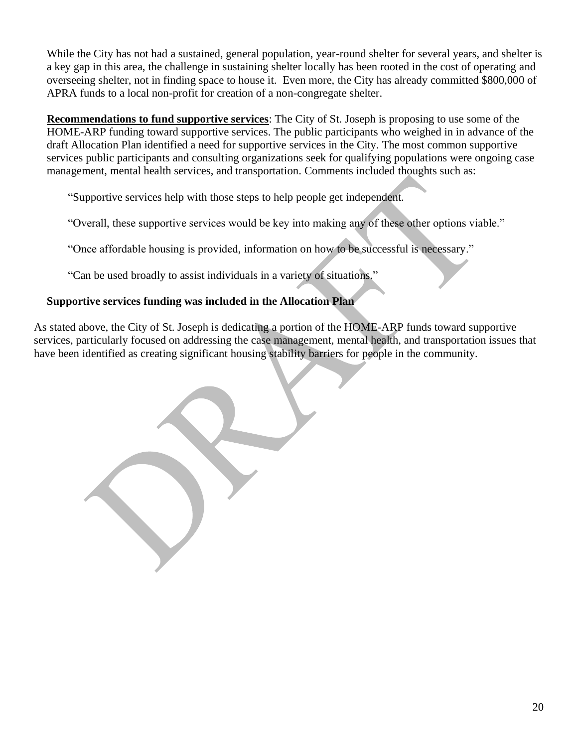While the City has not had a sustained, general population, year-round shelter for several years, and shelter is a key gap in this area, the challenge in sustaining shelter locally has been rooted in the cost of operating and overseeing shelter, not in finding space to house it. Even more, the City has already committed $800,000 of APRA funds to a local non-profit for creation of a non-congregate shelter.

**Recommendations to fund supportive services**: The City of St. Joseph is proposing to use some of the HOME-ARP funding toward supportive services. The public participants who weighed in in advance of the draft Allocation Plan identified a need for supportive services in the City. The most common supportive services public participants and consulting organizations seek for qualifying populations were ongoing case management, mental health services, and transportation. Comments included thoughts such as:

"Supportive services help with those steps to help people get independent.

"Overall, these supportive services would be key into making any of these other options viable."

"Once affordable housing is provided, information on how to be successful is necessary."

"Can be used broadly to assist individuals in a variety of situations."

**Supportive services funding was included in the Allocation Plan**

As stated above, the City of St. Joseph is dedicating a portion of the HOME-ARP funds toward supportive services, particularly focused on addressing the case management, mental health, and transportation issues that have been identified as creating significant housing stability barriers for people in the community.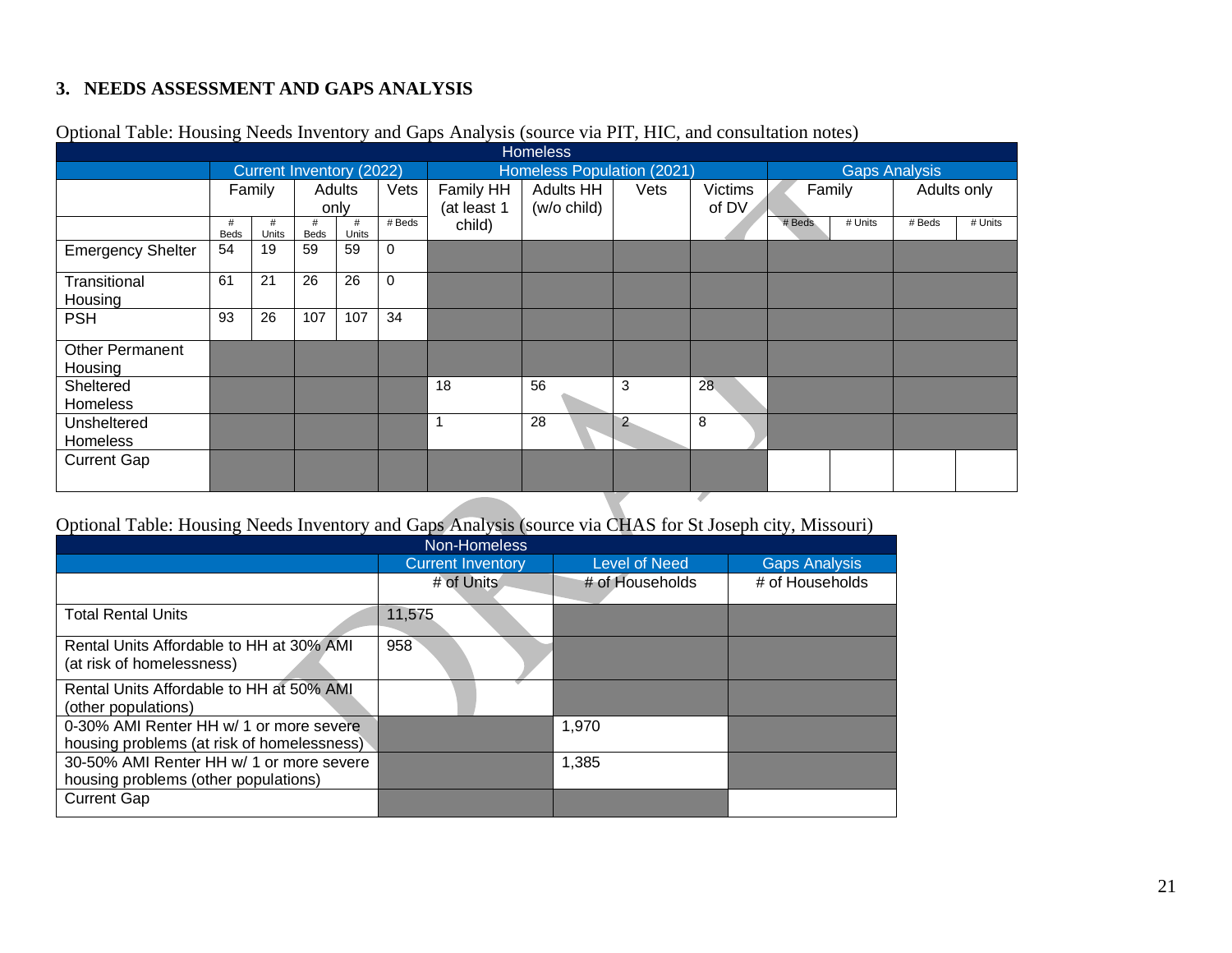## 3. NEEDS ASSESSMENT AND GAPS ANALYSIS

Optional Table: Housing Needs Inventory and Gaps Analysis (source via PIT, HIC, and consultation notes)

| Homeless | | | | | | | | | | | | | | |
|---|---|---|---|---|---|---|---|---|---|---|---|---|---|---|
| | Current Inventory (2022) | | | | | Homeless Population (2021) | | | | Gaps Analysis | | | | |
| | Family | | Adults only | | Vets | Family HH (at least 1 child) | Adults HH (w/o child) | Vets | Victims of DV | Family | | Adults only | | |
| | # Beds | # Units | # Beds | # Units | # Beds | | | | | # Beds | # Units | # Beds | # Units | |
| Emergency Shelter | 54 | 19 | 59 | 59 | 0 | | | | | | | | | |
| Transitional Housing | 61 | 21 | 26 | 26 | 0 | | | | | | | | | |
| PSH | 93 | 26 | 107 | 107 | 34 | | | | | | | | | |
| Other Permanent Housing | | | | | | | | | | | | | | |
| Sheltered Homeless | | | | | | 18 | 56 | 3 | 28 | | | | | |
| Unsheltered Homeless | | | | | | 1 | 28 | 2 | 8 | | | | | |
| Current Gap | | | | | | | | | | | | | | |

Optional Table: Housing Needs Inventory and Gaps Analysis (source via CHAS for St Joseph city, Missouri)

| Non-Homeless | | | |
|---|---|---|---|
| | Current Inventory | Level of Need | Gaps Analysis |
| | # of Units | # of Households | # of Households |
| Total Rental Units | 11,575 | | |
| Rental Units Affordable to HH at 30% AMI (at risk of homelessness) | 958 | | |
| Rental Units Affordable to HH at 50% AMI (other populations) | | | |
| 0-30% AMI Renter HH w/ 1 or more severe housing problems (at risk of homelessness) | | 1,970 | |
| 30-50% AMI Renter HH w/ 1 or more severe housing problems (other populations) | | 1,385 | |
| Current Gap | | | |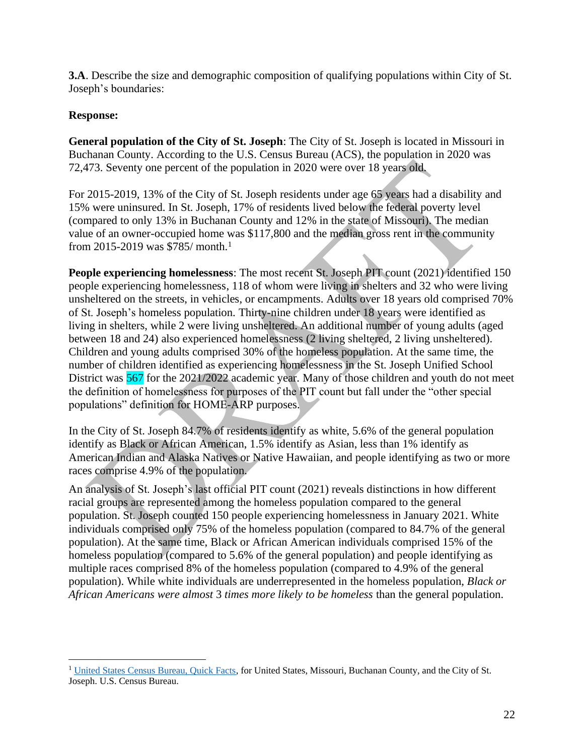**3.A**. Describe the size and demographic composition of qualifying populations within City of St. Joseph's boundaries:

**Response:**

**General population of the City of St. Joseph**: The City of St. Joseph is located in Missouri in Buchanan County. According to the U.S. Census Bureau (ACS), the population in 2020 was 72,473. Seventy one percent of the population in 2020 were over 18 years old.

For 2015-2019, 13% of the City of St. Joseph residents under age 65 years had a disability and 15% were uninsured. In St. Joseph, 17% of residents lived below the federal poverty level (compared to only 13% in Buchanan County and 12% in the state of Missouri). The median value of an owner-occupied home was $117,800 and the median gross rent in the community from 2015-2019 was $785/ month.[1]

**People experiencing homelessness**: The most recent St. Joseph PIT count (2021) identified 150 people experiencing homelessness, 118 of whom were living in shelters and 32 who were living unsheltered on the streets, in vehicles, or encampments. Adults over 18 years old comprised 70% of St. Joseph's homeless population. Thirty-nine children under 18 years were identified as living in shelters, while 2 were living unsheltered. An additional number of young adults (aged between 18 and 24) also experienced homelessness (2 living sheltered, 2 living unsheltered). Children and young adults comprised 30% of the homeless population. At the same time, the number of children identified as experiencing homelessness in the St. Joseph Unified School District was 567 for the 2021/2022 academic year. Many of those children and youth do not meet the definition of homelessness for purposes of the PIT count but fall under the "other special populations" definition for HOME-ARP purposes.

In the City of St. Joseph 84.7% of residents identify as white, 5.6% of the general population identify as Black or African American, 1.5% identify as Asian, less than 1% identify as American Indian and Alaska Natives or Native Hawaiian, and people identifying as two or more races comprise 4.9% of the population.

An analysis of St. Joseph's last official PIT count (2021) reveals distinctions in how different racial groups are represented among the homeless population compared to the general population. St. Joseph counted 150 people experiencing homelessness in January 2021. White individuals comprised only 75% of the homeless population (compared to 84.7% of the general population). At the same time, Black or African American individuals comprised 15% of the homeless population (compared to 5.6% of the general population) and people identifying as multiple races comprised 8% of the homeless population (compared to 4.9% of the general population). While white individuals are underrepresented in the homeless population, *Black or African Americans were almost* 3 *times more likely to be homeless* than the general population.

---

[1] United States Census Bureau, Quick Facts, for United States, Missouri, Buchanan County, and the City of St. Joseph. U.S. Census Bureau.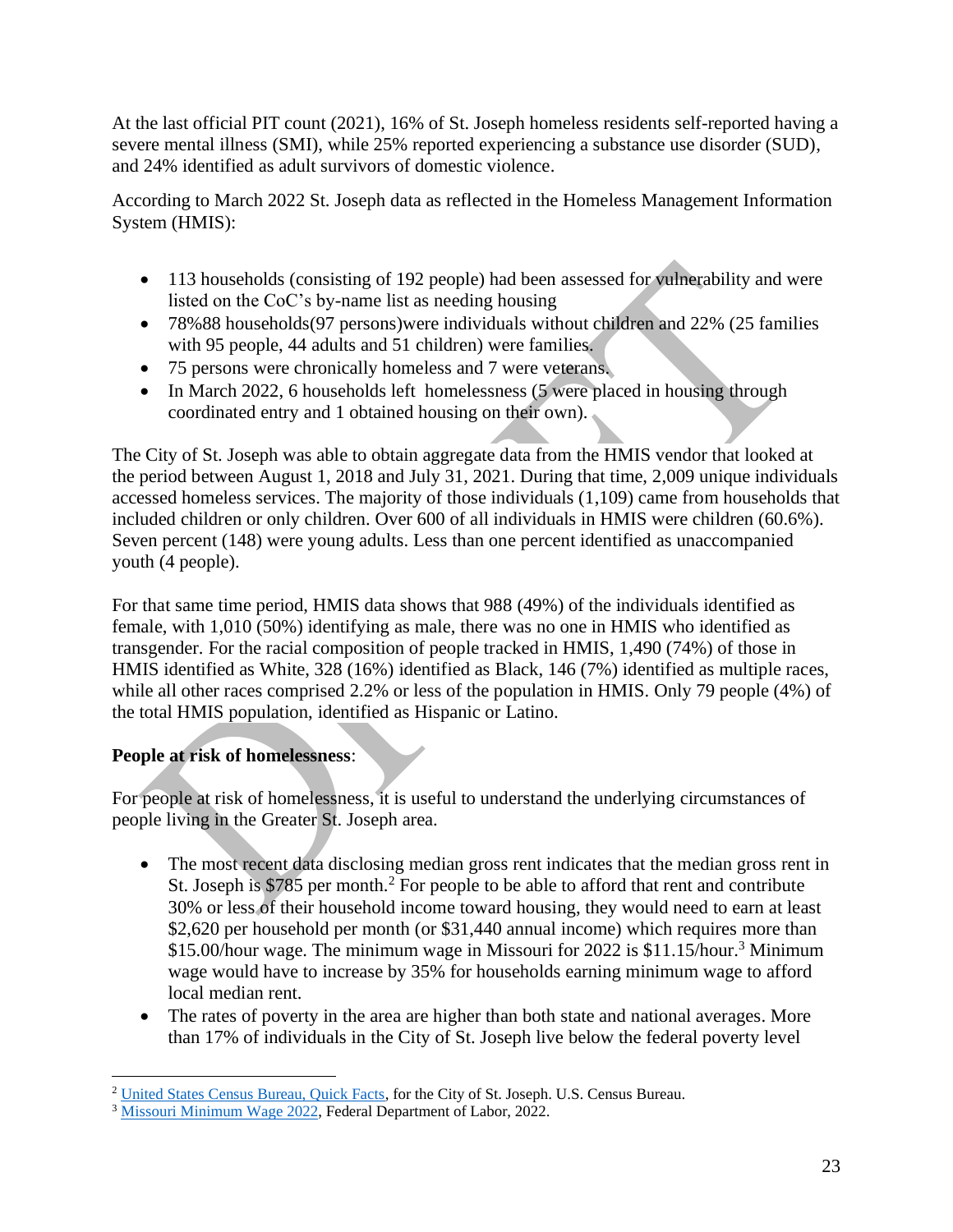At the last official PIT count (2021), 16% of St. Joseph homeless residents self-reported having a severe mental illness (SMI), while 25% reported experiencing a substance use disorder (SUD), and 24% identified as adult survivors of domestic violence.

According to March 2022 St. Joseph data as reflected in the Homeless Management Information System (HMIS):

- 113 households (consisting of 192 people) had been assessed for vulnerability and were listed on the CoC's by-name list as needing housing
- 78%88 households(97 persons)were individuals without children and 22% (25 families with 95 people, 44 adults and 51 children) were families.
- 75 persons were chronically homeless and 7 were veterans.
- In March 2022, 6 households left homelessness (5 were placed in housing through coordinated entry and 1 obtained housing on their own).

The City of St. Joseph was able to obtain aggregate data from the HMIS vendor that looked at the period between August 1, 2018 and July 31, 2021. During that time, 2,009 unique individuals accessed homeless services. The majority of those individuals (1,109) came from households that included children or only children. Over 600 of all individuals in HMIS were children (60.6%). Seven percent (148) were young adults. Less than one percent identified as unaccompanied youth (4 people).

For that same time period, HMIS data shows that 988 (49%) of the individuals identified as female, with 1,010 (50%) identifying as male, there was no one in HMIS who identified as transgender. For the racial composition of people tracked in HMIS, 1,490 (74%) of those in HMIS identified as White, 328 (16%) identified as Black, 146 (7%) identified as multiple races, while all other races comprised 2.2% or less of the population in HMIS. Only 79 people (4%) of the total HMIS population, identified as Hispanic or Latino.

**People at risk of homelessness**:

For people at risk of homelessness, it is useful to understand the underlying circumstances of people living in the Greater St. Joseph area.

- The most recent data disclosing median gross rent indicates that the median gross rent in St. Joseph is $785 per month.[2] For people to be able to afford that rent and contribute 30% or less of their household income toward housing, they would need to earn at least $2,620 per household per month (or $31,440 annual income) which requires more than $15.00/hour wage. The minimum wage in Missouri for 2022 is $11.15/hour.[3] Minimum wage would have to increase by 35% for households earning minimum wage to afford local median rent.
- The rates of poverty in the area are higher than both state and national averages. More than 17% of individuals in the City of St. Joseph live below the federal poverty level

[2] United States Census Bureau, Quick Facts, for the City of St. Joseph. U.S. Census Bureau.

[3] Missouri Minimum Wage 2022, Federal Department of Labor, 2022.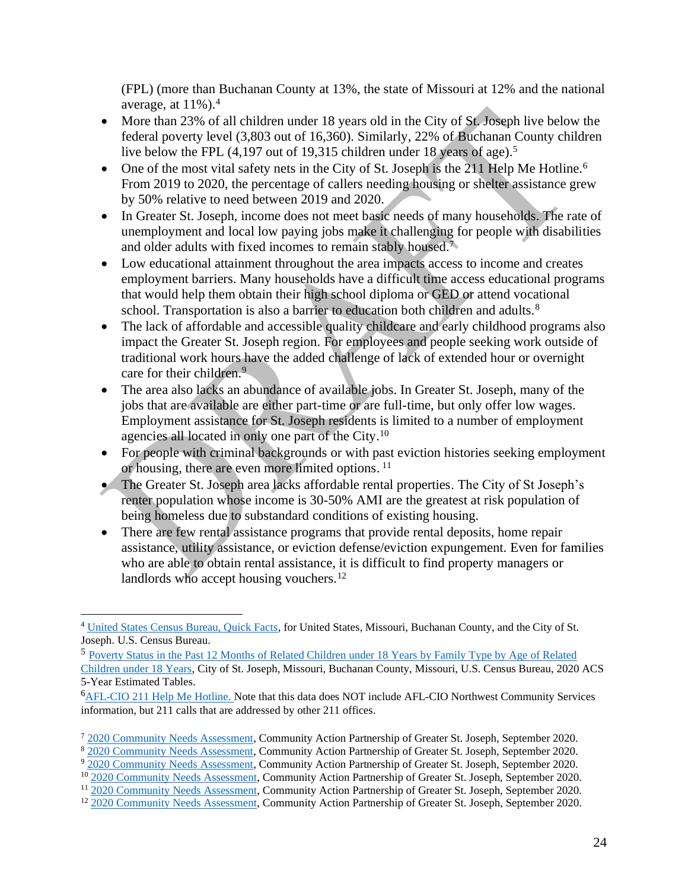(FPL) (more than Buchanan County at 13%, the state of Missouri at 12% and the national average, at 11%).[4]

- More than 23% of all children under 18 years old in the City of St. Joseph live below the federal poverty level (3,803 out of 16,360). Similarly, 22% of Buchanan County children live below the FPL (4,197 out of 19,315 children under 18 years of age).[5]
- One of the most vital safety nets in the City of St. Joseph is the 211 Help Me Hotline.[6] From 2019 to 2020, the percentage of callers needing housing or shelter assistance grew by 50% relative to need between 2019 and 2020.
- In Greater St. Joseph, income does not meet basic needs of many households. The rate of unemployment and local low paying jobs make it challenging for people with disabilities and older adults with fixed incomes to remain stably housed.[7]
- Low educational attainment throughout the area impacts access to income and creates employment barriers. Many households have a difficult time access educational programs that would help them obtain their high school diploma or GED or attend vocational school. Transportation is also a barrier to education both children and adults.[8]
- The lack of affordable and accessible quality childcare and early childhood programs also impact the Greater St. Joseph region. For employees and people seeking work outside of traditional work hours have the added challenge of lack of extended hour or overnight care for their children.[9]
- The area also lacks an abundance of available jobs. In Greater St. Joseph, many of the jobs that are available are either part-time or are full-time, but only offer low wages. Employment assistance for St. Joseph residents is limited to a number of employment agencies all located in only one part of the City.[10]
- For people with criminal backgrounds or with past eviction histories seeking employment or housing, there are even more limited options. [11]
- The Greater St. Joseph area lacks affordable rental properties. The City of St Joseph's renter population whose income is 30-50% AMI are the greatest at risk population of being homeless due to substandard conditions of existing housing.
- There are few rental assistance programs that provide rental deposits, home repair assistance, utility assistance, or eviction defense/eviction expungement. Even for families who are able to obtain rental assistance, it is difficult to find property managers or landlords who accept housing vouchers.[12]

---

[4] United States Census Bureau, Quick Facts, for United States, Missouri, Buchanan County, and the City of St. Joseph. U.S. Census Bureau.

[5] Poverty Status in the Past 12 Months of Related Children under 18 Years by Family Type by Age of Related Children under 18 Years, City of St. Joseph, Missouri, Buchanan County, Missouri, U.S. Census Bureau, 2020 ACS 5-Year Estimated Tables.

[6] AFL-CIO 211 Help Me Hotline. Note that this data does NOT include AFL-CIO Northwest Community Services information, but 211 calls that are addressed by other 211 offices.

[7] 2020 Community Needs Assessment, Community Action Partnership of Greater St. Joseph, September 2020.

[8] 2020 Community Needs Assessment, Community Action Partnership of Greater St. Joseph, September 2020.

[9] 2020 Community Needs Assessment, Community Action Partnership of Greater St. Joseph, September 2020.

[10] 2020 Community Needs Assessment, Community Action Partnership of Greater St. Joseph, September 2020.

[11] 2020 Community Needs Assessment, Community Action Partnership of Greater St. Joseph, September 2020.

[12] 2020 Community Needs Assessment, Community Action Partnership of Greater St. Joseph, September 2020.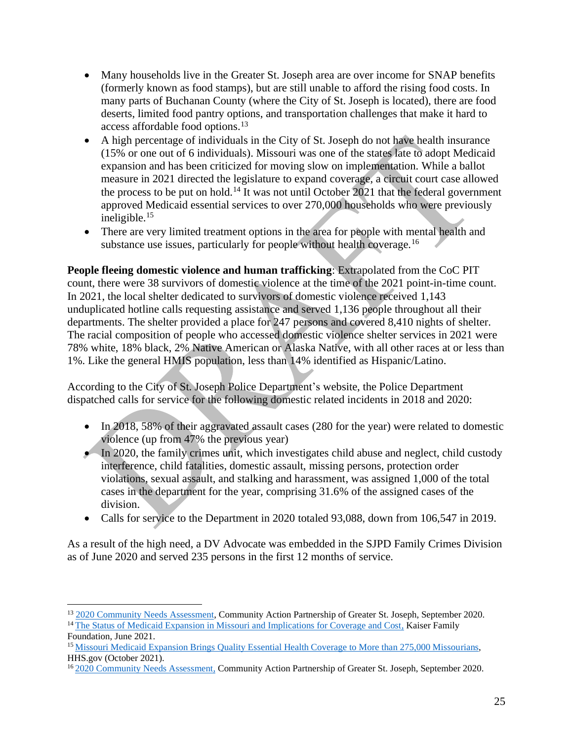- Many households live in the Greater St. Joseph area are over income for SNAP benefits (formerly known as food stamps), but are still unable to afford the rising food costs. In many parts of Buchanan County (where the City of St. Joseph is located), there are food deserts, limited food pantry options, and transportation challenges that make it hard to access affordable food options.[13]
- A high percentage of individuals in the City of St. Joseph do not have health insurance (15% or one out of 6 individuals). Missouri was one of the states late to adopt Medicaid expansion and has been criticized for moving slow on implementation. While a ballot measure in 2021 directed the legislature to expand coverage, a circuit court case allowed the process to be put on hold.[14] It was not until October 2021 that the federal government approved Medicaid essential services to over 270,000 households who were previously ineligible.[15]
- There are very limited treatment options in the area for people with mental health and substance use issues, particularly for people without health coverage.[16]

**People fleeing domestic violence and human trafficking**: Extrapolated from the CoC PIT count, there were 38 survivors of domestic violence at the time of the 2021 point-in-time count. In 2021, the local shelter dedicated to survivors of domestic violence received 1,143 unduplicated hotline calls requesting assistance and served 1,136 people throughout all their departments. The shelter provided a place for 247 persons and covered 8,410 nights of shelter. The racial composition of people who accessed domestic violence shelter services in 2021 were 78% white, 18% black, 2% Native American or Alaska Native, with all other races at or less than 1%. Like the general HMIS population, less than 14% identified as Hispanic/Latino.

According to the City of St. Joseph Police Department's website, the Police Department dispatched calls for service for the following domestic related incidents in 2018 and 2020:

- In 2018, 58% of their aggravated assault cases (280 for the year) were related to domestic violence (up from 47% the previous year)
- In 2020, the family crimes unit, which investigates child abuse and neglect, child custody interference, child fatalities, domestic assault, missing persons, protection order violations, sexual assault, and stalking and harassment, was assigned 1,000 of the total cases in the department for the year, comprising 31.6% of the assigned cases of the division.
- Calls for service to the Department in 2020 totaled 93,088, down from 106,547 in 2019.

As a result of the high need, a DV Advocate was embedded in the SJPD Family Crimes Division as of June 2020 and served 235 persons in the first 12 months of service.

---

[13] 2020 Community Needs Assessment, Community Action Partnership of Greater St. Joseph, September 2020.

[14] The Status of Medicaid Expansion in Missouri and Implications for Coverage and Cost, Kaiser Family Foundation, June 2021.

[15] Missouri Medicaid Expansion Brings Quality Essential Health Coverage to More than 275,000 Missourians, HHS.gov (October 2021).

[16] 2020 Community Needs Assessment, Community Action Partnership of Greater St. Joseph, September 2020.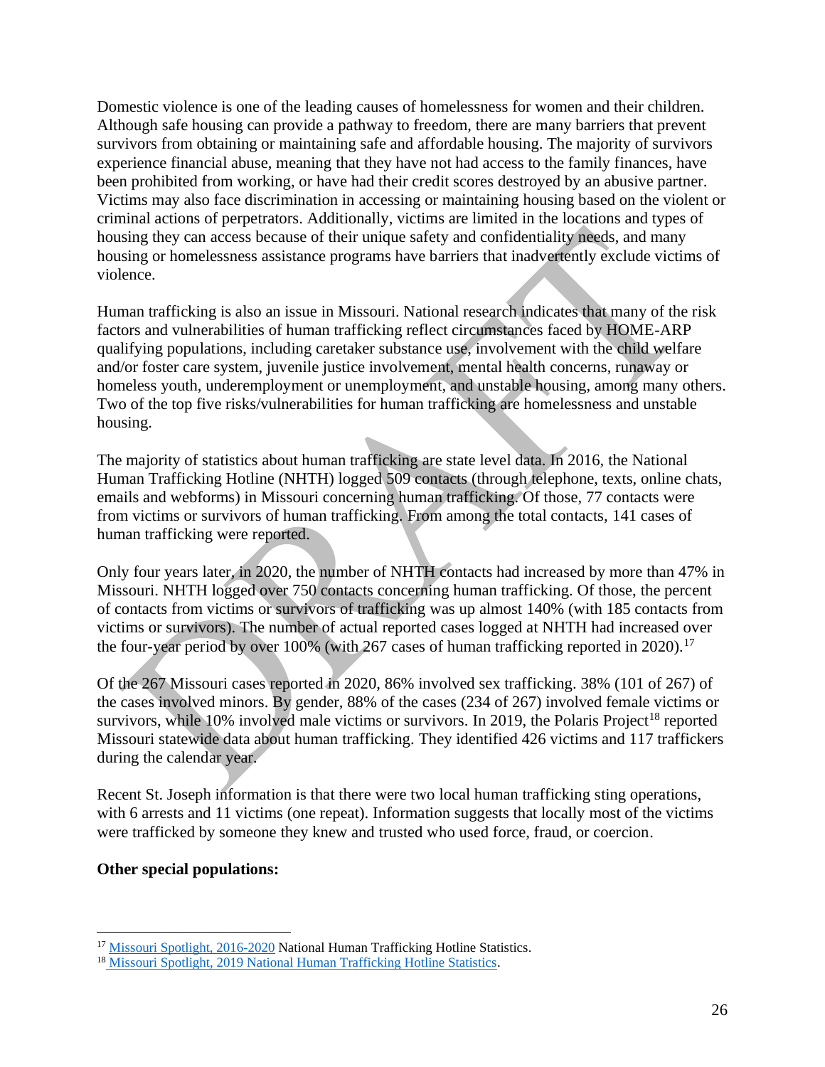Domestic violence is one of the leading causes of homelessness for women and their children. Although safe housing can provide a pathway to freedom, there are many barriers that prevent survivors from obtaining or maintaining safe and affordable housing. The majority of survivors experience financial abuse, meaning that they have not had access to the family finances, have been prohibited from working, or have had their credit scores destroyed by an abusive partner. Victims may also face discrimination in accessing or maintaining housing based on the violent or criminal actions of perpetrators. Additionally, victims are limited in the locations and types of housing they can access because of their unique safety and confidentiality needs, and many housing or homelessness assistance programs have barriers that inadvertently exclude victims of violence.

Human trafficking is also an issue in Missouri. National research indicates that many of the risk factors and vulnerabilities of human trafficking reflect circumstances faced by HOME-ARP qualifying populations, including caretaker substance use, involvement with the child welfare and/or foster care system, juvenile justice involvement, mental health concerns, runaway or homeless youth, underemployment or unemployment, and unstable housing, among many others. Two of the top five risks/vulnerabilities for human trafficking are homelessness and unstable housing.

The majority of statistics about human trafficking are state level data. In 2016, the National Human Trafficking Hotline (NHTH) logged 509 contacts (through telephone, texts, online chats, emails and webforms) in Missouri concerning human trafficking. Of those, 77 contacts were from victims or survivors of human trafficking. From among the total contacts, 141 cases of human trafficking were reported.

Only four years later, in 2020, the number of NHTH contacts had increased by more than 47% in Missouri. NHTH logged over 750 contacts concerning human trafficking. Of those, the percent of contacts from victims or survivors of trafficking was up almost 140% (with 185 contacts from victims or survivors). The number of actual reported cases logged at NHTH had increased over the four-year period by over 100% (with 267 cases of human trafficking reported in 2020).[17]

Of the 267 Missouri cases reported in 2020, 86% involved sex trafficking. 38% (101 of 267) of the cases involved minors. By gender, 88% of the cases (234 of 267) involved female victims or survivors, while 10% involved male victims or survivors. In 2019, the Polaris Project[18] reported Missouri statewide data about human trafficking. They identified 426 victims and 117 traffickers during the calendar year.

Recent St. Joseph information is that there were two local human trafficking sting operations, with 6 arrests and 11 victims (one repeat). Information suggests that locally most of the victims were trafficked by someone they knew and trusted who used force, fraud, or coercion.

**Other special populations:**

---

[17] Missouri Spotlight, 2016-2020 National Human Trafficking Hotline Statistics.

[18] Missouri Spotlight, 2019 National Human Trafficking Hotline Statistics.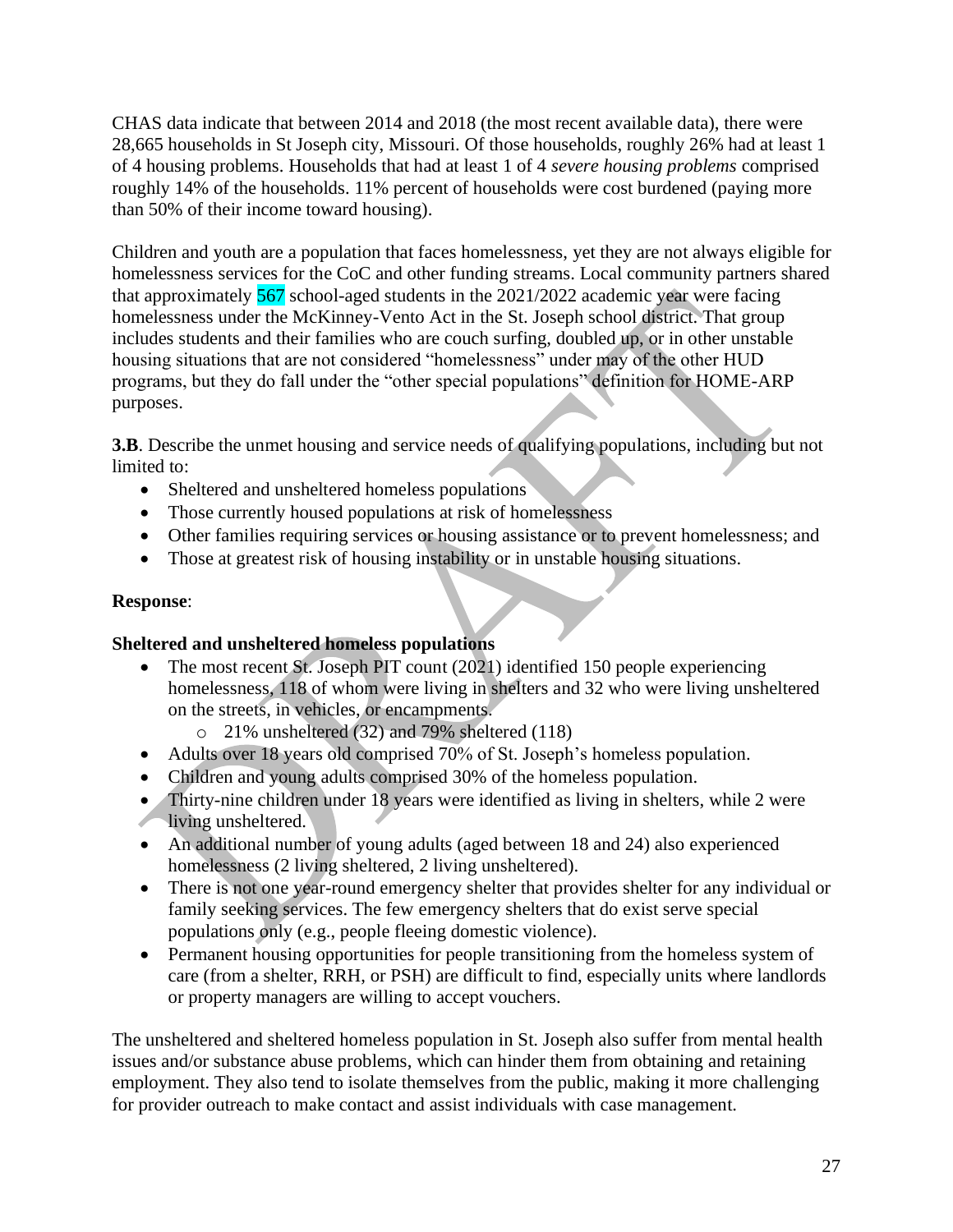CHAS data indicate that between 2014 and 2018 (the most recent available data), there were 28,665 households in St Joseph city, Missouri. Of those households, roughly 26% had at least 1 of 4 housing problems. Households that had at least 1 of 4 *severe housing problems* comprised roughly 14% of the households. 11% percent of households were cost burdened (paying more than 50% of their income toward housing).

Children and youth are a population that faces homelessness, yet they are not always eligible for homelessness services for the CoC and other funding streams. Local community partners shared that approximately 567 school-aged students in the 2021/2022 academic year were facing homelessness under the McKinney-Vento Act in the St. Joseph school district. That group includes students and their families who are couch surfing, doubled up, or in other unstable housing situations that are not considered "homelessness" under may of the other HUD programs, but they do fall under the "other special populations" definition for HOME-ARP purposes.

**3.B**. Describe the unmet housing and service needs of qualifying populations, including but not limited to:

- Sheltered and unsheltered homeless populations
- Those currently housed populations at risk of homelessness
- Other families requiring services or housing assistance or to prevent homelessness; and
- Those at greatest risk of housing instability or in unstable housing situations.

**Response**:

**Sheltered and unsheltered homeless populations**

- The most recent St. Joseph PIT count (2021) identified 150 people experiencing homelessness, 118 of whom were living in shelters and 32 who were living unsheltered on the streets, in vehicles, or encampments.
    - 21% unsheltered (32) and 79% sheltered (118)
- Adults over 18 years old comprised 70% of St. Joseph's homeless population.
- Children and young adults comprised 30% of the homeless population.
- Thirty-nine children under 18 years were identified as living in shelters, while 2 were living unsheltered.
- An additional number of young adults (aged between 18 and 24) also experienced homelessness (2 living sheltered, 2 living unsheltered).
- There is not one year-round emergency shelter that provides shelter for any individual or family seeking services. The few emergency shelters that do exist serve special populations only (e.g., people fleeing domestic violence).
- Permanent housing opportunities for people transitioning from the homeless system of care (from a shelter, RRH, or PSH) are difficult to find, especially units where landlords or property managers are willing to accept vouchers.

The unsheltered and sheltered homeless population in St. Joseph also suffer from mental health issues and/or substance abuse problems, which can hinder them from obtaining and retaining employment. They also tend to isolate themselves from the public, making it more challenging for provider outreach to make contact and assist individuals with case management.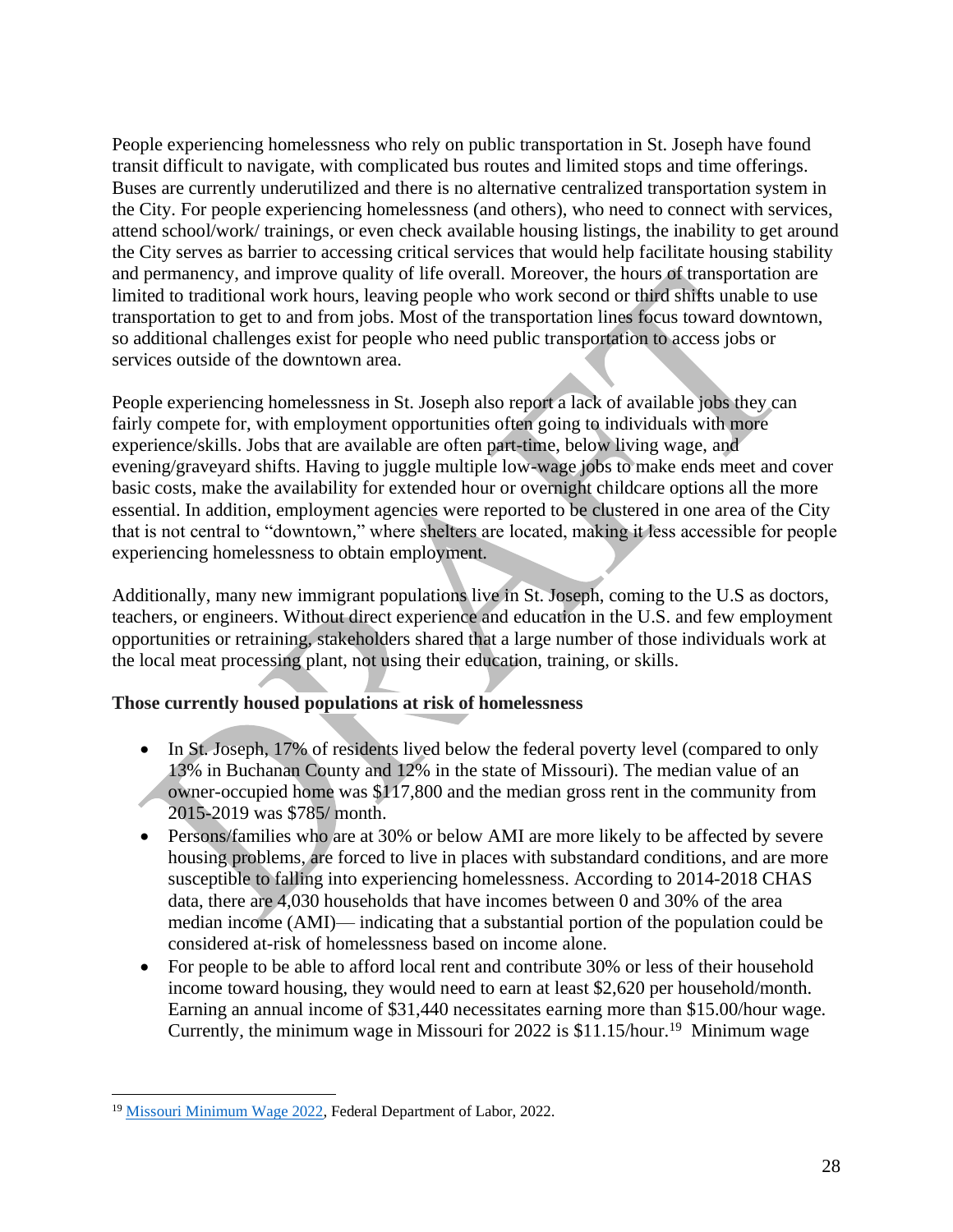People experiencing homelessness who rely on public transportation in St. Joseph have found transit difficult to navigate, with complicated bus routes and limited stops and time offerings. Buses are currently underutilized and there is no alternative centralized transportation system in the City. For people experiencing homelessness (and others), who need to connect with services, attend school/work/ trainings, or even check available housing listings, the inability to get around the City serves as barrier to accessing critical services that would help facilitate housing stability and permanency, and improve quality of life overall. Moreover, the hours of transportation are limited to traditional work hours, leaving people who work second or third shifts unable to use transportation to get to and from jobs. Most of the transportation lines focus toward downtown, so additional challenges exist for people who need public transportation to access jobs or services outside of the downtown area.

People experiencing homelessness in St. Joseph also report a lack of available jobs they can fairly compete for, with employment opportunities often going to individuals with more experience/skills. Jobs that are available are often part-time, below living wage, and evening/graveyard shifts. Having to juggle multiple low-wage jobs to make ends meet and cover basic costs, make the availability for extended hour or overnight childcare options all the more essential. In addition, employment agencies were reported to be clustered in one area of the City that is not central to "downtown," where shelters are located, making it less accessible for people experiencing homelessness to obtain employment.

Additionally, many new immigrant populations live in St. Joseph, coming to the U.S as doctors, teachers, or engineers. Without direct experience and education in the U.S. and few employment opportunities or retraining, stakeholders shared that a large number of those individuals work at the local meat processing plant, not using their education, training, or skills.

**Those currently housed populations at risk of homelessness**

- In St. Joseph, 17% of residents lived below the federal poverty level (compared to only 13% in Buchanan County and 12% in the state of Missouri). The median value of an owner-occupied home was $117,800 and the median gross rent in the community from 2015-2019 was $785/ month.
- Persons/families who are at 30% or below AMI are more likely to be affected by severe housing problems, are forced to live in places with substandard conditions, and are more susceptible to falling into experiencing homelessness. According to 2014-2018 CHAS data, there are 4,030 households that have incomes between 0 and 30% of the area median income (AMI)— indicating that a substantial portion of the population could be considered at-risk of homelessness based on income alone.
- For people to be able to afford local rent and contribute 30% or less of their household income toward housing, they would need to earn at least $2,620 per household/month. Earning an annual income of $31,440 necessitates earning more than $15.00/hour wage. Currently, the minimum wage in Missouri for 2022 is $11.15/hour.[19] Minimum wage

[19] Missouri Minimum Wage 2022, Federal Department of Labor, 2022.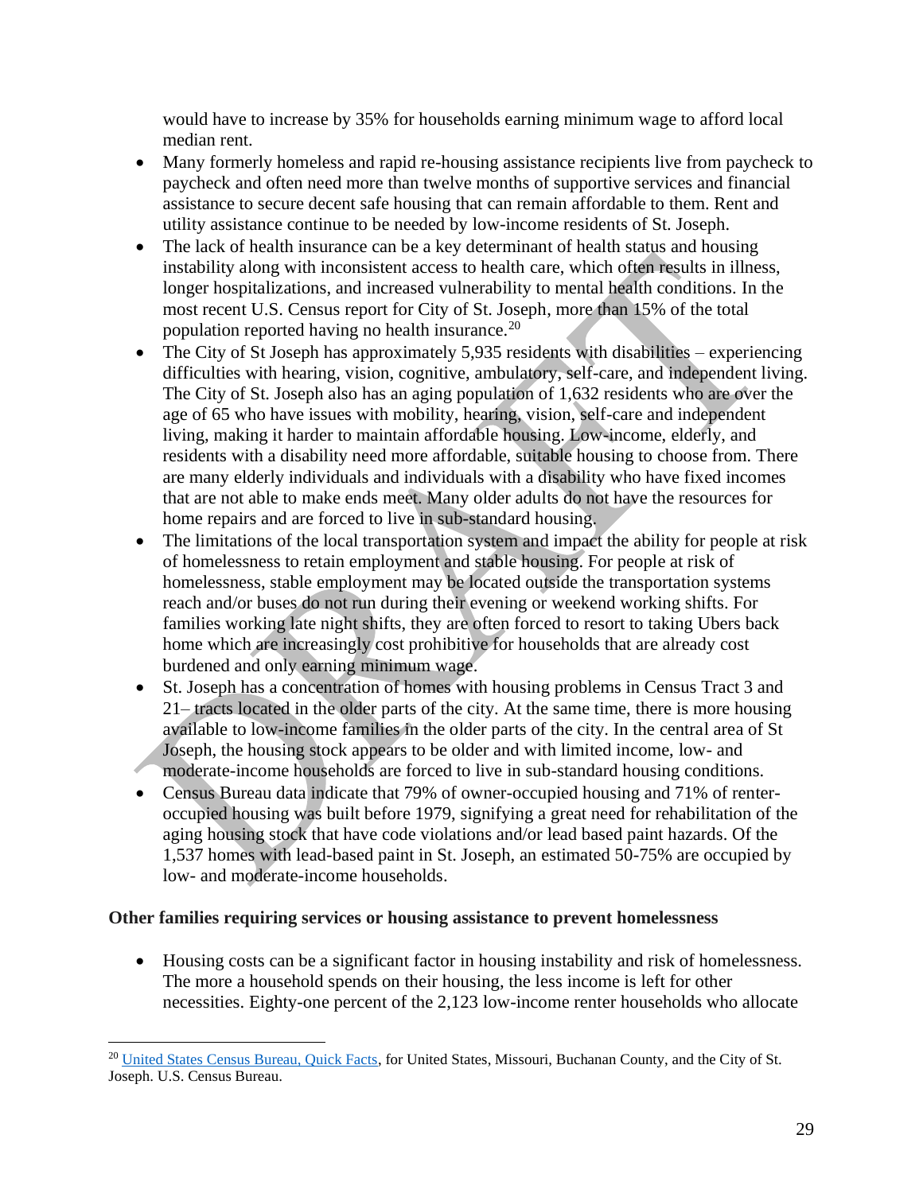would have to increase by 35% for households earning minimum wage to afford local median rent.

- Many formerly homeless and rapid re-housing assistance recipients live from paycheck to paycheck and often need more than twelve months of supportive services and financial assistance to secure decent safe housing that can remain affordable to them. Rent and utility assistance continue to be needed by low-income residents of St. Joseph.
- The lack of health insurance can be a key determinant of health status and housing instability along with inconsistent access to health care, which often results in illness, longer hospitalizations, and increased vulnerability to mental health conditions. In the most recent U.S. Census report for City of St. Joseph, more than 15% of the total population reported having no health insurance.[20]
- The City of St Joseph has approximately 5,935 residents with disabilities – experiencing difficulties with hearing, vision, cognitive, ambulatory, self-care, and independent living. The City of St. Joseph also has an aging population of 1,632 residents who are over the age of 65 who have issues with mobility, hearing, vision, self-care and independent living, making it harder to maintain affordable housing. Low-income, elderly, and residents with a disability need more affordable, suitable housing to choose from. There are many elderly individuals and individuals with a disability who have fixed incomes that are not able to make ends meet. Many older adults do not have the resources for home repairs and are forced to live in sub-standard housing.
- The limitations of the local transportation system and impact the ability for people at risk of homelessness to retain employment and stable housing. For people at risk of homelessness, stable employment may be located outside the transportation systems reach and/or buses do not run during their evening or weekend working shifts. For families working late night shifts, they are often forced to resort to taking Ubers back home which are increasingly cost prohibitive for households that are already cost burdened and only earning minimum wage.
- St. Joseph has a concentration of homes with housing problems in Census Tract 3 and 21– tracts located in the older parts of the city. At the same time, there is more housing available to low-income families in the older parts of the city. In the central area of St Joseph, the housing stock appears to be older and with limited income, low- and moderate-income households are forced to live in sub-standard housing conditions.
- Census Bureau data indicate that 79% of owner-occupied housing and 71% of renter-occupied housing was built before 1979, signifying a great need for rehabilitation of the aging housing stock that have code violations and/or lead based paint hazards. Of the 1,537 homes with lead-based paint in St. Joseph, an estimated 50-75% are occupied by low- and moderate-income households.

**Other families requiring services or housing assistance to prevent homelessness**

- Housing costs can be a significant factor in housing instability and risk of homelessness. The more a household spends on their housing, the less income is left for other necessities. Eighty-one percent of the 2,123 low-income renter households who allocate

[20] United States Census Bureau, Quick Facts, for United States, Missouri, Buchanan County, and the City of St. Joseph. U.S. Census Bureau.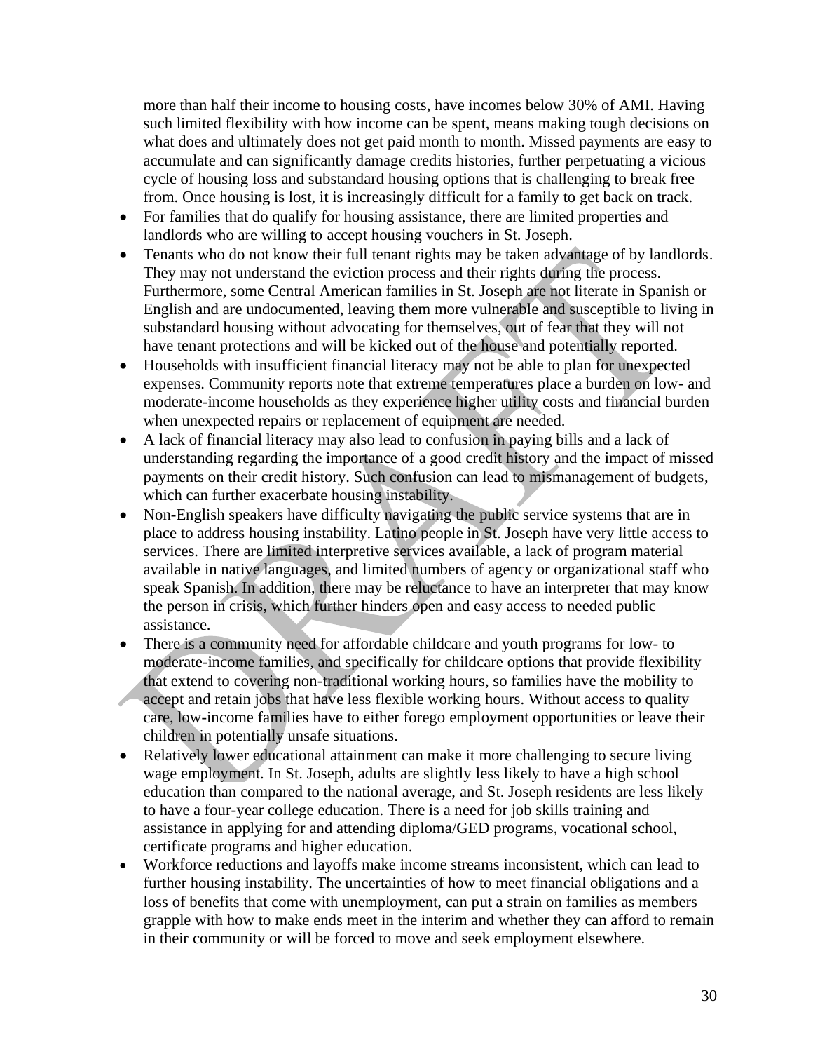more than half their income to housing costs, have incomes below 30% of AMI. Having such limited flexibility with how income can be spent, means making tough decisions on what does and ultimately does not get paid month to month. Missed payments are easy to accumulate and can significantly damage credits histories, further perpetuating a vicious cycle of housing loss and substandard housing options that is challenging to break free from. Once housing is lost, it is increasingly difficult for a family to get back on track.

- For families that do qualify for housing assistance, there are limited properties and landlords who are willing to accept housing vouchers in St. Joseph.
- Tenants who do not know their full tenant rights may be taken advantage of by landlords. They may not understand the eviction process and their rights during the process. Furthermore, some Central American families in St. Joseph are not literate in Spanish or English and are undocumented, leaving them more vulnerable and susceptible to living in substandard housing without advocating for themselves, out of fear that they will not have tenant protections and will be kicked out of the house and potentially reported.
- Households with insufficient financial literacy may not be able to plan for unexpected expenses. Community reports note that extreme temperatures place a burden on low- and moderate-income households as they experience higher utility costs and financial burden when unexpected repairs or replacement of equipment are needed.
- A lack of financial literacy may also lead to confusion in paying bills and a lack of understanding regarding the importance of a good credit history and the impact of missed payments on their credit history. Such confusion can lead to mismanagement of budgets, which can further exacerbate housing instability.
- Non-English speakers have difficulty navigating the public service systems that are in place to address housing instability. Latino people in St. Joseph have very little access to services. There are limited interpretive services available, a lack of program material available in native languages, and limited numbers of agency or organizational staff who speak Spanish. In addition, there may be reluctance to have an interpreter that may know the person in crisis, which further hinders open and easy access to needed public assistance.
- There is a community need for affordable childcare and youth programs for low- to moderate-income families, and specifically for childcare options that provide flexibility that extend to covering non-traditional working hours, so families have the mobility to accept and retain jobs that have less flexible working hours. Without access to quality care, low-income families have to either forego employment opportunities or leave their children in potentially unsafe situations.
- Relatively lower educational attainment can make it more challenging to secure living wage employment. In St. Joseph, adults are slightly less likely to have a high school education than compared to the national average, and St. Joseph residents are less likely to have a four-year college education. There is a need for job skills training and assistance in applying for and attending diploma/GED programs, vocational school, certificate programs and higher education.
- Workforce reductions and layoffs make income streams inconsistent, which can lead to further housing instability. The uncertainties of how to meet financial obligations and a loss of benefits that come with unemployment, can put a strain on families as members grapple with how to make ends meet in the interim and whether they can afford to remain in their community or will be forced to move and seek employment elsewhere.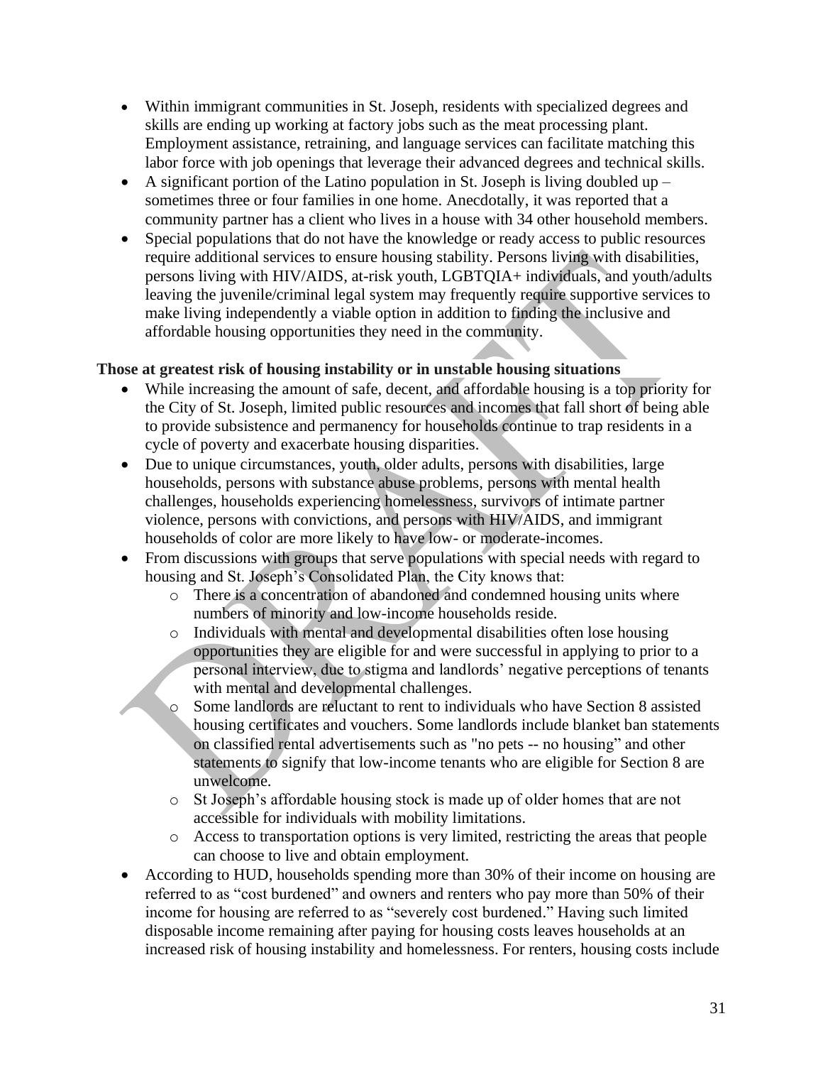- Within immigrant communities in St. Joseph, residents with specialized degrees and skills are ending up working at factory jobs such as the meat processing plant. Employment assistance, retraining, and language services can facilitate matching this labor force with job openings that leverage their advanced degrees and technical skills.
- A significant portion of the Latino population in St. Joseph is living doubled up – sometimes three or four families in one home. Anecdotally, it was reported that a community partner has a client who lives in a house with 34 other household members.
- Special populations that do not have the knowledge or ready access to public resources require additional services to ensure housing stability. Persons living with disabilities, persons living with HIV/AIDS, at-risk youth, LGBTQIA+ individuals, and youth/adults leaving the juvenile/criminal legal system may frequently require supportive services to make living independently a viable option in addition to finding the inclusive and affordable housing opportunities they need in the community.

**Those at greatest risk of housing instability or in unstable housing situations**

- While increasing the amount of safe, decent, and affordable housing is a top priority for the City of St. Joseph, limited public resources and incomes that fall short of being able to provide subsistence and permanency for households continue to trap residents in a cycle of poverty and exacerbate housing disparities.
- Due to unique circumstances, youth, older adults, persons with disabilities, large households, persons with substance abuse problems, persons with mental health challenges, households experiencing homelessness, survivors of intimate partner violence, persons with convictions, and persons with HIV/AIDS, and immigrant households of color are more likely to have low- or moderate-incomes.
- From discussions with groups that serve populations with special needs with regard to housing and St. Joseph's Consolidated Plan, the City knows that:
  - There is a concentration of abandoned and condemned housing units where numbers of minority and low-income households reside.
  - Individuals with mental and developmental disabilities often lose housing opportunities they are eligible for and were successful in applying to prior to a personal interview, due to stigma and landlords' negative perceptions of tenants with mental and developmental challenges.
  - Some landlords are reluctant to rent to individuals who have Section 8 assisted housing certificates and vouchers. Some landlords include blanket ban statements on classified rental advertisements such as "no pets -- no housing" and other statements to signify that low-income tenants who are eligible for Section 8 are unwelcome.
  - St Joseph's affordable housing stock is made up of older homes that are not accessible for individuals with mobility limitations.
  - Access to transportation options is very limited, restricting the areas that people can choose to live and obtain employment.
- According to HUD, households spending more than 30% of their income on housing are referred to as "cost burdened" and owners and renters who pay more than 50% of their income for housing are referred to as "severely cost burdened." Having such limited disposable income remaining after paying for housing costs leaves households at an increased risk of housing instability and homelessness. For renters, housing costs include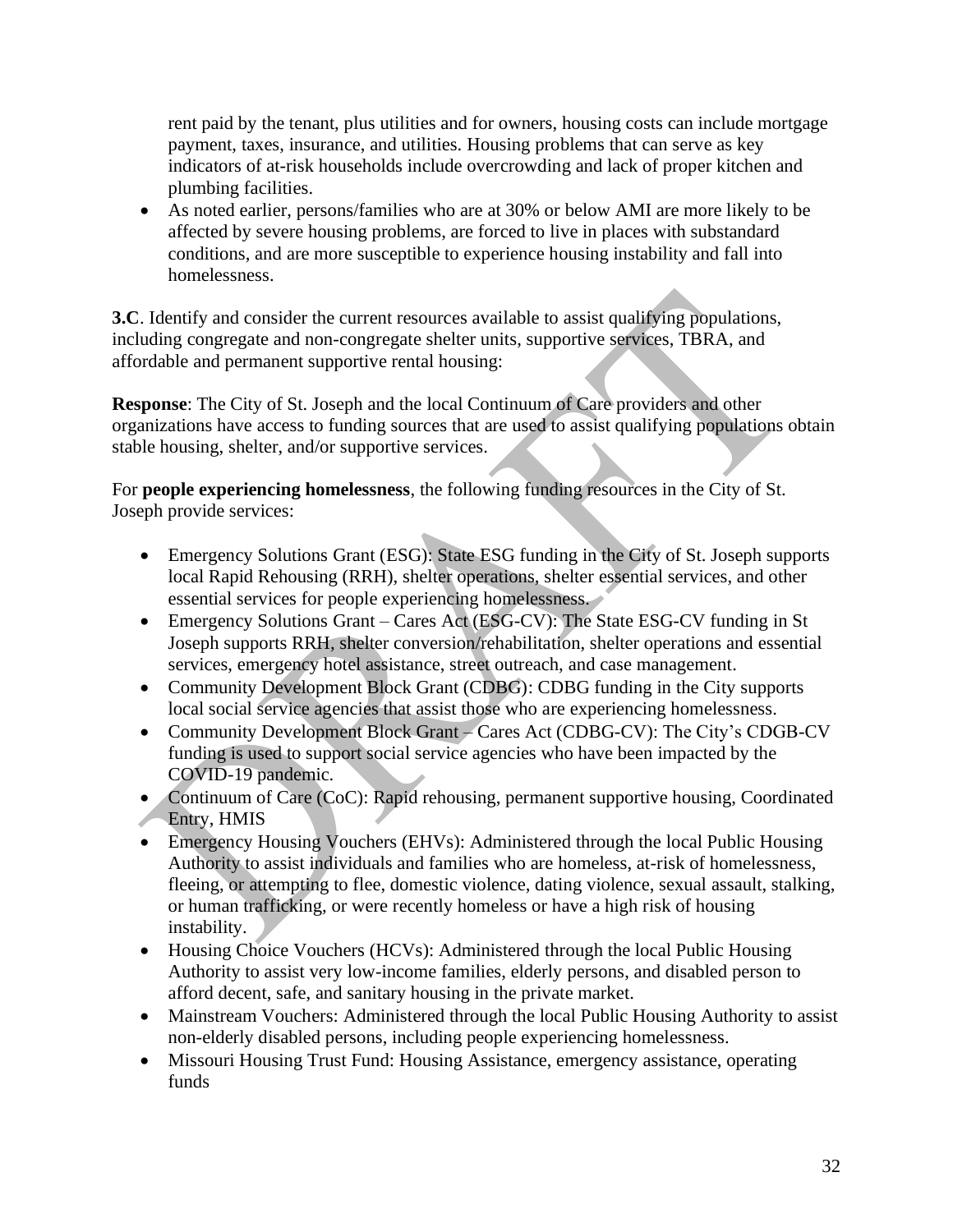rent paid by the tenant, plus utilities and for owners, housing costs can include mortgage payment, taxes, insurance, and utilities. Housing problems that can serve as key indicators of at-risk households include overcrowding and lack of proper kitchen and plumbing facilities.

- As noted earlier, persons/families who are at 30% or below AMI are more likely to be affected by severe housing problems, are forced to live in places with substandard conditions, and are more susceptible to experience housing instability and fall into homelessness.

**3.C**. Identify and consider the current resources available to assist qualifying populations, including congregate and non-congregate shelter units, supportive services, TBRA, and affordable and permanent supportive rental housing:

**Response**: The City of St. Joseph and the local Continuum of Care providers and other organizations have access to funding sources that are used to assist qualifying populations obtain stable housing, shelter, and/or supportive services.

For **people experiencing homelessness**, the following funding resources in the City of St. Joseph provide services:

- Emergency Solutions Grant (ESG): State ESG funding in the City of St. Joseph supports local Rapid Rehousing (RRH), shelter operations, shelter essential services, and other essential services for people experiencing homelessness.
- Emergency Solutions Grant – Cares Act (ESG-CV): The State ESG-CV funding in St Joseph supports RRH, shelter conversion/rehabilitation, shelter operations and essential services, emergency hotel assistance, street outreach, and case management.
- Community Development Block Grant (CDBG): CDBG funding in the City supports local social service agencies that assist those who are experiencing homelessness.
- Community Development Block Grant – Cares Act (CDBG-CV): The City's CDGB-CV funding is used to support social service agencies who have been impacted by the COVID-19 pandemic.
- Continuum of Care (CoC): Rapid rehousing, permanent supportive housing, Coordinated Entry, HMIS
- Emergency Housing Vouchers (EHVs): Administered through the local Public Housing Authority to assist individuals and families who are homeless, at-risk of homelessness, fleeing, or attempting to flee, domestic violence, dating violence, sexual assault, stalking, or human trafficking, or were recently homeless or have a high risk of housing instability.
- Housing Choice Vouchers (HCVs): Administered through the local Public Housing Authority to assist very low-income families, elderly persons, and disabled person to afford decent, safe, and sanitary housing in the private market.
- Mainstream Vouchers: Administered through the local Public Housing Authority to assist non-elderly disabled persons, including people experiencing homelessness.
- Missouri Housing Trust Fund: Housing Assistance, emergency assistance, operating funds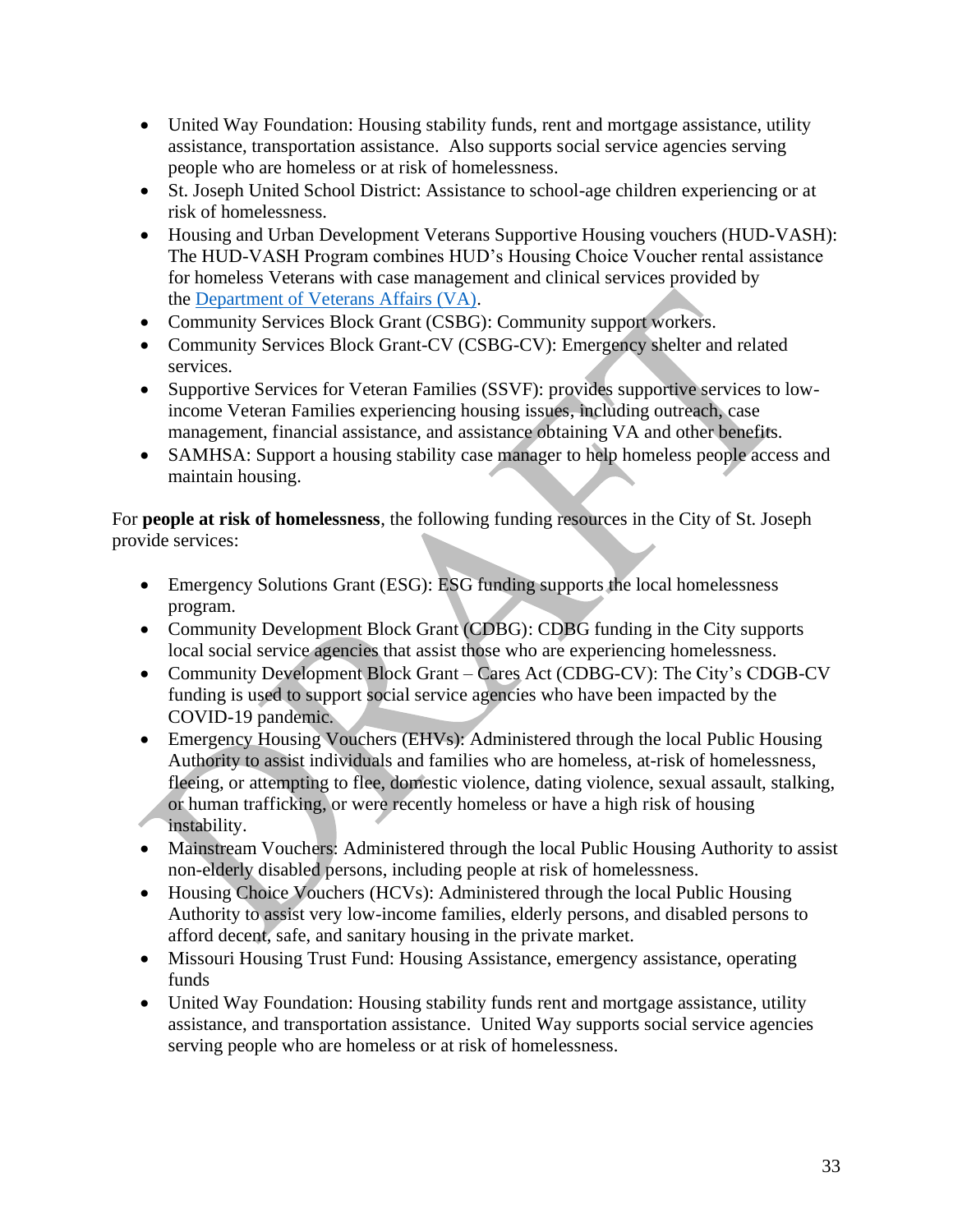- United Way Foundation: Housing stability funds, rent and mortgage assistance, utility assistance, transportation assistance. Also supports social service agencies serving people who are homeless or at risk of homelessness.
- St. Joseph United School District: Assistance to school-age children experiencing or at risk of homelessness.
- Housing and Urban Development Veterans Supportive Housing vouchers (HUD-VASH): The HUD-VASH Program combines HUD's Housing Choice Voucher rental assistance for homeless Veterans with case management and clinical services provided by the [Department of Veterans Affairs (VA)](https://www.va.gov/).
- Community Services Block Grant (CSBG): Community support workers.
- Community Services Block Grant-CV (CSBG-CV): Emergency shelter and related services.
- Supportive Services for Veteran Families (SSVF): provides supportive services to low-income Veteran Families experiencing housing issues, including outreach, case management, financial assistance, and assistance obtaining VA and other benefits.
- SAMHSA: Support a housing stability case manager to help homeless people access and maintain housing.

For **people at risk of homelessness**, the following funding resources in the City of St. Joseph provide services:

- Emergency Solutions Grant (ESG): ESG funding supports the local homelessness program.
- Community Development Block Grant (CDBG): CDBG funding in the City supports local social service agencies that assist those who are experiencing homelessness.
- Community Development Block Grant – Cares Act (CDBG-CV): The City's CDGB-CV funding is used to support social service agencies who have been impacted by the COVID-19 pandemic.
- Emergency Housing Vouchers (EHVs): Administered through the local Public Housing Authority to assist individuals and families who are homeless, at-risk of homelessness, fleeing, or attempting to flee, domestic violence, dating violence, sexual assault, stalking, or human trafficking, or were recently homeless or have a high risk of housing instability.
- Mainstream Vouchers: Administered through the local Public Housing Authority to assist non-elderly disabled persons, including people at risk of homelessness.
- Housing Choice Vouchers (HCVs): Administered through the local Public Housing Authority to assist very low-income families, elderly persons, and disabled persons to afford decent, safe, and sanitary housing in the private market.
- Missouri Housing Trust Fund: Housing Assistance, emergency assistance, operating funds
- United Way Foundation: Housing stability funds rent and mortgage assistance, utility assistance, and transportation assistance. United Way supports social service agencies serving people who are homeless or at risk of homelessness.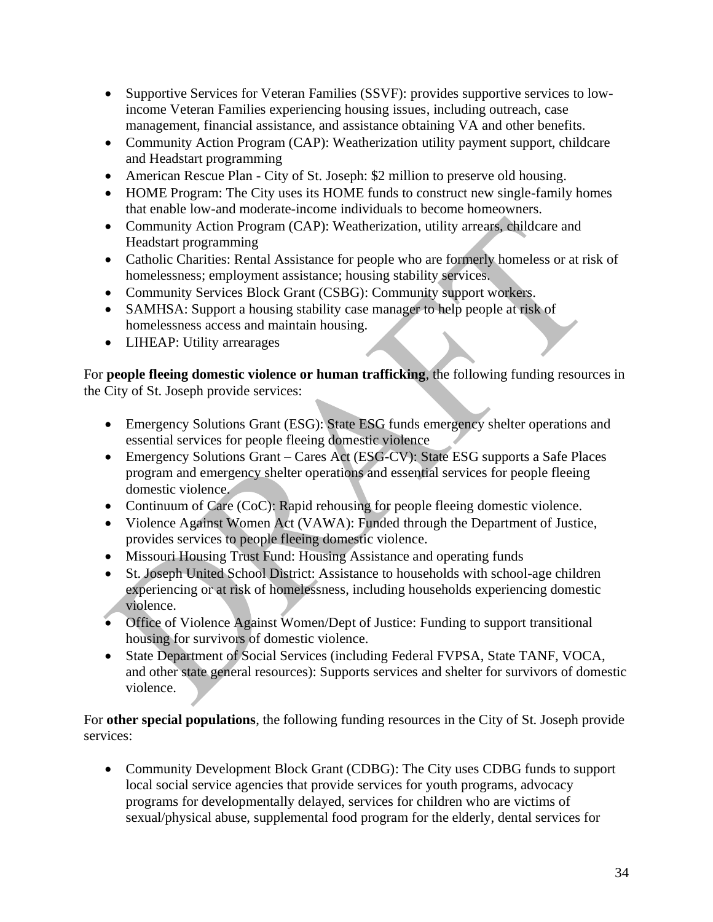- Supportive Services for Veteran Families (SSVF): provides supportive services to low-income Veteran Families experiencing housing issues, including outreach, case management, financial assistance, and assistance obtaining VA and other benefits.
- Community Action Program (CAP): Weatherization utility payment support, childcare and Headstart programming
- American Rescue Plan - City of St. Joseph: $2 million to preserve old housing.
- HOME Program: The City uses its HOME funds to construct new single-family homes that enable low-and moderate-income individuals to become homeowners.
- Community Action Program (CAP): Weatherization, utility arrears, childcare and Headstart programming
- Catholic Charities: Rental Assistance for people who are formerly homeless or at risk of homelessness; employment assistance; housing stability services.
- Community Services Block Grant (CSBG): Community support workers.
- SAMHSA: Support a housing stability case manager to help people at risk of homelessness access and maintain housing.
- LIHEAP: Utility arrearages

For **people fleeing domestic violence or human trafficking**, the following funding resources in the City of St. Joseph provide services:

- Emergency Solutions Grant (ESG): State ESG funds emergency shelter operations and essential services for people fleeing domestic violence
- Emergency Solutions Grant – Cares Act (ESG-CV): State ESG supports a Safe Places program and emergency shelter operations and essential services for people fleeing domestic violence.
- Continuum of Care (CoC): Rapid rehousing for people fleeing domestic violence.
- Violence Against Women Act (VAWA): Funded through the Department of Justice, provides services to people fleeing domestic violence.
- Missouri Housing Trust Fund: Housing Assistance and operating funds
- St. Joseph United School District: Assistance to households with school-age children experiencing or at risk of homelessness, including households experiencing domestic violence.
- Office of Violence Against Women/Dept of Justice: Funding to support transitional housing for survivors of domestic violence.
- State Department of Social Services (including Federal FVPSA, State TANF, VOCA, and other state general resources): Supports services and shelter for survivors of domestic violence.

For **other special populations**, the following funding resources in the City of St. Joseph provide services:

- Community Development Block Grant (CDBG): The City uses CDBG funds to support local social service agencies that provide services for youth programs, advocacy programs for developmentally delayed, services for children who are victims of sexual/physical abuse, supplemental food program for the elderly, dental services for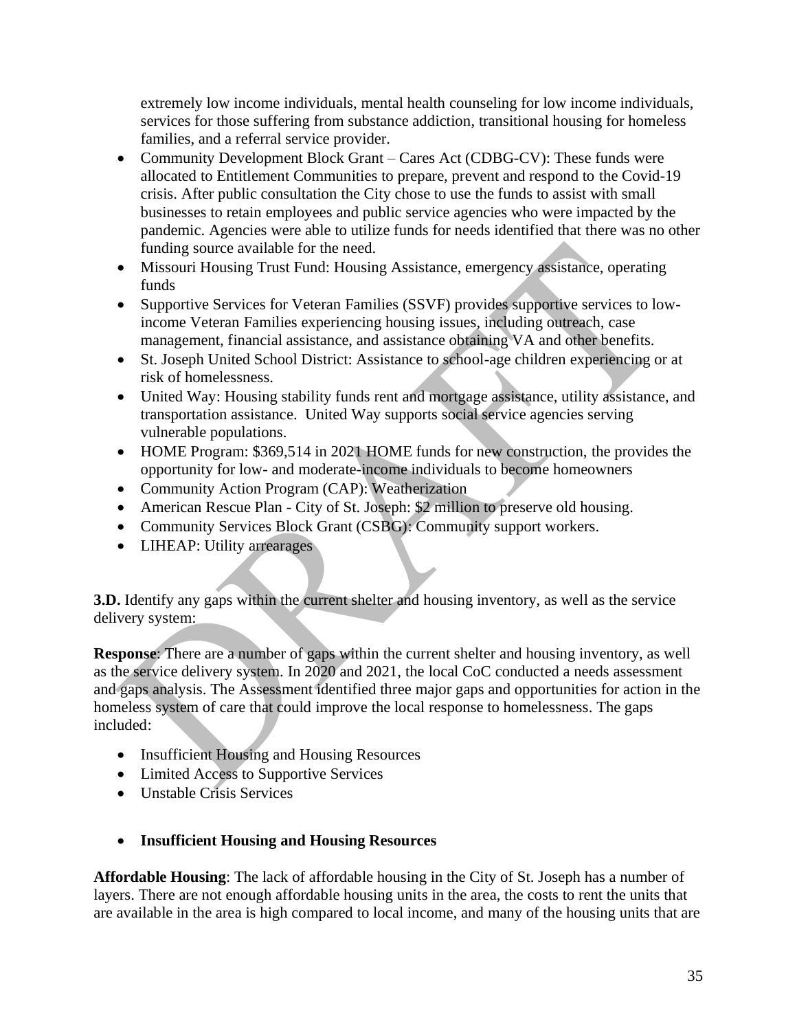extremely low income individuals, mental health counseling for low income individuals, services for those suffering from substance addiction, transitional housing for homeless families, and a referral service provider.

- Community Development Block Grant – Cares Act (CDBG-CV): These funds were allocated to Entitlement Communities to prepare, prevent and respond to the Covid-19 crisis. After public consultation the City chose to use the funds to assist with small businesses to retain employees and public service agencies who were impacted by the pandemic. Agencies were able to utilize funds for needs identified that there was no other funding source available for the need.
- Missouri Housing Trust Fund: Housing Assistance, emergency assistance, operating funds
- Supportive Services for Veteran Families (SSVF) provides supportive services to low-income Veteran Families experiencing housing issues, including outreach, case management, financial assistance, and assistance obtaining VA and other benefits.
- St. Joseph United School District: Assistance to school-age children experiencing or at risk of homelessness.
- United Way: Housing stability funds rent and mortgage assistance, utility assistance, and transportation assistance. United Way supports social service agencies serving vulnerable populations.
- HOME Program: $369,514 in 2021 HOME funds for new construction, the provides the opportunity for low- and moderate-income individuals to become homeowners
- Community Action Program (CAP): Weatherization
- American Rescue Plan - City of St. Joseph: $2 million to preserve old housing.
- Community Services Block Grant (CSBG): Community support workers.
- LIHEAP: Utility arrearages

**3.D.** Identify any gaps within the current shelter and housing inventory, as well as the service delivery system:

**Response**: There are a number of gaps within the current shelter and housing inventory, as well as the service delivery system. In 2020 and 2021, the local CoC conducted a needs assessment and gaps analysis. The Assessment identified three major gaps and opportunities for action in the homeless system of care that could improve the local response to homelessness. The gaps included:

- Insufficient Housing and Housing Resources
- Limited Access to Supportive Services
- Unstable Crisis Services

- **Insufficient Housing and Housing Resources**

**Affordable Housing**: The lack of affordable housing in the City of St. Joseph has a number of layers. There are not enough affordable housing units in the area, the costs to rent the units that are available in the area is high compared to local income, and many of the housing units that are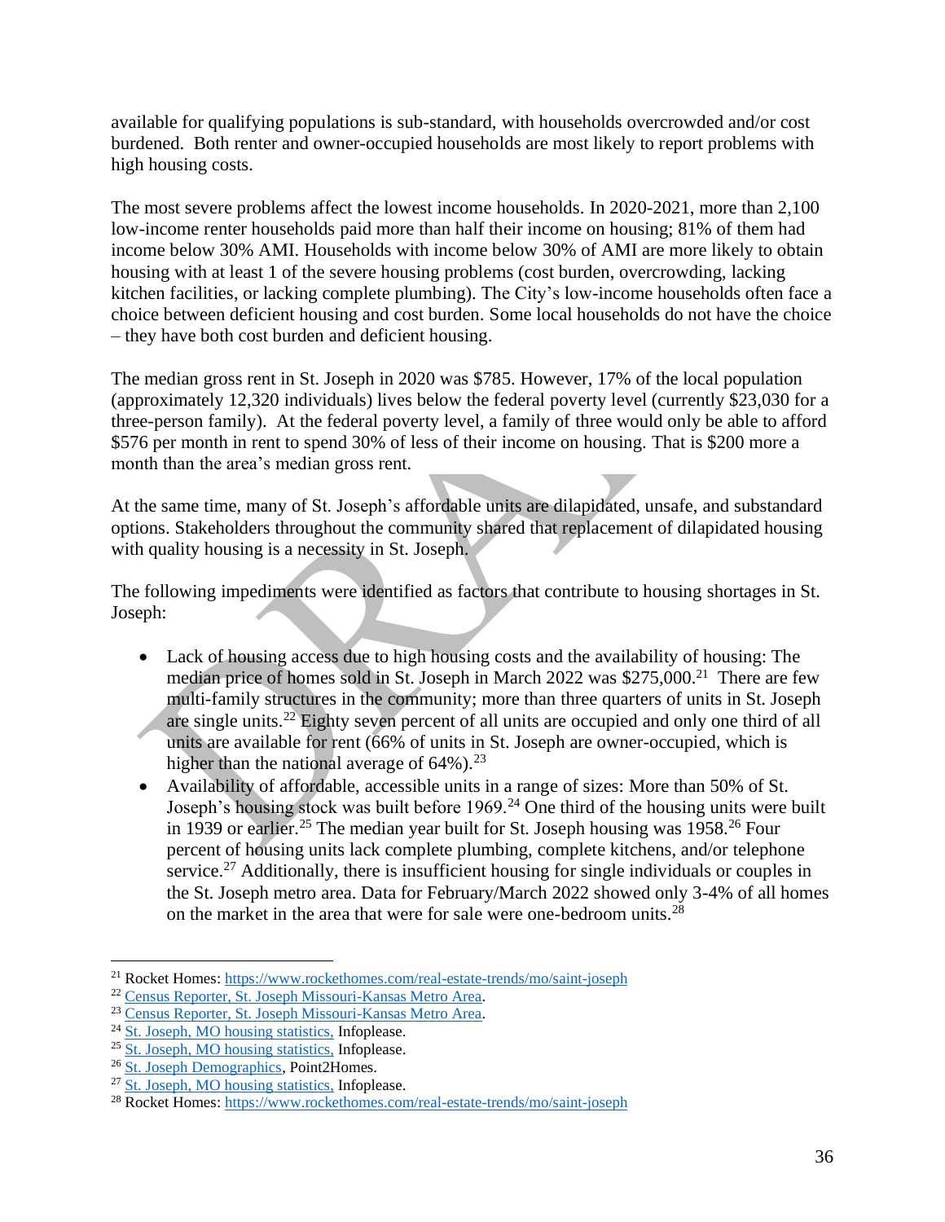available for qualifying populations is sub-standard, with households overcrowded and/or cost burdened. Both renter and owner-occupied households are most likely to report problems with high housing costs.

The most severe problems affect the lowest income households. In 2020-2021, more than 2,100 low-income renter households paid more than half their income on housing; 81% of them had income below 30% AMI. Households with income below 30% of AMI are more likely to obtain housing with at least 1 of the severe housing problems (cost burden, overcrowding, lacking kitchen facilities, or lacking complete plumbing). The City's low-income households often face a choice between deficient housing and cost burden. Some local households do not have the choice – they have both cost burden and deficient housing.

The median gross rent in St. Joseph in 2020 was $785. However, 17% of the local population (approximately 12,320 individuals) lives below the federal poverty level (currently $23,030 for a three-person family). At the federal poverty level, a family of three would only be able to afford $576 per month in rent to spend 30% of less of their income on housing. That is $200 more a month than the area's median gross rent.

At the same time, many of St. Joseph's affordable units are dilapidated, unsafe, and substandard options. Stakeholders throughout the community shared that replacement of dilapidated housing with quality housing is a necessity in St. Joseph.

The following impediments were identified as factors that contribute to housing shortages in St. Joseph:

- Lack of housing access due to high housing costs and the availability of housing: The median price of homes sold in St. Joseph in March 2022 was $275,000.[21] There are few multi-family structures in the community; more than three quarters of units in St. Joseph are single units.[22] Eighty seven percent of all units are occupied and only one third of all units are available for rent (66% of units in St. Joseph are owner-occupied, which is higher than the national average of 64%).[23]
- Availability of affordable, accessible units in a range of sizes: More than 50% of St. Joseph's housing stock was built before 1969.[24] One third of the housing units were built in 1939 or earlier.[25] The median year built for St. Joseph housing was 1958.[26] Four percent of housing units lack complete plumbing, complete kitchens, and/or telephone service.[27] Additionally, there is insufficient housing for single individuals or couples in the St. Joseph metro area. Data for February/March 2022 showed only 3-4% of all homes on the market in the area that were for sale were one-bedroom units.[28]

---

[21] Rocket Homes: https://www.rockethomes.com/real-estate-trends/mo/saint-joseph
[22] Census Reporter, St. Joseph Missouri-Kansas Metro Area.
[23] Census Reporter, St. Joseph Missouri-Kansas Metro Area.
[24] St. Joseph, MO housing statistics, Infoplease.
[25] St. Joseph, MO housing statistics, Infoplease.
[26] St. Joseph Demographics, Point2Homes.
[27] St. Joseph, MO housing statistics, Infoplease.
[28] Rocket Homes: https://www.rockethomes.com/real-estate-trends/mo/saint-joseph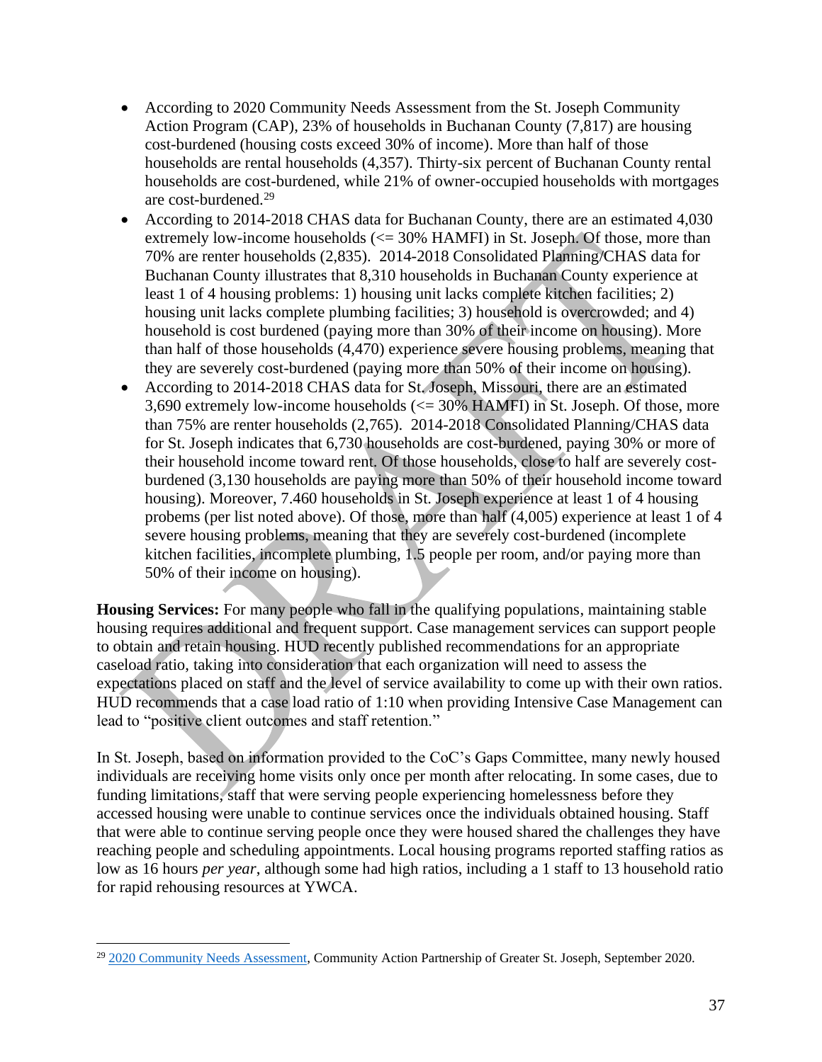- According to 2020 Community Needs Assessment from the St. Joseph Community Action Program (CAP), 23% of households in Buchanan County (7,817) are housing cost-burdened (housing costs exceed 30% of income). More than half of those households are rental households (4,357). Thirty-six percent of Buchanan County rental households are cost-burdened, while 21% of owner-occupied households with mortgages are cost-burdened.[29]
- According to 2014-2018 CHAS data for Buchanan County, there are an estimated 4,030 extremely low-income households (<= 30% HAMFI) in St. Joseph. Of those, more than 70% are renter households (2,835). 2014-2018 Consolidated Planning/CHAS data for Buchanan County illustrates that 8,310 households in Buchanan County experience at least 1 of 4 housing problems: 1) housing unit lacks complete kitchen facilities; 2) housing unit lacks complete plumbing facilities; 3) household is overcrowded; and 4) household is cost burdened (paying more than 30% of their income on housing). More than half of those households (4,470) experience severe housing problems, meaning that they are severely cost-burdened (paying more than 50% of their income on housing).
- According to 2014-2018 CHAS data for St. Joseph, Missouri, there are an estimated 3,690 extremely low-income households (<= 30% HAMFI) in St. Joseph. Of those, more than 75% are renter households (2,765). 2014-2018 Consolidated Planning/CHAS data for St. Joseph indicates that 6,730 households are cost-burdened, paying 30% or more of their household income toward rent. Of those households, close to half are severely cost-burdened (3,130 households are paying more than 50% of their household income toward housing). Moreover, 7.460 households in St. Joseph experience at least 1 of 4 housing probems (per list noted above). Of those, more than half (4,005) experience at least 1 of 4 severe housing problems, meaning that they are severely cost-burdened (incomplete kitchen facilities, incomplete plumbing, 1.5 people per room, and/or paying more than 50% of their income on housing).

**Housing Services:** For many people who fall in the qualifying populations, maintaining stable housing requires additional and frequent support. Case management services can support people to obtain and retain housing. HUD recently published recommendations for an appropriate caseload ratio, taking into consideration that each organization will need to assess the expectations placed on staff and the level of service availability to come up with their own ratios. HUD recommends that a case load ratio of 1:10 when providing Intensive Case Management can lead to "positive client outcomes and staff retention."

In St. Joseph, based on information provided to the CoC's Gaps Committee, many newly housed individuals are receiving home visits only once per month after relocating. In some cases, due to funding limitations, staff that were serving people experiencing homelessness before they accessed housing were unable to continue services once the individuals obtained housing. Staff that were able to continue serving people once they were housed shared the challenges they have reaching people and scheduling appointments. Local housing programs reported staffing ratios as low as 16 hours *per year*, although some had high ratios, including a 1 staff to 13 household ratio for rapid rehousing resources at YWCA.

---

[29] 2020 Community Needs Assessment, Community Action Partnership of Greater St. Joseph, September 2020.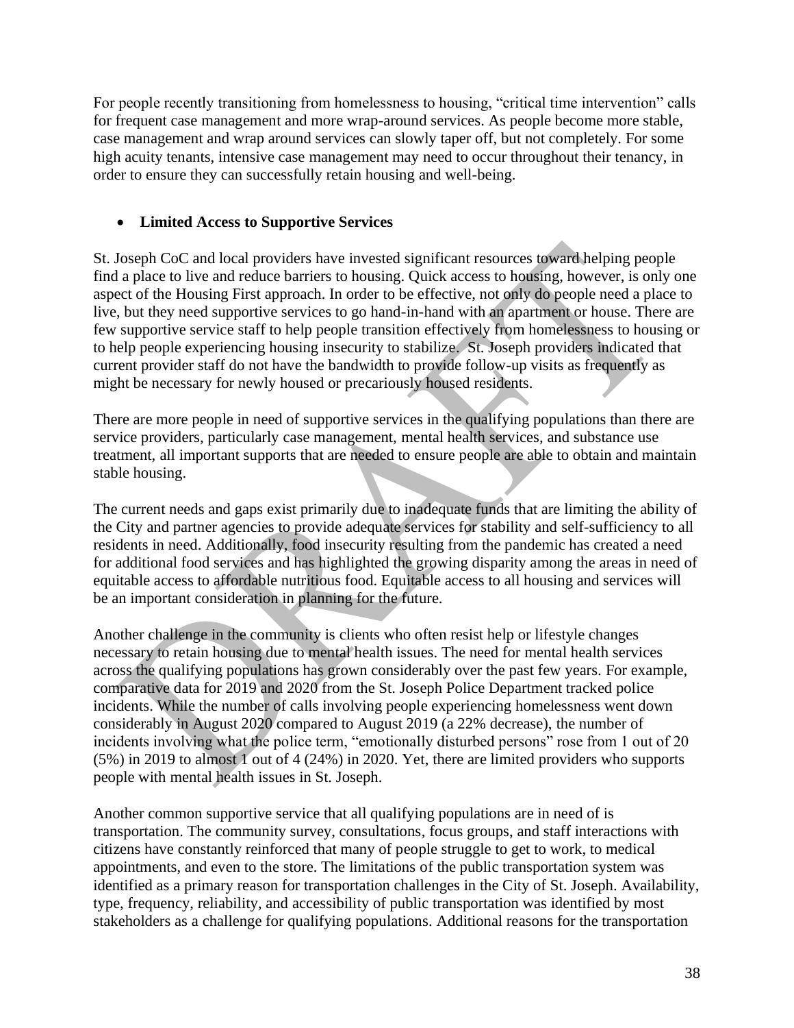For people recently transitioning from homelessness to housing, "critical time intervention" calls for frequent case management and more wrap-around services. As people become more stable, case management and wrap around services can slowly taper off, but not completely. For some high acuity tenants, intensive case management may need to occur throughout their tenancy, in order to ensure they can successfully retain housing and well-being.

- **Limited Access to Supportive Services**

St. Joseph CoC and local providers have invested significant resources toward helping people find a place to live and reduce barriers to housing. Quick access to housing, however, is only one aspect of the Housing First approach. In order to be effective, not only do people need a place to live, but they need supportive services to go hand-in-hand with an apartment or house. There are few supportive service staff to help people transition effectively from homelessness to housing or to help people experiencing housing insecurity to stabilize. St. Joseph providers indicated that current provider staff do not have the bandwidth to provide follow-up visits as frequently as might be necessary for newly housed or precariously housed residents.

There are more people in need of supportive services in the qualifying populations than there are service providers, particularly case management, mental health services, and substance use treatment, all important supports that are needed to ensure people are able to obtain and maintain stable housing.

The current needs and gaps exist primarily due to inadequate funds that are limiting the ability of the City and partner agencies to provide adequate services for stability and self-sufficiency to all residents in need. Additionally, food insecurity resulting from the pandemic has created a need for additional food services and has highlighted the growing disparity among the areas in need of equitable access to affordable nutritious food. Equitable access to all housing and services will be an important consideration in planning for the future.

Another challenge in the community is clients who often resist help or lifestyle changes necessary to retain housing due to mental health issues. The need for mental health services across the qualifying populations has grown considerably over the past few years. For example, comparative data for 2019 and 2020 from the St. Joseph Police Department tracked police incidents. While the number of calls involving people experiencing homelessness went down considerably in August 2020 compared to August 2019 (a 22% decrease), the number of incidents involving what the police term, "emotionally disturbed persons" rose from 1 out of 20 (5%) in 2019 to almost 1 out of 4 (24%) in 2020. Yet, there are limited providers who supports people with mental health issues in St. Joseph.

Another common supportive service that all qualifying populations are in need of is transportation. The community survey, consultations, focus groups, and staff interactions with citizens have constantly reinforced that many of people struggle to get to work, to medical appointments, and even to the store. The limitations of the public transportation system was identified as a primary reason for transportation challenges in the City of St. Joseph. Availability, type, frequency, reliability, and accessibility of public transportation was identified by most stakeholders as a challenge for qualifying populations. Additional reasons for the transportation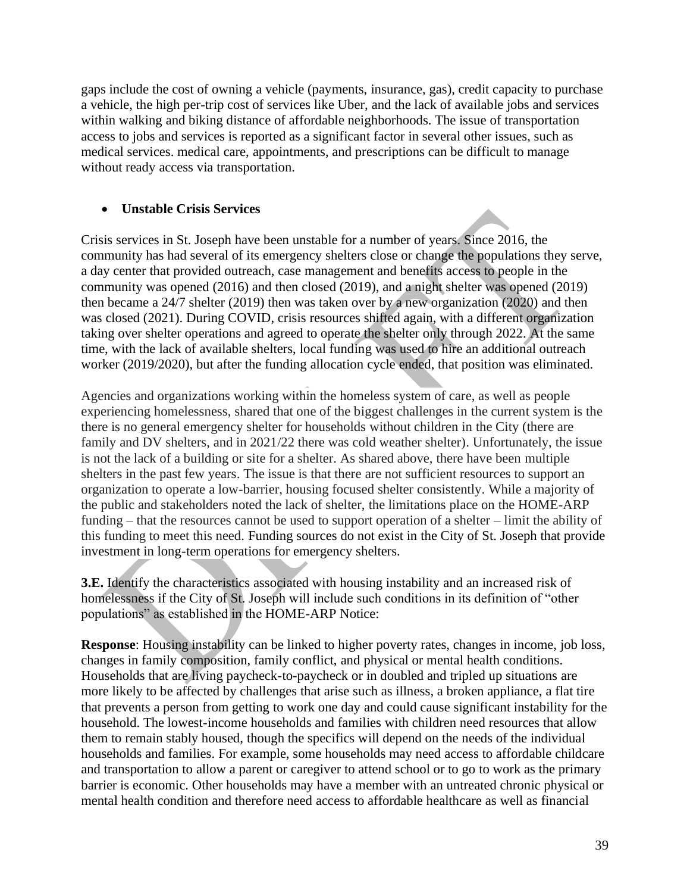gaps include the cost of owning a vehicle (payments, insurance, gas), credit capacity to purchase a vehicle, the high per-trip cost of services like Uber, and the lack of available jobs and services within walking and biking distance of affordable neighborhoods. The issue of transportation access to jobs and services is reported as a significant factor in several other issues, such as medical services. medical care, appointments, and prescriptions can be difficult to manage without ready access via transportation.

- **Unstable Crisis Services**

Crisis services in St. Joseph have been unstable for a number of years. Since 2016, the community has had several of its emergency shelters close or change the populations they serve, a day center that provided outreach, case management and benefits access to people in the community was opened (2016) and then closed (2019), and a night shelter was opened (2019) then became a 24/7 shelter (2019) then was taken over by a new organization (2020) and then was closed (2021). During COVID, crisis resources shifted again, with a different organization taking over shelter operations and agreed to operate the shelter only through 2022. At the same time, with the lack of available shelters, local funding was used to hire an additional outreach worker (2019/2020), but after the funding allocation cycle ended, that position was eliminated.

Agencies and organizations working within the homeless system of care, as well as people experiencing homelessness, shared that one of the biggest challenges in the current system is the there is no general emergency shelter for households without children in the City (there are family and DV shelters, and in 2021/22 there was cold weather shelter). Unfortunately, the issue is not the lack of a building or site for a shelter. As shared above, there have been multiple shelters in the past few years. The issue is that there are not sufficient resources to support an organization to operate a low-barrier, housing focused shelter consistently. While a majority of the public and stakeholders noted the lack of shelter, the limitations place on the HOME-ARP funding – that the resources cannot be used to support operation of a shelter – limit the ability of this funding to meet this need. Funding sources do not exist in the City of St. Joseph that provide investment in long-term operations for emergency shelters.

**3.E.** Identify the characteristics associated with housing instability and an increased risk of homelessness if the City of St. Joseph will include such conditions in its definition of "other populations" as established in the HOME-ARP Notice:

**Response**: Housing instability can be linked to higher poverty rates, changes in income, job loss, changes in family composition, family conflict, and physical or mental health conditions. Households that are living paycheck-to-paycheck or in doubled and tripled up situations are more likely to be affected by challenges that arise such as illness, a broken appliance, a flat tire that prevents a person from getting to work one day and could cause significant instability for the household. The lowest-income households and families with children need resources that allow them to remain stably housed, though the specifics will depend on the needs of the individual households and families. For example, some households may need access to affordable childcare and transportation to allow a parent or caregiver to attend school or to go to work as the primary barrier is economic. Other households may have a member with an untreated chronic physical or mental health condition and therefore need access to affordable healthcare as well as financial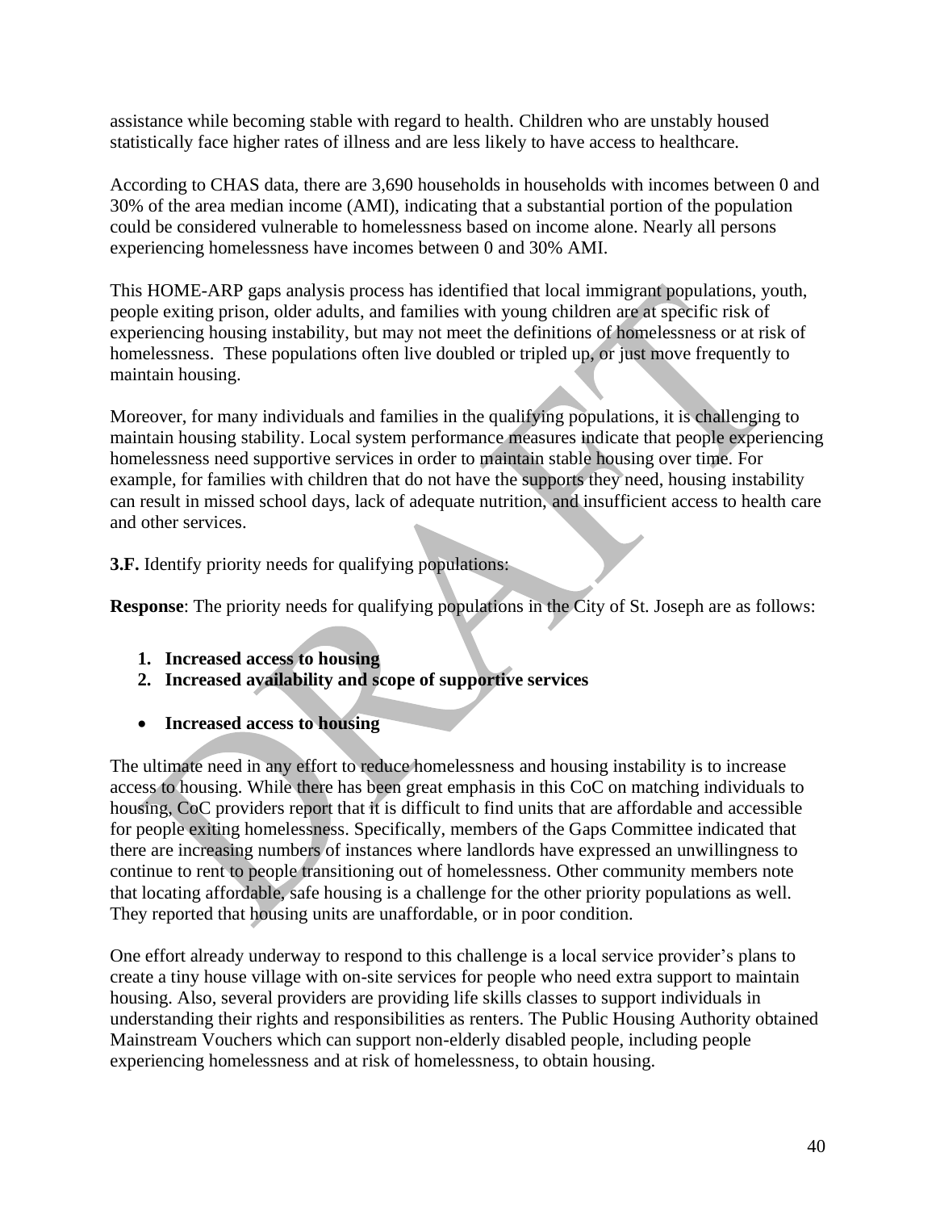assistance while becoming stable with regard to health. Children who are unstably housed statistically face higher rates of illness and are less likely to have access to healthcare.

According to CHAS data, there are 3,690 households in households with incomes between 0 and 30% of the area median income (AMI), indicating that a substantial portion of the population could be considered vulnerable to homelessness based on income alone. Nearly all persons experiencing homelessness have incomes between 0 and 30% AMI.

This HOME-ARP gaps analysis process has identified that local immigrant populations, youth, people exiting prison, older adults, and families with young children are at specific risk of experiencing housing instability, but may not meet the definitions of homelessness or at risk of homelessness. These populations often live doubled or tripled up, or just move frequently to maintain housing.

Moreover, for many individuals and families in the qualifying populations, it is challenging to maintain housing stability. Local system performance measures indicate that people experiencing homelessness need supportive services in order to maintain stable housing over time. For example, for families with children that do not have the supports they need, housing instability can result in missed school days, lack of adequate nutrition, and insufficient access to health care and other services.

**3.F.** Identify priority needs for qualifying populations:

**Response**: The priority needs for qualifying populations in the City of St. Joseph are as follows:

1. **Increased access to housing**
2. **Increased availability and scope of supportive services**

- **Increased access to housing**

The ultimate need in any effort to reduce homelessness and housing instability is to increase access to housing. While there has been great emphasis in this CoC on matching individuals to housing, CoC providers report that it is difficult to find units that are affordable and accessible for people exiting homelessness. Specifically, members of the Gaps Committee indicated that there are increasing numbers of instances where landlords have expressed an unwillingness to continue to rent to people transitioning out of homelessness. Other community members note that locating affordable, safe housing is a challenge for the other priority populations as well. They reported that housing units are unaffordable, or in poor condition.

One effort already underway to respond to this challenge is a local service provider's plans to create a tiny house village with on-site services for people who need extra support to maintain housing. Also, several providers are providing life skills classes to support individuals in understanding their rights and responsibilities as renters. The Public Housing Authority obtained Mainstream Vouchers which can support non-elderly disabled people, including people experiencing homelessness and at risk of homelessness, to obtain housing.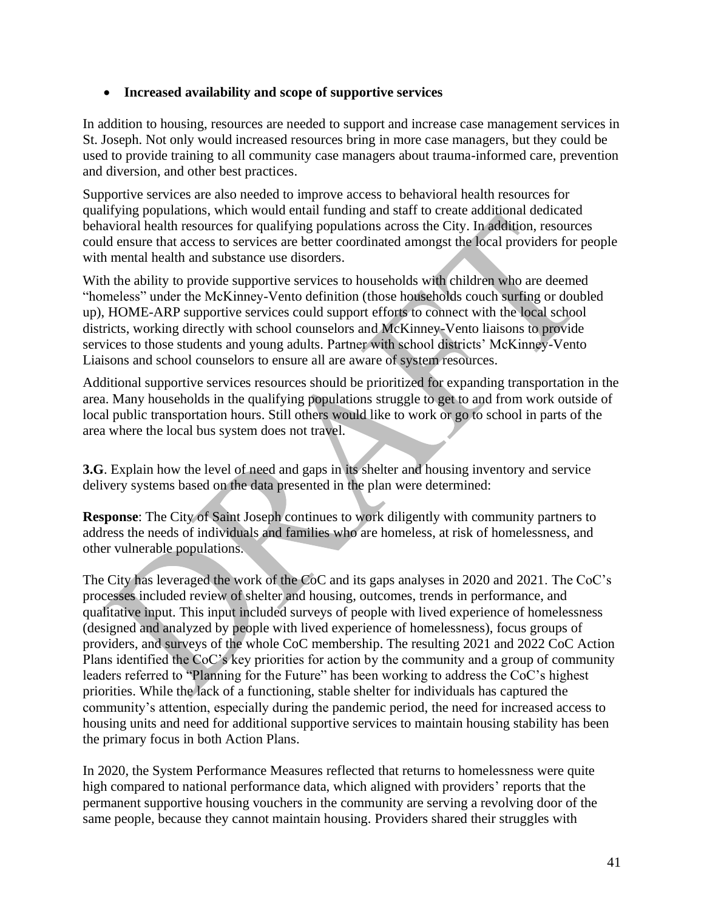- **Increased availability and scope of supportive services**

In addition to housing, resources are needed to support and increase case management services in St. Joseph. Not only would increased resources bring in more case managers, but they could be used to provide training to all community case managers about trauma-informed care, prevention and diversion, and other best practices.

Supportive services are also needed to improve access to behavioral health resources for qualifying populations, which would entail funding and staff to create additional dedicated behavioral health resources for qualifying populations across the City. In addition, resources could ensure that access to services are better coordinated amongst the local providers for people with mental health and substance use disorders.

With the ability to provide supportive services to households with children who are deemed "homeless" under the McKinney-Vento definition (those households couch surfing or doubled up), HOME-ARP supportive services could support efforts to connect with the local school districts, working directly with school counselors and McKinney-Vento liaisons to provide services to those students and young adults. Partner with school districts' McKinney-Vento Liaisons and school counselors to ensure all are aware of system resources.

Additional supportive services resources should be prioritized for expanding transportation in the area. Many households in the qualifying populations struggle to get to and from work outside of local public transportation hours. Still others would like to work or go to school in parts of the area where the local bus system does not travel.

**3.G**. Explain how the level of need and gaps in its shelter and housing inventory and service delivery systems based on the data presented in the plan were determined:

**Response**: The City of Saint Joseph continues to work diligently with community partners to address the needs of individuals and families who are homeless, at risk of homelessness, and other vulnerable populations.

The City has leveraged the work of the CoC and its gaps analyses in 2020 and 2021. The CoC's processes included review of shelter and housing, outcomes, trends in performance, and qualitative input. This input included surveys of people with lived experience of homelessness (designed and analyzed by people with lived experience of homelessness), focus groups of providers, and surveys of the whole CoC membership. The resulting 2021 and 2022 CoC Action Plans identified the CoC's key priorities for action by the community and a group of community leaders referred to "Planning for the Future" has been working to address the CoC's highest priorities. While the lack of a functioning, stable shelter for individuals has captured the community's attention, especially during the pandemic period, the need for increased access to housing units and need for additional supportive services to maintain housing stability has been the primary focus in both Action Plans.

In 2020, the System Performance Measures reflected that returns to homelessness were quite high compared to national performance data, which aligned with providers' reports that the permanent supportive housing vouchers in the community are serving a revolving door of the same people, because they cannot maintain housing. Providers shared their struggles with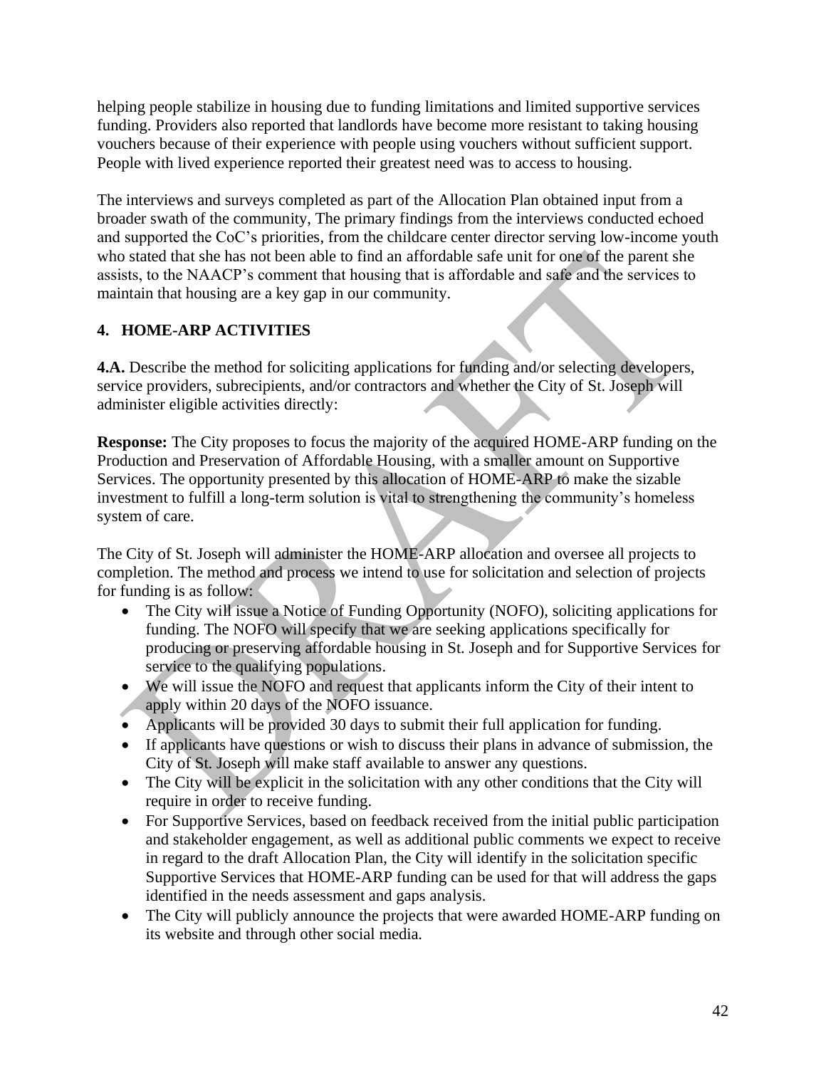helping people stabilize in housing due to funding limitations and limited supportive services funding. Providers also reported that landlords have become more resistant to taking housing vouchers because of their experience with people using vouchers without sufficient support. People with lived experience reported their greatest need was to access to housing.

The interviews and surveys completed as part of the Allocation Plan obtained input from a broader swath of the community, The primary findings from the interviews conducted echoed and supported the CoC's priorities, from the childcare center director serving low-income youth who stated that she has not been able to find an affordable safe unit for one of the parent she assists, to the NAACP's comment that housing that is affordable and safe and the services to maintain that housing are a key gap in our community.

## 4. HOME-ARP ACTIVITIES

**4.A.** Describe the method for soliciting applications for funding and/or selecting developers, service providers, subrecipients, and/or contractors and whether the City of St. Joseph will administer eligible activities directly:

**Response:** The City proposes to focus the majority of the acquired HOME-ARP funding on the Production and Preservation of Affordable Housing, with a smaller amount on Supportive Services. The opportunity presented by this allocation of HOME-ARP to make the sizable investment to fulfill a long-term solution is vital to strengthening the community's homeless system of care.

The City of St. Joseph will administer the HOME-ARP allocation and oversee all projects to completion. The method and process we intend to use for solicitation and selection of projects for funding is as follow:

- The City will issue a Notice of Funding Opportunity (NOFO), soliciting applications for funding. The NOFO will specify that we are seeking applications specifically for producing or preserving affordable housing in St. Joseph and for Supportive Services for service to the qualifying populations.
- We will issue the NOFO and request that applicants inform the City of their intent to apply within 20 days of the NOFO issuance.
- Applicants will be provided 30 days to submit their full application for funding.
- If applicants have questions or wish to discuss their plans in advance of submission, the City of St. Joseph will make staff available to answer any questions.
- The City will be explicit in the solicitation with any other conditions that the City will require in order to receive funding.
- For Supportive Services, based on feedback received from the initial public participation and stakeholder engagement, as well as additional public comments we expect to receive in regard to the draft Allocation Plan, the City will identify in the solicitation specific Supportive Services that HOME-ARP funding can be used for that will address the gaps identified in the needs assessment and gaps analysis.
- The City will publicly announce the projects that were awarded HOME-ARP funding on its website and through other social media.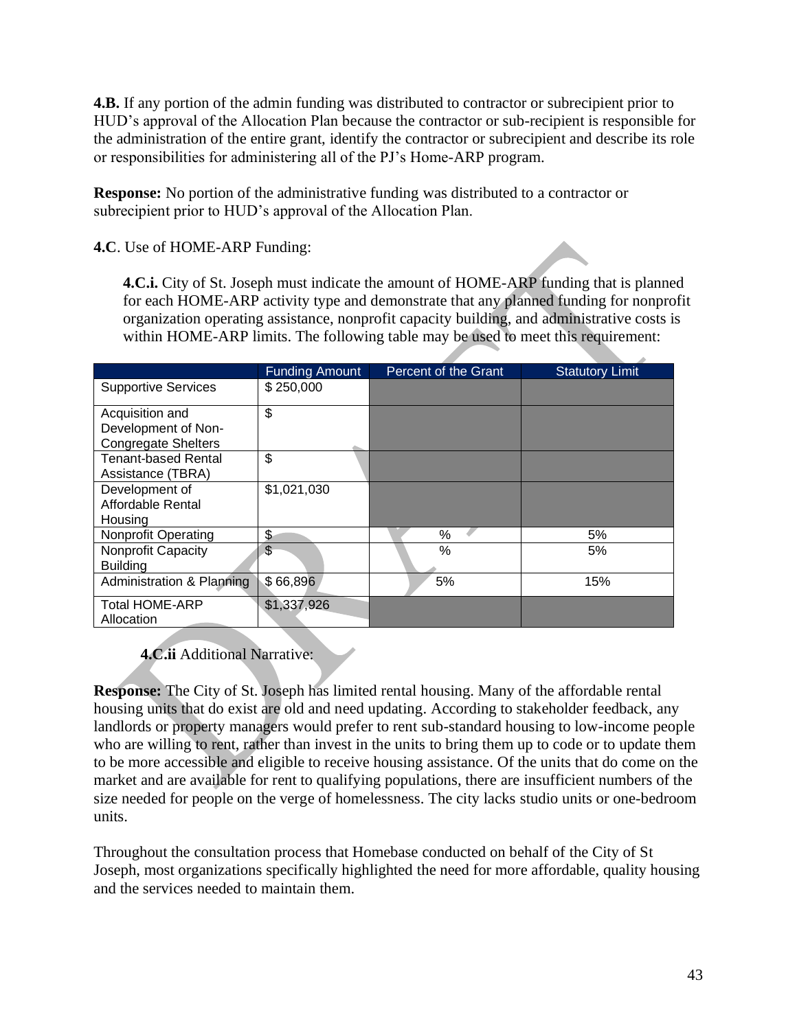**4.B.** If any portion of the admin funding was distributed to contractor or subrecipient prior to HUD's approval of the Allocation Plan because the contractor or sub-recipient is responsible for the administration of the entire grant, identify the contractor or subrecipient and describe its role or responsibilities for administering all of the PJ's Home-ARP program.

**Response:** No portion of the administrative funding was distributed to a contractor or subrecipient prior to HUD's approval of the Allocation Plan.

**4.C**. Use of HOME-ARP Funding:

**4.C.i.** City of St. Joseph must indicate the amount of HOME-ARP funding that is planned for each HOME-ARP activity type and demonstrate that any planned funding for nonprofit organization operating assistance, nonprofit capacity building, and administrative costs is within HOME-ARP limits. The following table may be used to meet this requirement:

| | Funding Amount | Percent of the Grant | Statutory Limit |
|---|---|---|---|
| Supportive Services | $ 250,000 | | |
| Acquisition and Development of Non-Congregate Shelters | $ | | |
| Tenant-based Rental Assistance (TBRA) | $ | | |
| Development of Affordable Rental Housing | $1,021,030 | | |
| Nonprofit Operating | $ | % | 5% |
| Nonprofit Capacity Building | $ | % | 5% |
| Administration & Planning | $ 66,896 | 5% | 15% |
| Total HOME-ARP Allocation | $1,337,926 | | |

**4.C.ii** Additional Narrative:

**Response:** The City of St. Joseph has limited rental housing. Many of the affordable rental housing units that do exist are old and need updating. According to stakeholder feedback, any landlords or property managers would prefer to rent sub-standard housing to low-income people who are willing to rent, rather than invest in the units to bring them up to code or to update them to be more accessible and eligible to receive housing assistance. Of the units that do come on the market and are available for rent to qualifying populations, there are insufficient numbers of the size needed for people on the verge of homelessness. The city lacks studio units or one-bedroom units.

Throughout the consultation process that Homebase conducted on behalf of the City of St Joseph, most organizations specifically highlighted the need for more affordable, quality housing and the services needed to maintain them.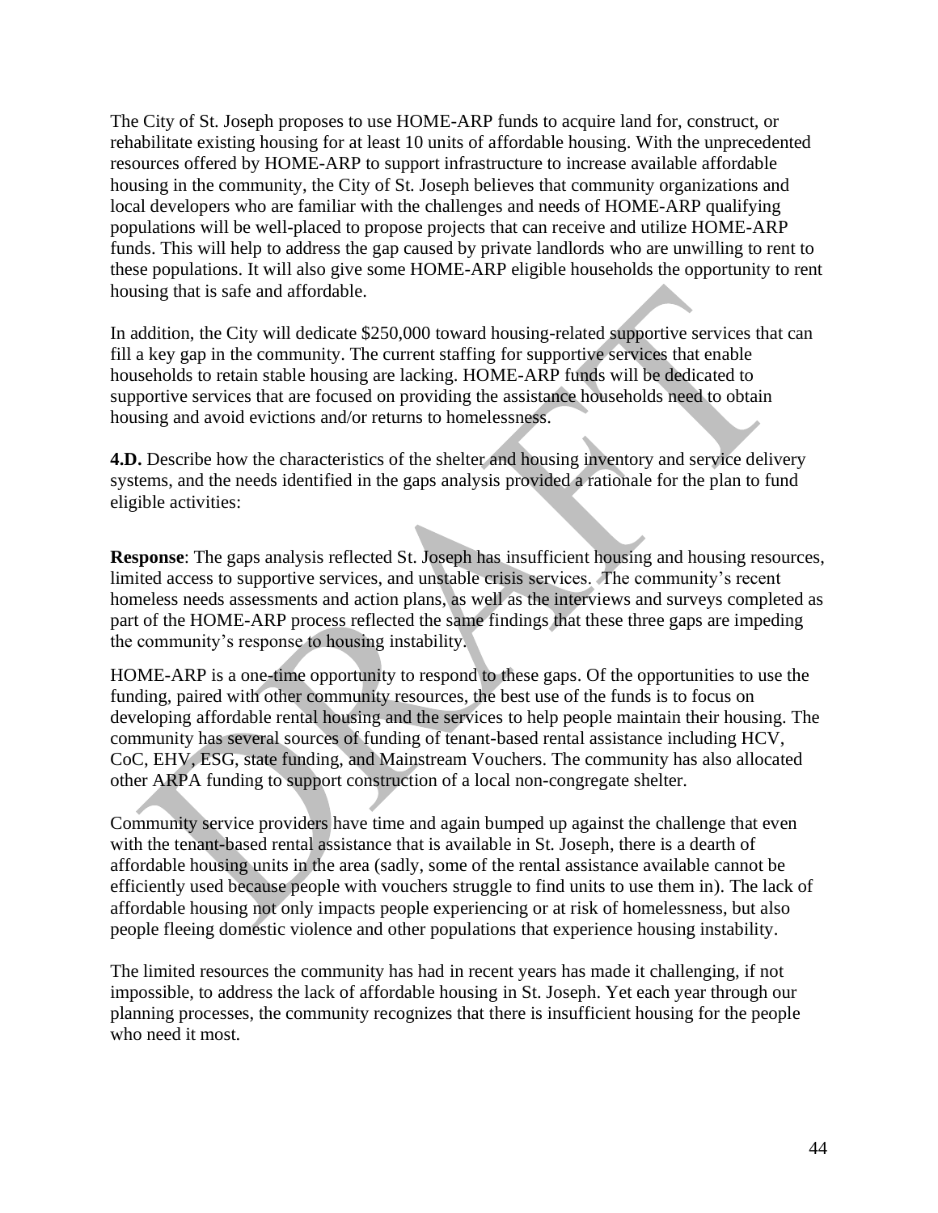The City of St. Joseph proposes to use HOME-ARP funds to acquire land for, construct, or rehabilitate existing housing for at least 10 units of affordable housing. With the unprecedented resources offered by HOME-ARP to support infrastructure to increase available affordable housing in the community, the City of St. Joseph believes that community organizations and local developers who are familiar with the challenges and needs of HOME-ARP qualifying populations will be well-placed to propose projects that can receive and utilize HOME-ARP funds. This will help to address the gap caused by private landlords who are unwilling to rent to these populations. It will also give some HOME-ARP eligible households the opportunity to rent housing that is safe and affordable.

In addition, the City will dedicate $250,000 toward housing-related supportive services that can fill a key gap in the community. The current staffing for supportive services that enable households to retain stable housing are lacking. HOME-ARP funds will be dedicated to supportive services that are focused on providing the assistance households need to obtain housing and avoid evictions and/or returns to homelessness.

**4.D.** Describe how the characteristics of the shelter and housing inventory and service delivery systems, and the needs identified in the gaps analysis provided a rationale for the plan to fund eligible activities:

**Response**: The gaps analysis reflected St. Joseph has insufficient housing and housing resources, limited access to supportive services, and unstable crisis services. The community's recent homeless needs assessments and action plans, as well as the interviews and surveys completed as part of the HOME-ARP process reflected the same findings that these three gaps are impeding the community's response to housing instability.

HOME-ARP is a one-time opportunity to respond to these gaps. Of the opportunities to use the funding, paired with other community resources, the best use of the funds is to focus on developing affordable rental housing and the services to help people maintain their housing. The community has several sources of funding of tenant-based rental assistance including HCV, CoC, EHV, ESG, state funding, and Mainstream Vouchers. The community has also allocated other ARPA funding to support construction of a local non-congregate shelter.

Community service providers have time and again bumped up against the challenge that even with the tenant-based rental assistance that is available in St. Joseph, there is a dearth of affordable housing units in the area (sadly, some of the rental assistance available cannot be efficiently used because people with vouchers struggle to find units to use them in). The lack of affordable housing not only impacts people experiencing or at risk of homelessness, but also people fleeing domestic violence and other populations that experience housing instability.

The limited resources the community has had in recent years has made it challenging, if not impossible, to address the lack of affordable housing in St. Joseph. Yet each year through our planning processes, the community recognizes that there is insufficient housing for the people who need it most.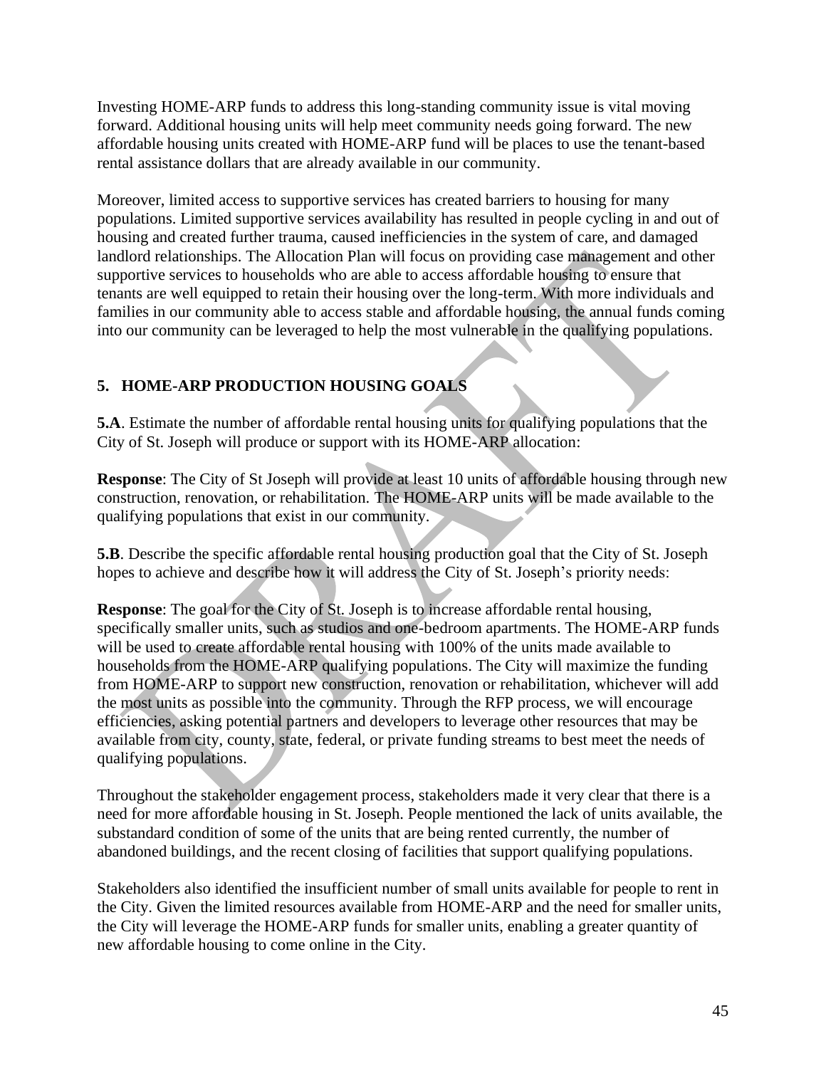Investing HOME-ARP funds to address this long-standing community issue is vital moving forward. Additional housing units will help meet community needs going forward. The new affordable housing units created with HOME-ARP fund will be places to use the tenant-based rental assistance dollars that are already available in our community.

Moreover, limited access to supportive services has created barriers to housing for many populations. Limited supportive services availability has resulted in people cycling in and out of housing and created further trauma, caused inefficiencies in the system of care, and damaged landlord relationships. The Allocation Plan will focus on providing case management and other supportive services to households who are able to access affordable housing to ensure that tenants are well equipped to retain their housing over the long-term. With more individuals and families in our community able to access stable and affordable housing, the annual funds coming into our community can be leveraged to help the most vulnerable in the qualifying populations.

## 5. HOME-ARP PRODUCTION HOUSING GOALS

**5.A**. Estimate the number of affordable rental housing units for qualifying populations that the City of St. Joseph will produce or support with its HOME-ARP allocation:

**Response**: The City of St Joseph will provide at least 10 units of affordable housing through new construction, renovation, or rehabilitation. The HOME-ARP units will be made available to the qualifying populations that exist in our community.

**5.B**. Describe the specific affordable rental housing production goal that the City of St. Joseph hopes to achieve and describe how it will address the City of St. Joseph's priority needs:

**Response**: The goal for the City of St. Joseph is to increase affordable rental housing, specifically smaller units, such as studios and one-bedroom apartments. The HOME-ARP funds will be used to create affordable rental housing with 100% of the units made available to households from the HOME-ARP qualifying populations. The City will maximize the funding from HOME-ARP to support new construction, renovation or rehabilitation, whichever will add the most units as possible into the community. Through the RFP process, we will encourage efficiencies, asking potential partners and developers to leverage other resources that may be available from city, county, state, federal, or private funding streams to best meet the needs of qualifying populations.

Throughout the stakeholder engagement process, stakeholders made it very clear that there is a need for more affordable housing in St. Joseph. People mentioned the lack of units available, the substandard condition of some of the units that are being rented currently, the number of abandoned buildings, and the recent closing of facilities that support qualifying populations.

Stakeholders also identified the insufficient number of small units available for people to rent in the City. Given the limited resources available from HOME-ARP and the need for smaller units, the City will leverage the HOME-ARP funds for smaller units, enabling a greater quantity of new affordable housing to come online in the City.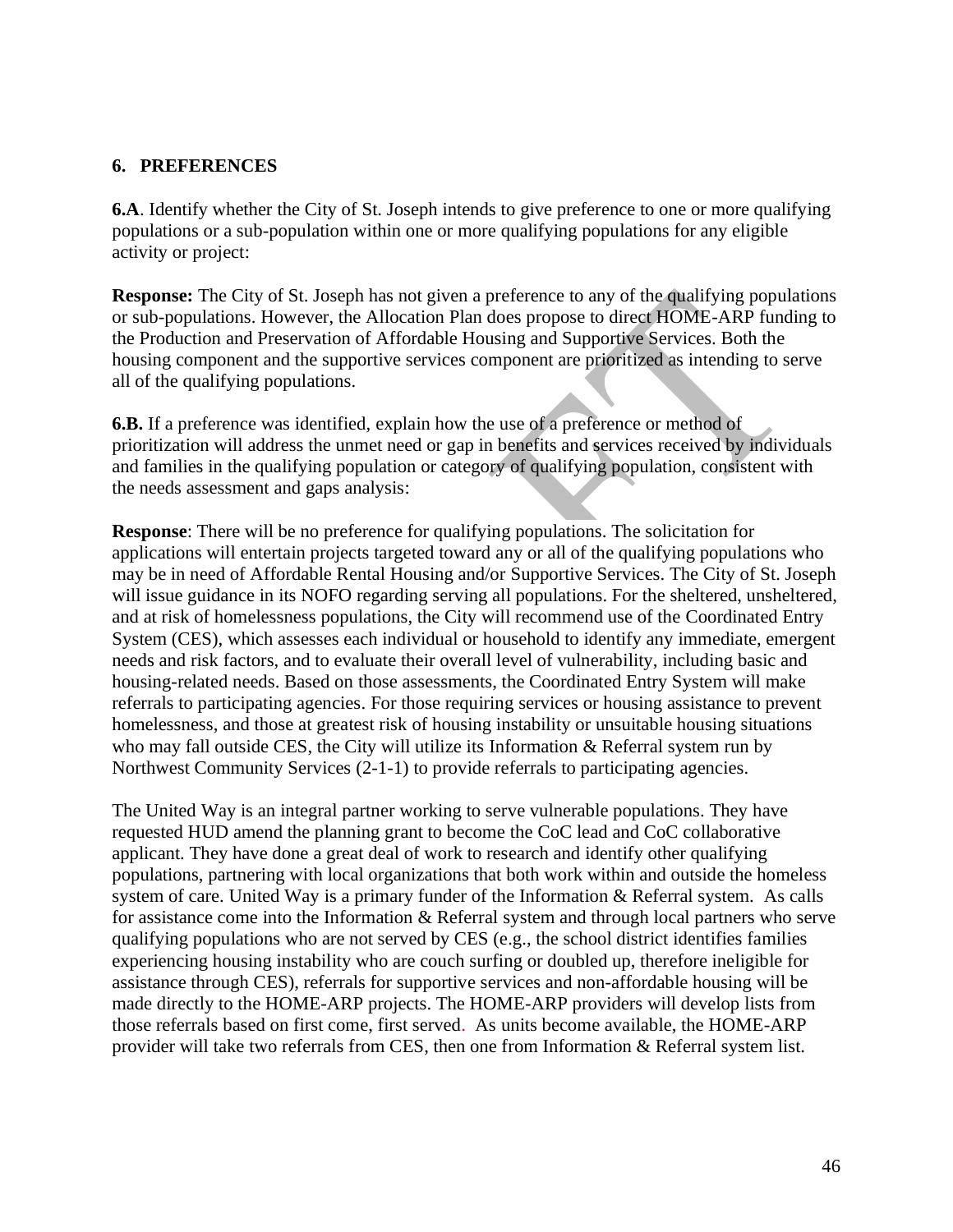## 6. PREFERENCES

**6.A**. Identify whether the City of St. Joseph intends to give preference to one or more qualifying populations or a sub-population within one or more qualifying populations for any eligible activity or project:

**Response:** The City of St. Joseph has not given a preference to any of the qualifying populations or sub-populations. However, the Allocation Plan does propose to direct HOME-ARP funding to the Production and Preservation of Affordable Housing and Supportive Services. Both the housing component and the supportive services component are prioritized as intending to serve all of the qualifying populations.

**6.B.** If a preference was identified, explain how the use of a preference or method of prioritization will address the unmet need or gap in benefits and services received by individuals and families in the qualifying population or category of qualifying population, consistent with the needs assessment and gaps analysis:

**Response**: There will be no preference for qualifying populations. The solicitation for applications will entertain projects targeted toward any or all of the qualifying populations who may be in need of Affordable Rental Housing and/or Supportive Services. The City of St. Joseph will issue guidance in its NOFO regarding serving all populations. For the sheltered, unsheltered, and at risk of homelessness populations, the City will recommend use of the Coordinated Entry System (CES), which assesses each individual or household to identify any immediate, emergent needs and risk factors, and to evaluate their overall level of vulnerability, including basic and housing-related needs. Based on those assessments, the Coordinated Entry System will make referrals to participating agencies. For those requiring services or housing assistance to prevent homelessness, and those at greatest risk of housing instability or unsuitable housing situations who may fall outside CES, the City will utilize its Information & Referral system run by Northwest Community Services (2-1-1) to provide referrals to participating agencies.

The United Way is an integral partner working to serve vulnerable populations. They have requested HUD amend the planning grant to become the CoC lead and CoC collaborative applicant. They have done a great deal of work to research and identify other qualifying populations, partnering with local organizations that both work within and outside the homeless system of care. United Way is a primary funder of the Information & Referral system. As calls for assistance come into the Information & Referral system and through local partners who serve qualifying populations who are not served by CES (e.g., the school district identifies families experiencing housing instability who are couch surfing or doubled up, therefore ineligible for assistance through CES), referrals for supportive services and non-affordable housing will be made directly to the HOME-ARP projects. The HOME-ARP providers will develop lists from those referrals based on first come, first served. As units become available, the HOME-ARP provider will take two referrals from CES, then one from Information & Referral system list.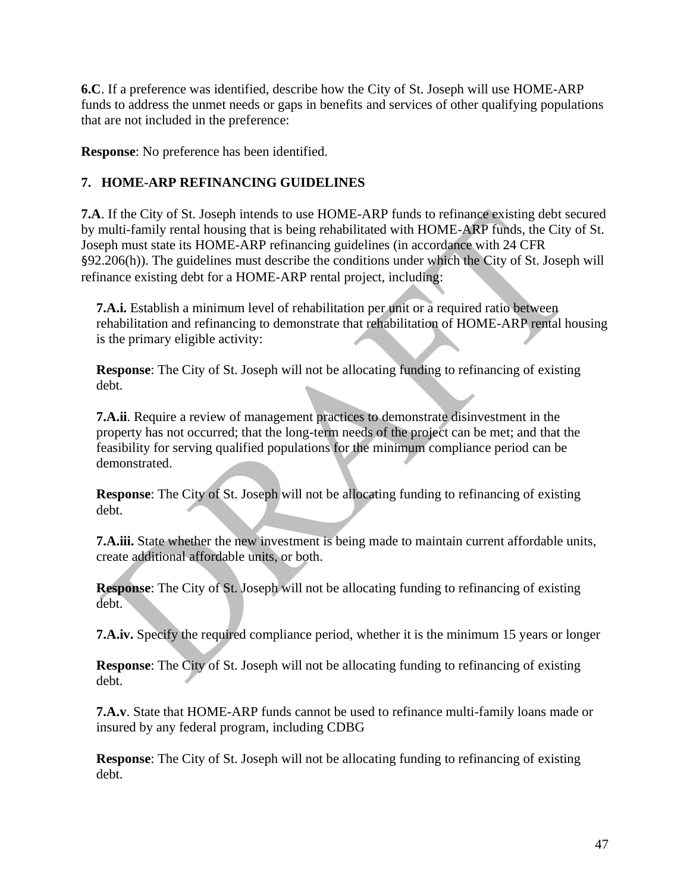**6.C**. If a preference was identified, describe how the City of St. Joseph will use HOME-ARP funds to address the unmet needs or gaps in benefits and services of other qualifying populations that are not included in the preference:

**Response**: No preference has been identified.

## 7. HOME-ARP REFINANCING GUIDELINES

**7.A**. If the City of St. Joseph intends to use HOME-ARP funds to refinance existing debt secured by multi-family rental housing that is being rehabilitated with HOME-ARP funds, the City of St. Joseph must state its HOME-ARP refinancing guidelines (in accordance with 24 CFR §92.206(h)). The guidelines must describe the conditions under which the City of St. Joseph will refinance existing debt for a HOME-ARP rental project, including:

**7.A.i.** Establish a minimum level of rehabilitation per unit or a required ratio between rehabilitation and refinancing to demonstrate that rehabilitation of HOME-ARP rental housing is the primary eligible activity:

**Response**: The City of St. Joseph will not be allocating funding to refinancing of existing debt.

**7.A.ii**. Require a review of management practices to demonstrate disinvestment in the property has not occurred; that the long-term needs of the project can be met; and that the feasibility for serving qualified populations for the minimum compliance period can be demonstrated.

**Response**: The City of St. Joseph will not be allocating funding to refinancing of existing debt.

**7.A.iii.** State whether the new investment is being made to maintain current affordable units, create additional affordable units, or both.

**Response**: The City of St. Joseph will not be allocating funding to refinancing of existing debt.

**7.A.iv.** Specify the required compliance period, whether it is the minimum 15 years or longer

**Response**: The City of St. Joseph will not be allocating funding to refinancing of existing debt.

**7.A.v**. State that HOME-ARP funds cannot be used to refinance multi-family loans made or insured by any federal program, including CDBG

**Response**: The City of St. Joseph will not be allocating funding to refinancing of existing debt.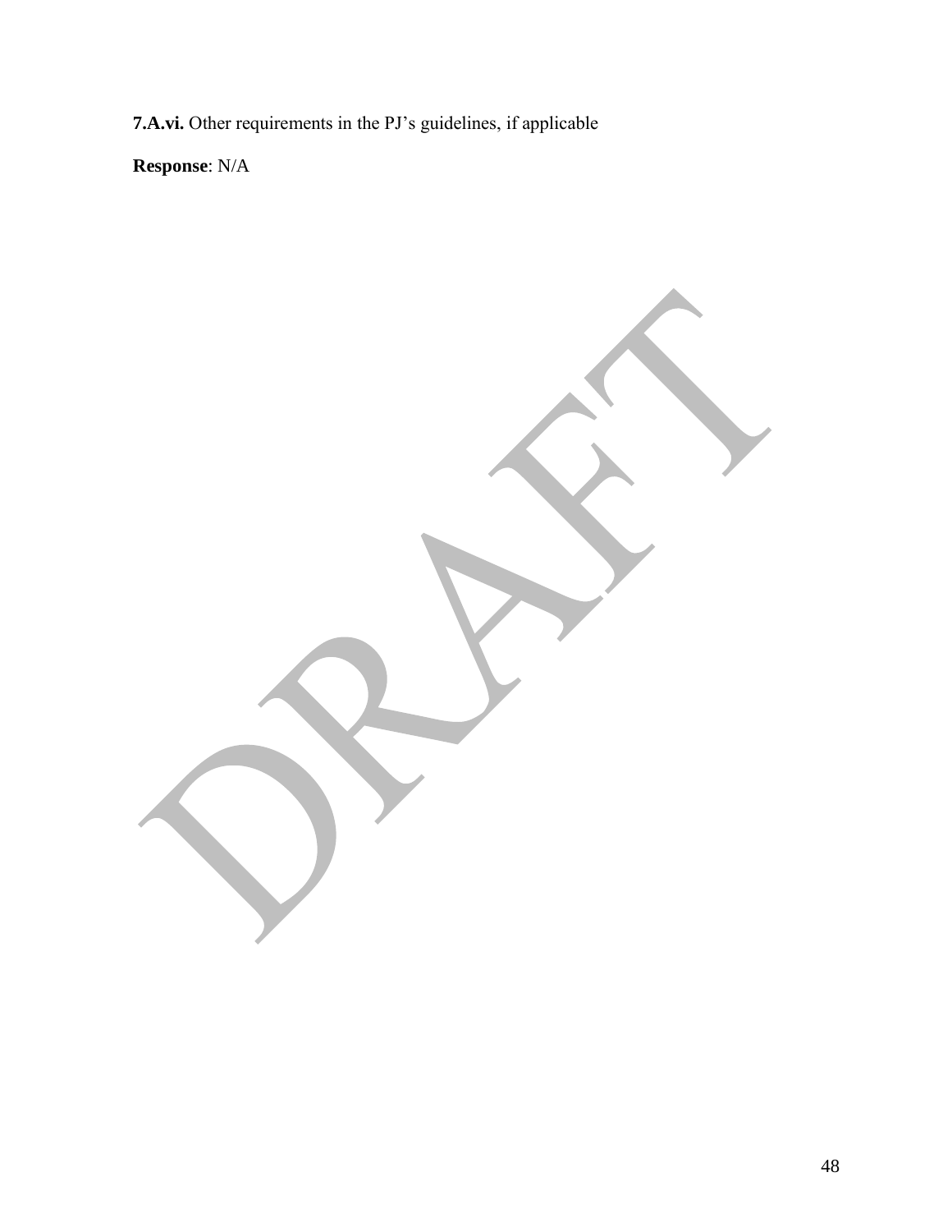**7.A.vi.** Other requirements in the PJ's guidelines, if applicable

**Response**: N/A